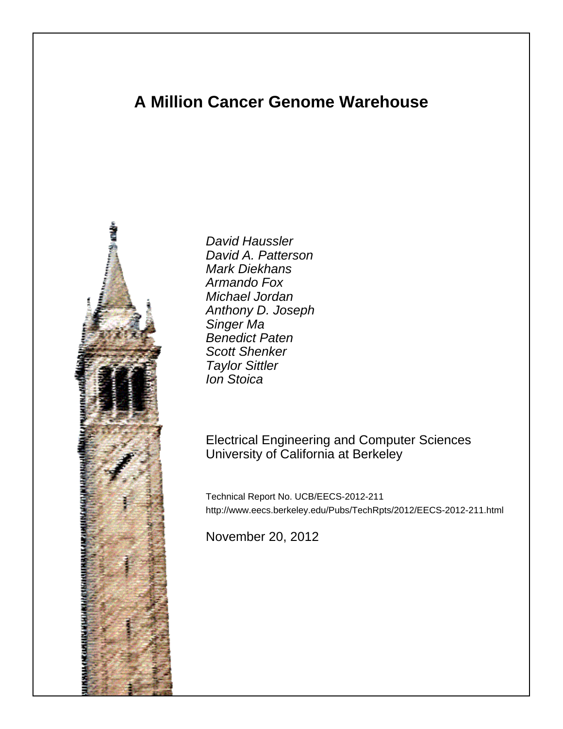# A Million Cancer Genome Warehouse

*David Haussler*
*David A. Patterson*
*Mark Diekhans*
*Armando Fox*
*Michael Jordan*
*Anthony D. Joseph*
*Singer Ma*
*Benedict Paten*
*Scott Shenker*
*Taylor Sittler*
*Ion Stoica*

Electrical Engineering and Computer Sciences
University of California at Berkeley

Technical Report No. UCB/EECS-2012-211
http://www.eecs.berkeley.edu/Pubs/TechRpts/2012/EECS-2012-211.html

November 20, 2012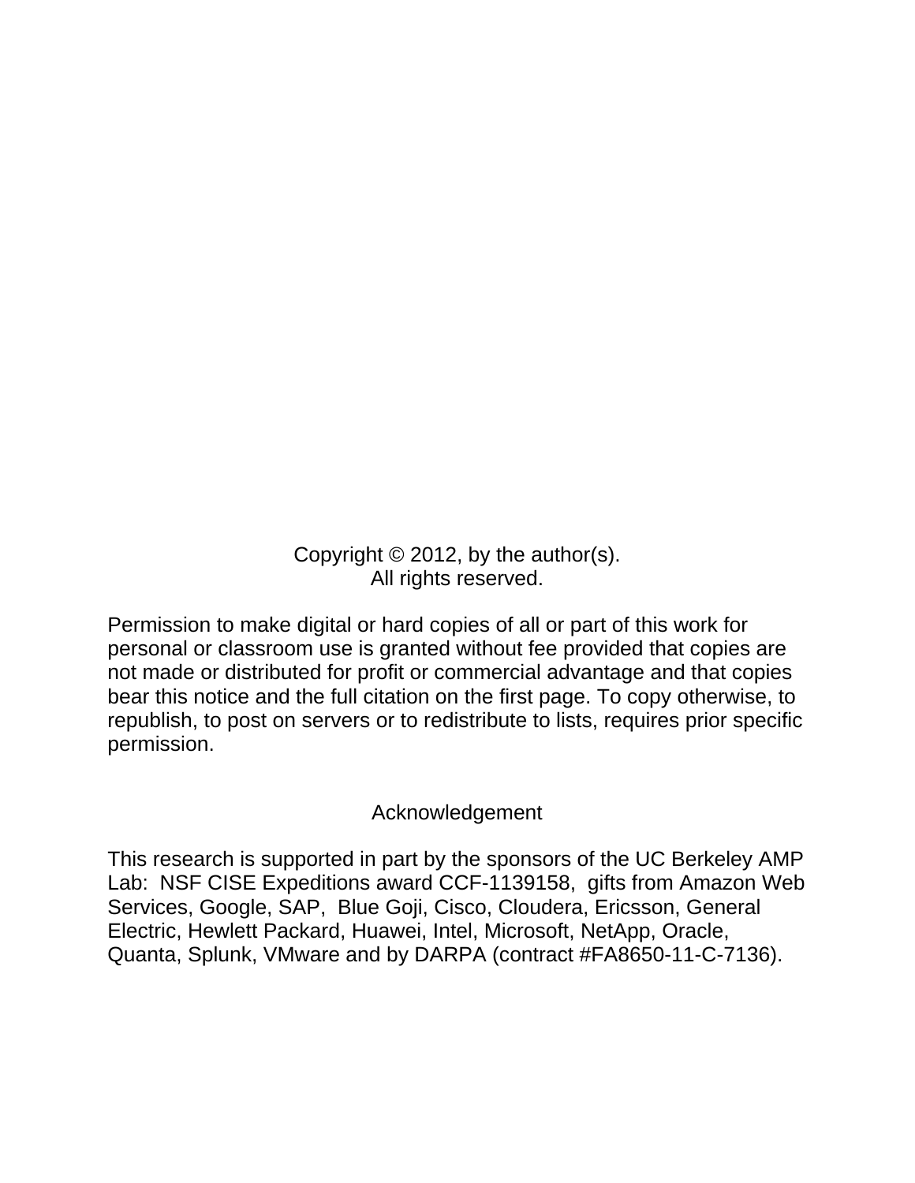Copyright © 2012, by the author(s).
All rights reserved.

Permission to make digital or hard copies of all or part of this work for personal or classroom use is granted without fee provided that copies are not made or distributed for profit or commercial advantage and that copies bear this notice and the full citation on the first page. To copy otherwise, to republish, to post on servers or to redistribute to lists, requires prior specific permission.

## Acknowledgement

This research is supported in part by the sponsors of the UC Berkeley AMP Lab: NSF CISE Expeditions award CCF-1139158, gifts from Amazon Web Services, Google, SAP, Blue Goji, Cisco, Cloudera, Ericsson, General Electric, Hewlett Packard, Huawei, Intel, Microsoft, NetApp, Oracle, Quanta, Splunk, VMware and by DARPA (contract #FA8650-11-C-7136).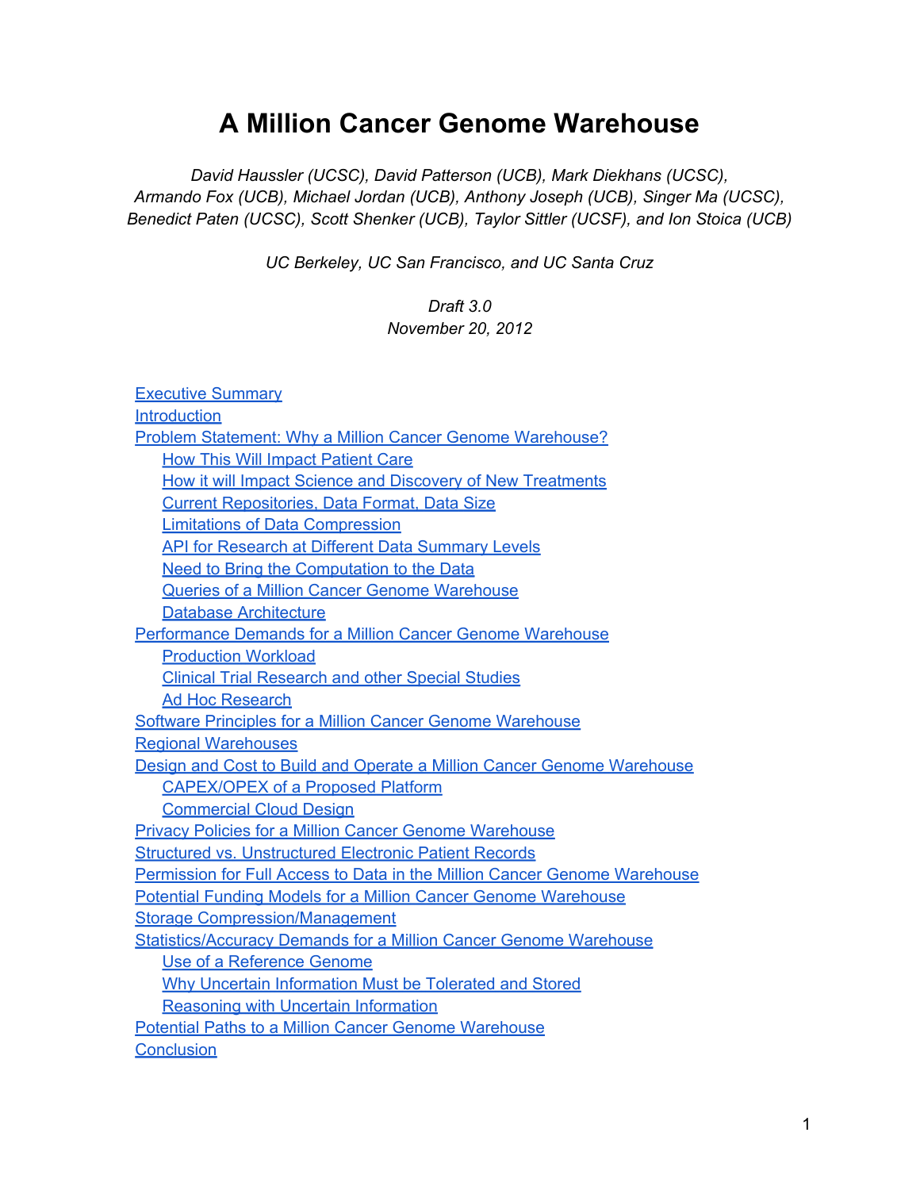# A Million Cancer Genome Warehouse

*David Haussler (UCSC), David Patterson (UCB), Mark Diekhans (UCSC), Armando Fox (UCB), Michael Jordan (UCB), Anthony Joseph (UCB), Singer Ma (UCSC), Benedict Paten (UCSC), Scott Shenker (UCB), Taylor Sittler (UCSF), and Ion Stoica (UCB)*

*UC Berkeley, UC San Francisco, and UC Santa Cruz*

*Draft 3.0*
*November 20, 2012*

- Executive Summary
- Introduction
- Problem Statement: Why a Million Cancer Genome Warehouse?
  - How This Will Impact Patient Care
  - How it will Impact Science and Discovery of New Treatments
  - Current Repositories, Data Format, Data Size
  - Limitations of Data Compression
  - API for Research at Different Data Summary Levels
  - Need to Bring the Computation to the Data
  - Queries of a Million Cancer Genome Warehouse
  - Database Architecture
- Performance Demands for a Million Cancer Genome Warehouse
  - Production Workload
  - Clinical Trial Research and other Special Studies
  - Ad Hoc Research
- Software Principles for a Million Cancer Genome Warehouse
- Regional Warehouses
- Design and Cost to Build and Operate a Million Cancer Genome Warehouse
  - CAPEX/OPEX of a Proposed Platform
  - Commercial Cloud Design
- Privacy Policies for a Million Cancer Genome Warehouse
- Structured vs. Unstructured Electronic Patient Records
- Permission for Full Access to Data in the Million Cancer Genome Warehouse
- Potential Funding Models for a Million Cancer Genome Warehouse
- Storage Compression/Management
- Statistics/Accuracy Demands for a Million Cancer Genome Warehouse
  - Use of a Reference Genome
  - Why Uncertain Information Must be Tolerated and Stored
  - Reasoning with Uncertain Information
- Potential Paths to a Million Cancer Genome Warehouse
- Conclusion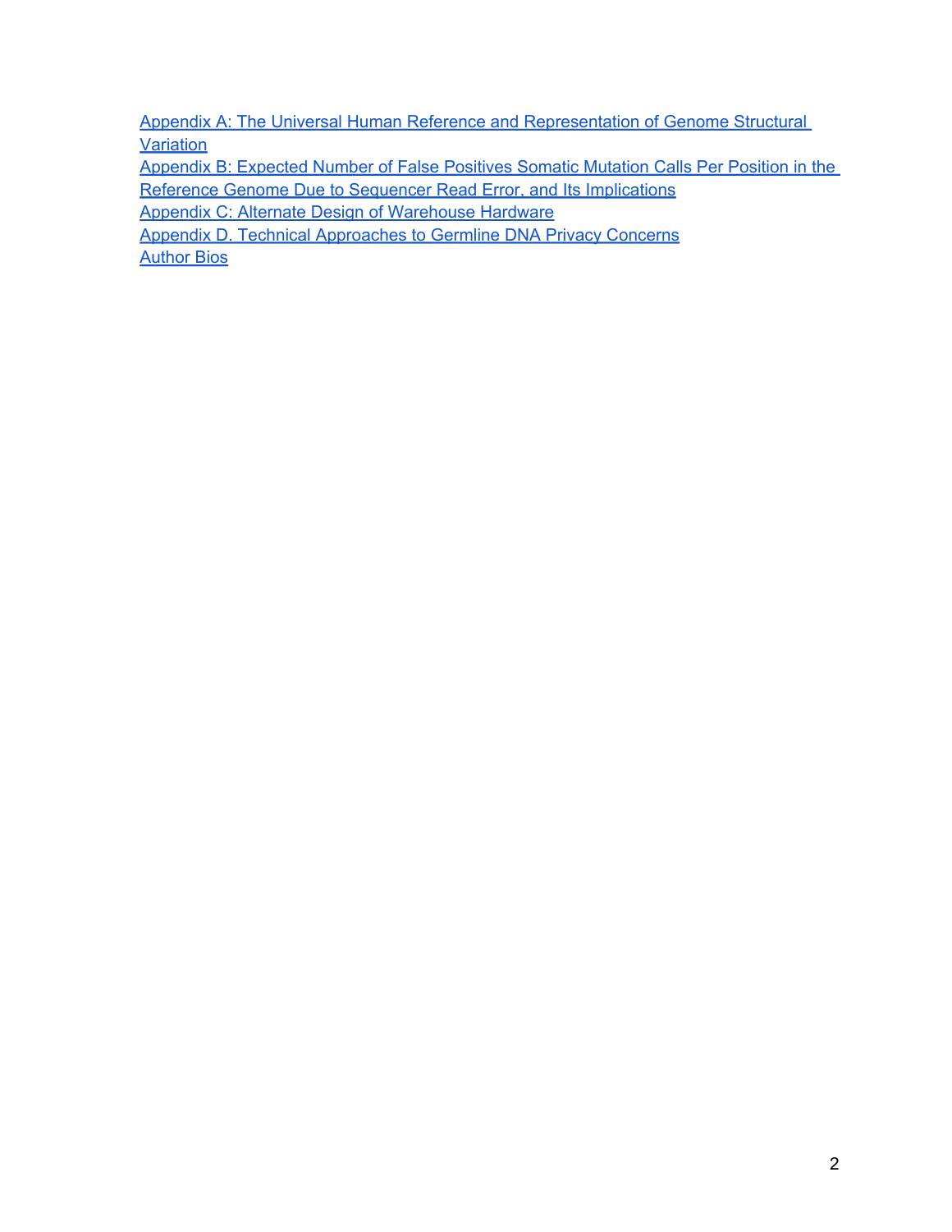Appendix A: The Universal Human Reference and Representation of Genome Structural Variation
Appendix B: Expected Number of False Positives Somatic Mutation Calls Per Position in the Reference Genome Due to Sequencer Read Error, and Its Implications
Appendix C: Alternate Design of Warehouse Hardware
Appendix D. Technical Approaches to Germline DNA Privacy Concerns
Author Bios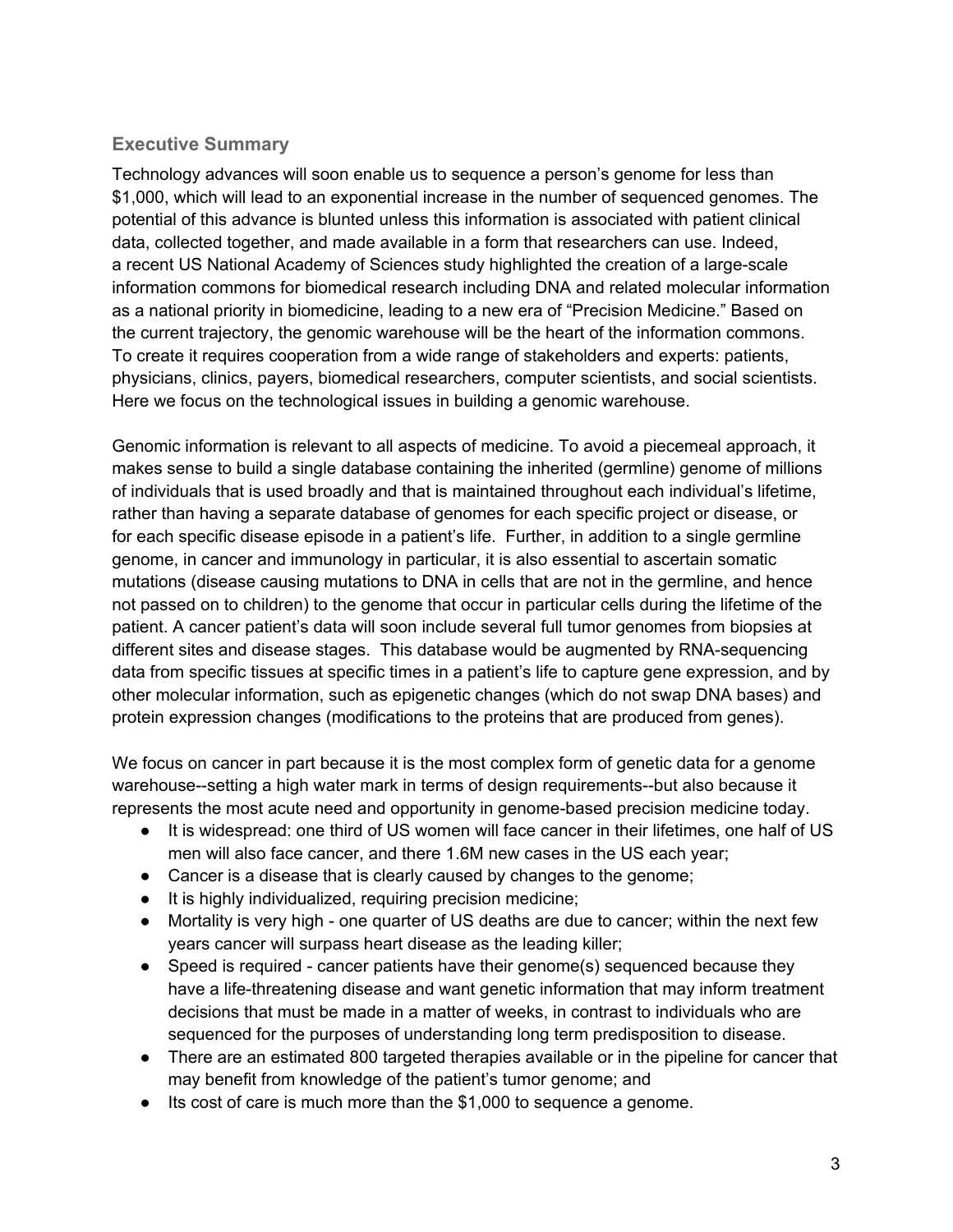## Executive Summary

Technology advances will soon enable us to sequence a person's genome for less than $1,000, which will lead to an exponential increase in the number of sequenced genomes. The potential of this advance is blunted unless this information is associated with patient clinical data, collected together, and made available in a form that researchers can use. Indeed, a recent US National Academy of Sciences study highlighted the creation of a large-scale information commons for biomedical research including DNA and related molecular information as a national priority in biomedicine, leading to a new era of "Precision Medicine." Based on the current trajectory, the genomic warehouse will be the heart of the information commons. To create it requires cooperation from a wide range of stakeholders and experts: patients, physicians, clinics, payers, biomedical researchers, computer scientists, and social scientists. Here we focus on the technological issues in building a genomic warehouse.

Genomic information is relevant to all aspects of medicine. To avoid a piecemeal approach, it makes sense to build a single database containing the inherited (germline) genome of millions of individuals that is used broadly and that is maintained throughout each individual's lifetime, rather than having a separate database of genomes for each specific project or disease, or for each specific disease episode in a patient's life. Further, in addition to a single germline genome, in cancer and immunology in particular, it is also essential to ascertain somatic mutations (disease causing mutations to DNA in cells that are not in the germline, and hence not passed on to children) to the genome that occur in particular cells during the lifetime of the patient. A cancer patient's data will soon include several full tumor genomes from biopsies at different sites and disease stages. This database would be augmented by RNA-sequencing data from specific tissues at specific times in a patient's life to capture gene expression, and by other molecular information, such as epigenetic changes (which do not swap DNA bases) and protein expression changes (modifications to the proteins that are produced from genes).

We focus on cancer in part because it is the most complex form of genetic data for a genome warehouse--setting a high water mark in terms of design requirements--but also because it represents the most acute need and opportunity in genome-based precision medicine today.

- It is widespread: one third of US women will face cancer in their lifetimes, one half of US men will also face cancer, and there 1.6M new cases in the US each year;
- Cancer is a disease that is clearly caused by changes to the genome;
- It is highly individualized, requiring precision medicine;
- Mortality is very high - one quarter of US deaths are due to cancer; within the next few years cancer will surpass heart disease as the leading killer;
- Speed is required - cancer patients have their genome(s) sequenced because they have a life-threatening disease and want genetic information that may inform treatment decisions that must be made in a matter of weeks, in contrast to individuals who are sequenced for the purposes of understanding long term predisposition to disease.
- There are an estimated 800 targeted therapies available or in the pipeline for cancer that may benefit from knowledge of the patient's tumor genome; and
- Its cost of care is much more than the $1,000 to sequence a genome.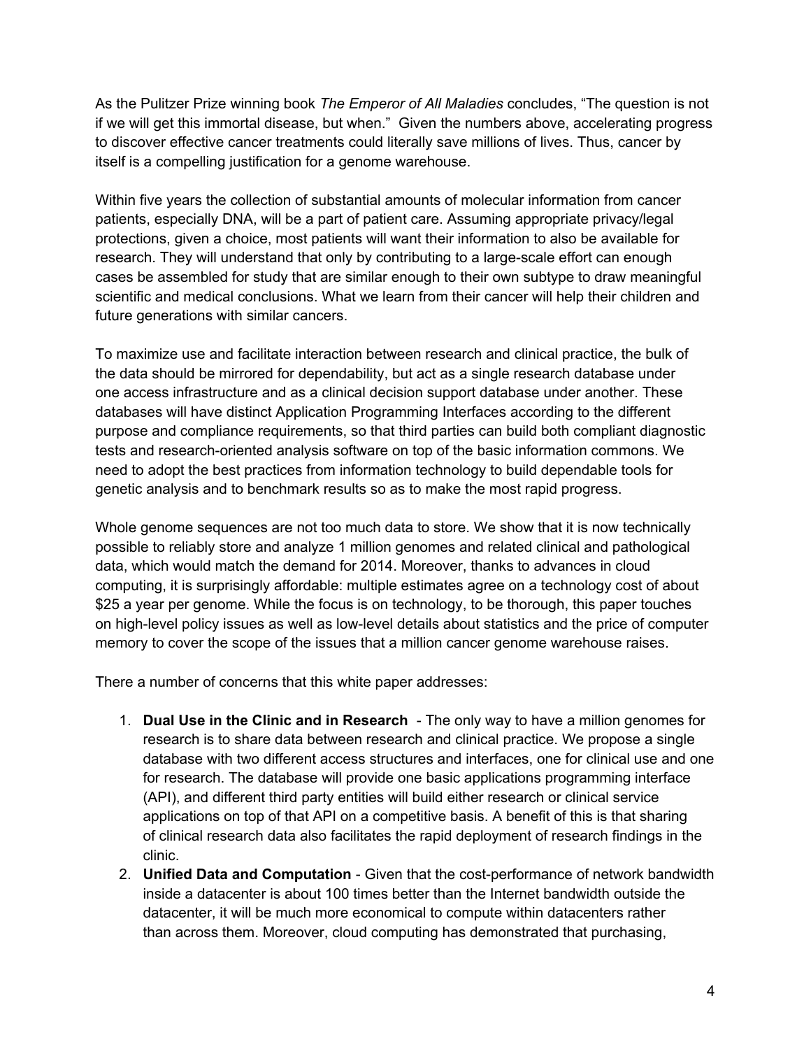As the Pulitzer Prize winning book *The Emperor of All Maladies* concludes, "The question is not if we will get this immortal disease, but when." Given the numbers above, accelerating progress to discover effective cancer treatments could literally save millions of lives. Thus, cancer by itself is a compelling justification for a genome warehouse.

Within five years the collection of substantial amounts of molecular information from cancer patients, especially DNA, will be a part of patient care. Assuming appropriate privacy/legal protections, given a choice, most patients will want their information to also be available for research. They will understand that only by contributing to a large-scale effort can enough cases be assembled for study that are similar enough to their own subtype to draw meaningful scientific and medical conclusions. What we learn from their cancer will help their children and future generations with similar cancers.

To maximize use and facilitate interaction between research and clinical practice, the bulk of the data should be mirrored for dependability, but act as a single research database under one access infrastructure and as a clinical decision support database under another. These databases will have distinct Application Programming Interfaces according to the different purpose and compliance requirements, so that third parties can build both compliant diagnostic tests and research-oriented analysis software on top of the basic information commons. We need to adopt the best practices from information technology to build dependable tools for genetic analysis and to benchmark results so as to make the most rapid progress.

Whole genome sequences are not too much data to store. We show that it is now technically possible to reliably store and analyze 1 million genomes and related clinical and pathological data, which would match the demand for 2014. Moreover, thanks to advances in cloud computing, it is surprisingly affordable: multiple estimates agree on a technology cost of about $25 a year per genome. While the focus is on technology, to be thorough, this paper touches on high-level policy issues as well as low-level details about statistics and the price of computer memory to cover the scope of the issues that a million cancer genome warehouse raises.

There a number of concerns that this white paper addresses:

1. **Dual Use in the Clinic and in Research** - The only way to have a million genomes for research is to share data between research and clinical practice. We propose a single database with two different access structures and interfaces, one for clinical use and one for research. The database will provide one basic applications programming interface (API), and different third party entities will build either research or clinical service applications on top of that API on a competitive basis. A benefit of this is that sharing of clinical research data also facilitates the rapid deployment of research findings in the clinic.
2. **Unified Data and Computation** - Given that the cost-performance of network bandwidth inside a datacenter is about 100 times better than the Internet bandwidth outside the datacenter, it will be much more economical to compute within datacenters rather than across them. Moreover, cloud computing has demonstrated that purchasing,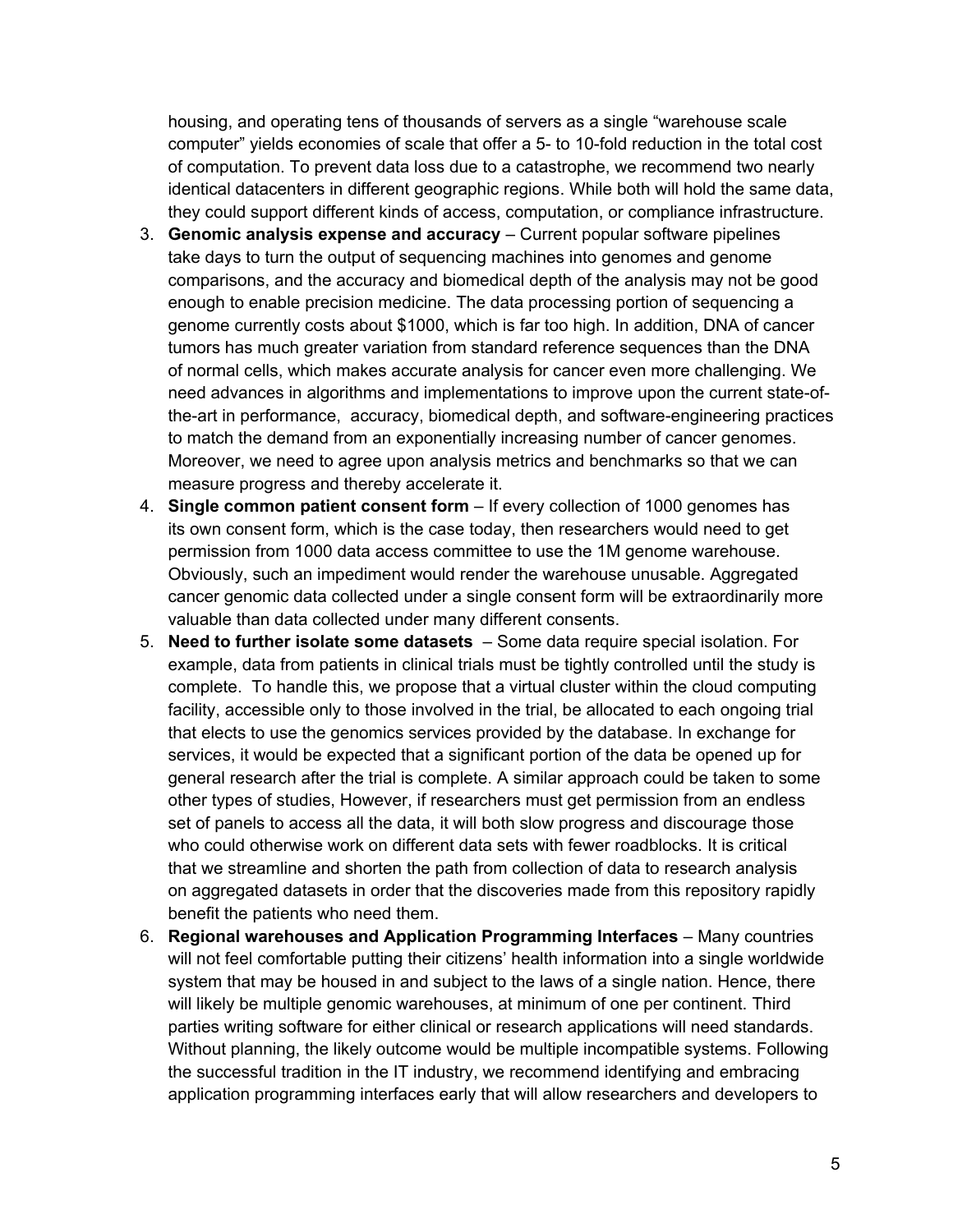housing, and operating tens of thousands of servers as a single "warehouse scale computer" yields economies of scale that offer a 5- to 10-fold reduction in the total cost of computation. To prevent data loss due to a catastrophe, we recommend two nearly identical datacenters in different geographic regions. While both will hold the same data, they could support different kinds of access, computation, or compliance infrastructure.

3. **Genomic analysis expense and accuracy** – Current popular software pipelines take days to turn the output of sequencing machines into genomes and genome comparisons, and the accuracy and biomedical depth of the analysis may not be good enough to enable precision medicine. The data processing portion of sequencing a genome currently costs about $1000, which is far too high. In addition, DNA of cancer tumors has much greater variation from standard reference sequences than the DNA of normal cells, which makes accurate analysis for cancer even more challenging. We need advances in algorithms and implementations to improve upon the current state-of-the-art in performance, accuracy, biomedical depth, and software-engineering practices to match the demand from an exponentially increasing number of cancer genomes. Moreover, we need to agree upon analysis metrics and benchmarks so that we can measure progress and thereby accelerate it.
4. **Single common patient consent form** – If every collection of 1000 genomes has its own consent form, which is the case today, then researchers would need to get permission from 1000 data access committee to use the 1M genome warehouse. Obviously, such an impediment would render the warehouse unusable. Aggregated cancer genomic data collected under a single consent form will be extraordinarily more valuable than data collected under many different consents.
5. **Need to further isolate some datasets** – Some data require special isolation. For example, data from patients in clinical trials must be tightly controlled until the study is complete. To handle this, we propose that a virtual cluster within the cloud computing facility, accessible only to those involved in the trial, be allocated to each ongoing trial that elects to use the genomics services provided by the database. In exchange for services, it would be expected that a significant portion of the data be opened up for general research after the trial is complete. A similar approach could be taken to some other types of studies, However, if researchers must get permission from an endless set of panels to access all the data, it will both slow progress and discourage those who could otherwise work on different data sets with fewer roadblocks. It is critical that we streamline and shorten the path from collection of data to research analysis on aggregated datasets in order that the discoveries made from this repository rapidly benefit the patients who need them.
6. **Regional warehouses and Application Programming Interfaces** – Many countries will not feel comfortable putting their citizens' health information into a single worldwide system that may be housed in and subject to the laws of a single nation. Hence, there will likely be multiple genomic warehouses, at minimum of one per continent. Third parties writing software for either clinical or research applications will need standards. Without planning, the likely outcome would be multiple incompatible systems. Following the successful tradition in the IT industry, we recommend identifying and embracing application programming interfaces early that will allow researchers and developers to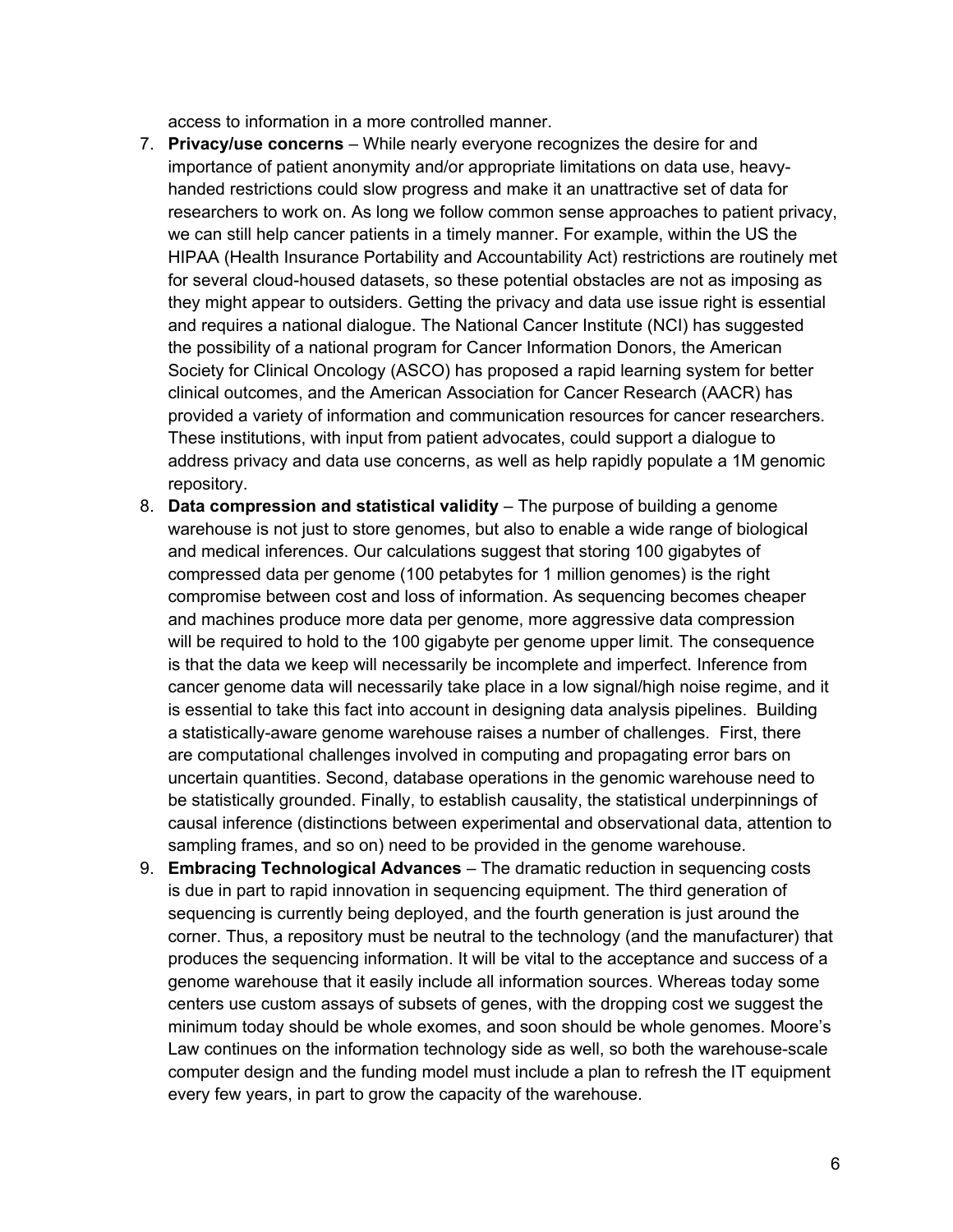access to information in a more controlled manner.

7. **Privacy/use concerns** – While nearly everyone recognizes the desire for and importance of patient anonymity and/or appropriate limitations on data use, heavy-handed restrictions could slow progress and make it an unattractive set of data for researchers to work on. As long we follow common sense approaches to patient privacy, we can still help cancer patients in a timely manner. For example, within the US the HIPAA (Health Insurance Portability and Accountability Act) restrictions are routinely met for several cloud-housed datasets, so these potential obstacles are not as imposing as they might appear to outsiders. Getting the privacy and data use issue right is essential and requires a national dialogue. The National Cancer Institute (NCI) has suggested the possibility of a national program for Cancer Information Donors, the American Society for Clinical Oncology (ASCO) has proposed a rapid learning system for better clinical outcomes, and the American Association for Cancer Research (AACR) has provided a variety of information and communication resources for cancer researchers. These institutions, with input from patient advocates, could support a dialogue to address privacy and data use concerns, as well as help rapidly populate a 1M genomic repository.
8. **Data compression and statistical validity** – The purpose of building a genome warehouse is not just to store genomes, but also to enable a wide range of biological and medical inferences. Our calculations suggest that storing 100 gigabytes of compressed data per genome (100 petabytes for 1 million genomes) is the right compromise between cost and loss of information. As sequencing becomes cheaper and machines produce more data per genome, more aggressive data compression will be required to hold to the 100 gigabyte per genome upper limit. The consequence is that the data we keep will necessarily be incomplete and imperfect. Inference from cancer genome data will necessarily take place in a low signal/high noise regime, and it is essential to take this fact into account in designing data analysis pipelines. Building a statistically-aware genome warehouse raises a number of challenges. First, there are computational challenges involved in computing and propagating error bars on uncertain quantities. Second, database operations in the genomic warehouse need to be statistically grounded. Finally, to establish causality, the statistical underpinnings of causal inference (distinctions between experimental and observational data, attention to sampling frames, and so on) need to be provided in the genome warehouse.
9. **Embracing Technological Advances** – The dramatic reduction in sequencing costs is due in part to rapid innovation in sequencing equipment. The third generation of sequencing is currently being deployed, and the fourth generation is just around the corner. Thus, a repository must be neutral to the technology (and the manufacturer) that produces the sequencing information. It will be vital to the acceptance and success of a genome warehouse that it easily include all information sources. Whereas today some centers use custom assays of subsets of genes, with the dropping cost we suggest the minimum today should be whole exomes, and soon should be whole genomes. Moore's Law continues on the information technology side as well, so both the warehouse-scale computer design and the funding model must include a plan to refresh the IT equipment every few years, in part to grow the capacity of the warehouse.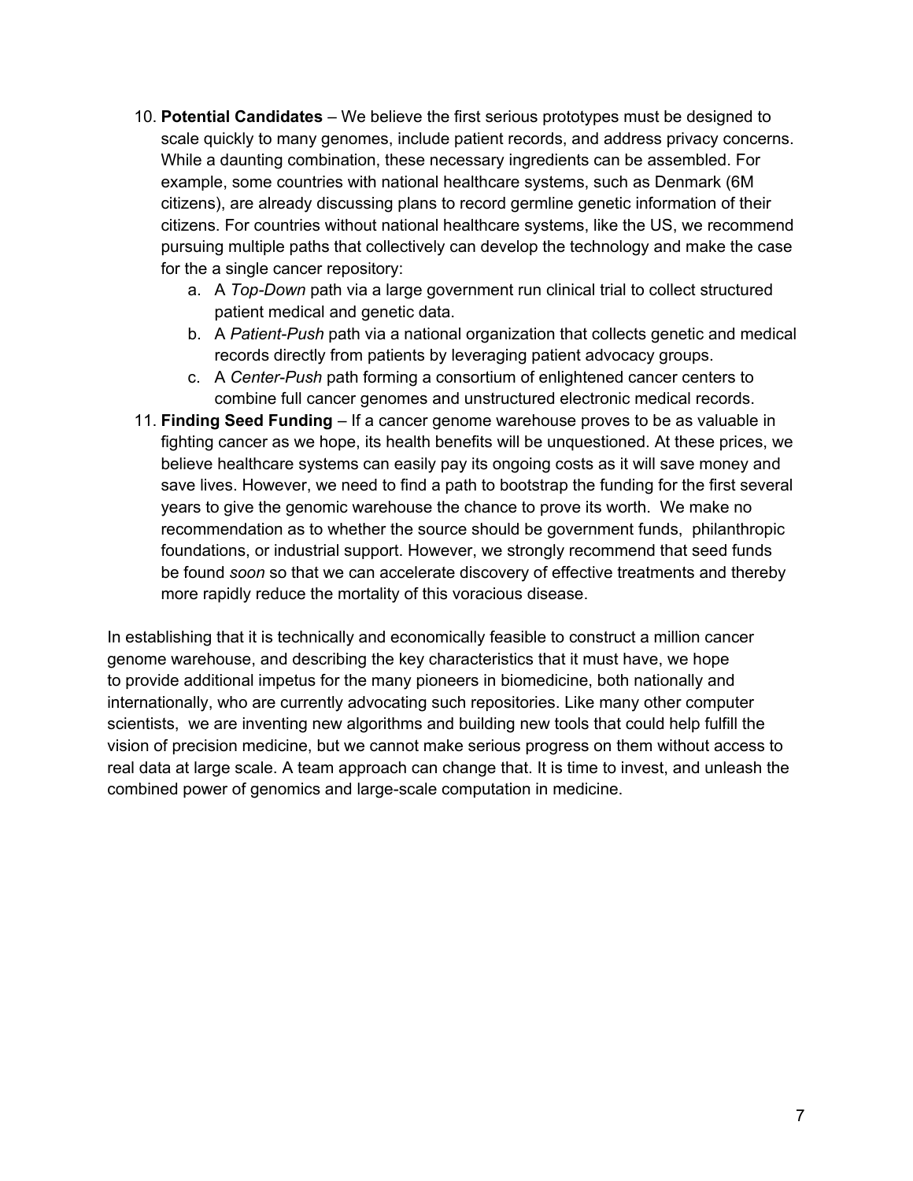10. **Potential Candidates** – We believe the first serious prototypes must be designed to scale quickly to many genomes, include patient records, and address privacy concerns. While a daunting combination, these necessary ingredients can be assembled. For example, some countries with national healthcare systems, such as Denmark (6M citizens), are already discussing plans to record germline genetic information of their citizens. For countries without national healthcare systems, like the US, we recommend pursuing multiple paths that collectively can develop the technology and make the case for the a single cancer repository:
    a. A *Top-Down* path via a large government run clinical trial to collect structured patient medical and genetic data.
    b. A *Patient-Push* path via a national organization that collects genetic and medical records directly from patients by leveraging patient advocacy groups.
    c. A *Center-Push* path forming a consortium of enlightened cancer centers to combine full cancer genomes and unstructured electronic medical records.
11. **Finding Seed Funding** – If a cancer genome warehouse proves to be as valuable in fighting cancer as we hope, its health benefits will be unquestioned. At these prices, we believe healthcare systems can easily pay its ongoing costs as it will save money and save lives. However, we need to find a path to bootstrap the funding for the first several years to give the genomic warehouse the chance to prove its worth. We make no recommendation as to whether the source should be government funds, philanthropic foundations, or industrial support. However, we strongly recommend that seed funds be found *soon* so that we can accelerate discovery of effective treatments and thereby more rapidly reduce the mortality of this voracious disease.

In establishing that it is technically and economically feasible to construct a million cancer genome warehouse, and describing the key characteristics that it must have, we hope to provide additional impetus for the many pioneers in biomedicine, both nationally and internationally, who are currently advocating such repositories. Like many other computer scientists, we are inventing new algorithms and building new tools that could help fulfill the vision of precision medicine, but we cannot make serious progress on them without access to real data at large scale. A team approach can change that. It is time to invest, and unleash the combined power of genomics and large-scale computation in medicine.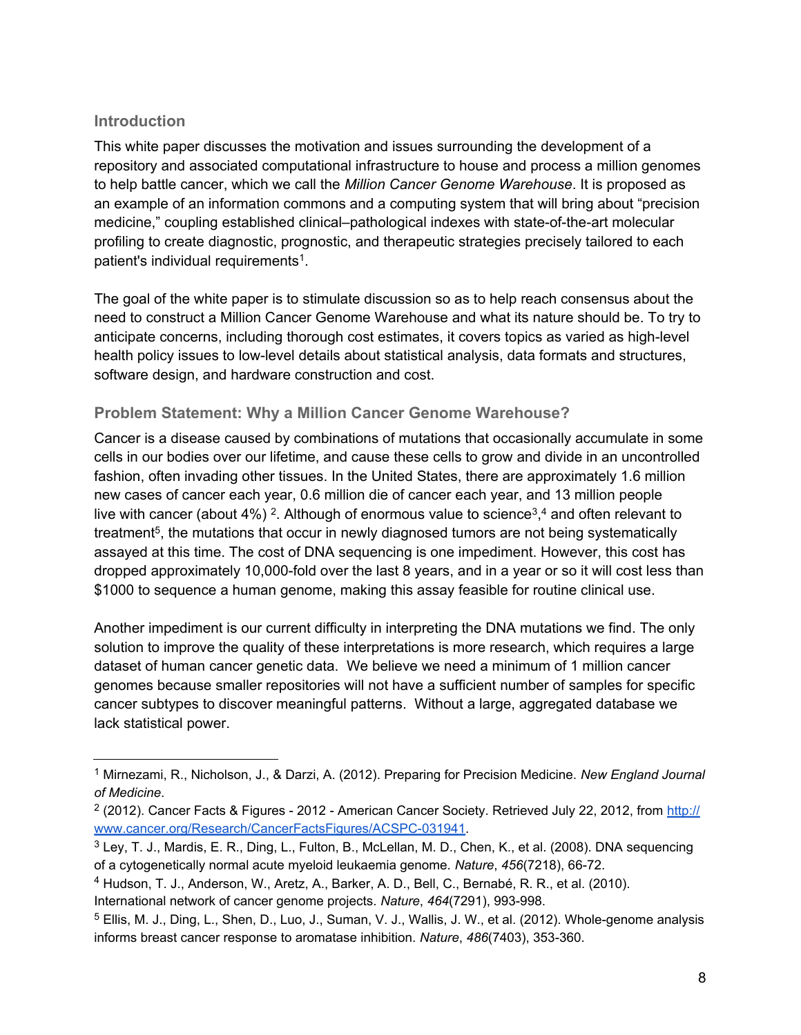## Introduction

This white paper discusses the motivation and issues surrounding the development of a repository and associated computational infrastructure to house and process a million genomes to help battle cancer, which we call the *Million Cancer Genome Warehouse*. It is proposed as an example of an information commons and a computing system that will bring about "precision medicine," coupling established clinical–pathological indexes with state-of-the-art molecular profiling to create diagnostic, prognostic, and therapeutic strategies precisely tailored to each patient's individual requirements[1].

The goal of the white paper is to stimulate discussion so as to help reach consensus about the need to construct a Million Cancer Genome Warehouse and what its nature should be. To try to anticipate concerns, including thorough cost estimates, it covers topics as varied as high-level health policy issues to low-level details about statistical analysis, data formats and structures, software design, and hardware construction and cost.

### Problem Statement: Why a Million Cancer Genome Warehouse?

Cancer is a disease caused by combinations of mutations that occasionally accumulate in some cells in our bodies over our lifetime, and cause these cells to grow and divide in an uncontrolled fashion, often invading other tissues. In the United States, there are approximately 1.6 million new cases of cancer each year, 0.6 million die of cancer each year, and 13 million people live with cancer (about 4%) [2]. Although of enormous value to science[3,4] and often relevant to treatment[5], the mutations that occur in newly diagnosed tumors are not being systematically assayed at this time. The cost of DNA sequencing is one impediment. However, this cost has dropped approximately 10,000-fold over the last 8 years, and in a year or so it will cost less than $1000 to sequence a human genome, making this assay feasible for routine clinical use.

Another impediment is our current difficulty in interpreting the DNA mutations we find. The only solution to improve the quality of these interpretations is more research, which requires a large dataset of human cancer genetic data. We believe we need a minimum of 1 million cancer genomes because smaller repositories will not have a sufficient number of samples for specific cancer subtypes to discover meaningful patterns. Without a large, aggregated database we lack statistical power.

---

[1] Mirnezami, R., Nicholson, J., & Darzi, A. (2012). Preparing for Precision Medicine. *New England Journal of Medicine*.

[2] (2012). Cancer Facts & Figures - 2012 - American Cancer Society. Retrieved July 22, 2012, from http://www.cancer.org/Research/CancerFactsFigures/ACSPC-031941.

[3] Ley, T. J., Mardis, E. R., Ding, L., Fulton, B., McLellan, M. D., Chen, K., et al. (2008). DNA sequencing of a cytogenetically normal acute myeloid leukaemia genome. *Nature*, *456*(7218), 66-72.

[4] Hudson, T. J., Anderson, W., Aretz, A., Barker, A. D., Bell, C., Bernabé, R. R., et al. (2010). International network of cancer genome projects. *Nature*, *464*(7291), 993-998.

[5] Ellis, M. J., Ding, L., Shen, D., Luo, J., Suman, V. J., Wallis, J. W., et al. (2012). Whole-genome analysis informs breast cancer response to aromatase inhibition. *Nature*, *486*(7403), 353-360.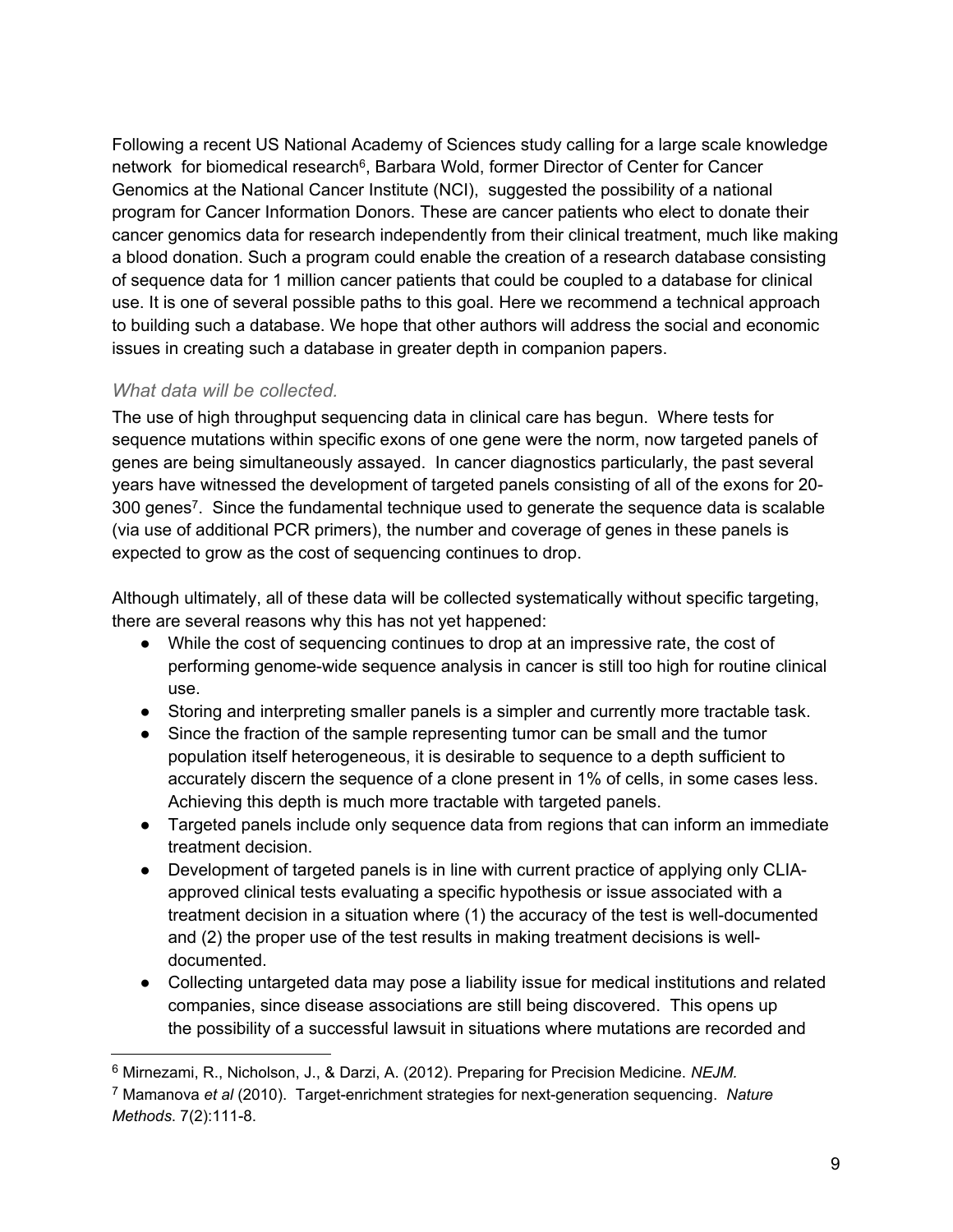Following a recent US National Academy of Sciences study calling for a large scale knowledge network for biomedical research[6], Barbara Wold, former Director of Center for Cancer Genomics at the National Cancer Institute (NCI), suggested the possibility of a national program for Cancer Information Donors. These are cancer patients who elect to donate their cancer genomics data for research independently from their clinical treatment, much like making a blood donation. Such a program could enable the creation of a research database consisting of sequence data for 1 million cancer patients that could be coupled to a database for clinical use. It is one of several possible paths to this goal. Here we recommend a technical approach to building such a database. We hope that other authors will address the social and economic issues in creating such a database in greater depth in companion papers.

### *What data will be collected.*

The use of high throughput sequencing data in clinical care has begun. Where tests for sequence mutations within specific exons of one gene were the norm, now targeted panels of genes are being simultaneously assayed. In cancer diagnostics particularly, the past several years have witnessed the development of targeted panels consisting of all of the exons for 20-300 genes[7]. Since the fundamental technique used to generate the sequence data is scalable (via use of additional PCR primers), the number and coverage of genes in these panels is expected to grow as the cost of sequencing continues to drop.

Although ultimately, all of these data will be collected systematically without specific targeting, there are several reasons why this has not yet happened:

- While the cost of sequencing continues to drop at an impressive rate, the cost of performing genome-wide sequence analysis in cancer is still too high for routine clinical use.
- Storing and interpreting smaller panels is a simpler and currently more tractable task.
- Since the fraction of the sample representing tumor can be small and the tumor population itself heterogeneous, it is desirable to sequence to a depth sufficient to accurately discern the sequence of a clone present in 1% of cells, in some cases less. Achieving this depth is much more tractable with targeted panels.
- Targeted panels include only sequence data from regions that can inform an immediate treatment decision.
- Development of targeted panels is in line with current practice of applying only CLIA-approved clinical tests evaluating a specific hypothesis or issue associated with a treatment decision in a situation where (1) the accuracy of the test is well-documented and (2) the proper use of the test results in making treatment decisions is well-documented.
- Collecting untargeted data may pose a liability issue for medical institutions and related companies, since disease associations are still being discovered. This opens up the possibility of a successful lawsuit in situations where mutations are recorded and

---

[6] Mirnezami, R., Nicholson, J., & Darzi, A. (2012). Preparing for Precision Medicine. *NEJM.*

[7] Mamanova *et al* (2010). Target-enrichment strategies for next-generation sequencing. *Nature Methods*. 7(2):111-8.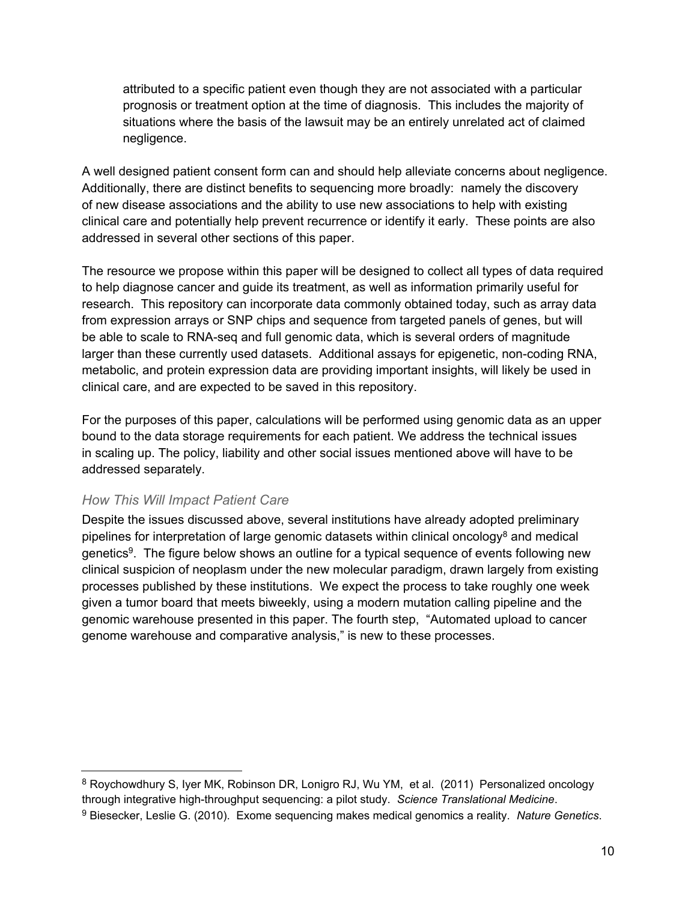attributed to a specific patient even though they are not associated with a particular prognosis or treatment option at the time of diagnosis. This includes the majority of situations where the basis of the lawsuit may be an entirely unrelated act of claimed negligence.

A well designed patient consent form can and should help alleviate concerns about negligence. Additionally, there are distinct benefits to sequencing more broadly: namely the discovery of new disease associations and the ability to use new associations to help with existing clinical care and potentially help prevent recurrence or identify it early. These points are also addressed in several other sections of this paper.

The resource we propose within this paper will be designed to collect all types of data required to help diagnose cancer and guide its treatment, as well as information primarily useful for research. This repository can incorporate data commonly obtained today, such as array data from expression arrays or SNP chips and sequence from targeted panels of genes, but will be able to scale to RNA-seq and full genomic data, which is several orders of magnitude larger than these currently used datasets. Additional assays for epigenetic, non-coding RNA, metabolic, and protein expression data are providing important insights, will likely be used in clinical care, and are expected to be saved in this repository.

For the purposes of this paper, calculations will be performed using genomic data as an upper bound to the data storage requirements for each patient. We address the technical issues in scaling up. The policy, liability and other social issues mentioned above will have to be addressed separately.

### *How This Will Impact Patient Care*

Despite the issues discussed above, several institutions have already adopted preliminary pipelines for interpretation of large genomic datasets within clinical oncology[8] and medical genetics[9]. The figure below shows an outline for a typical sequence of events following new clinical suspicion of neoplasm under the new molecular paradigm, drawn largely from existing processes published by these institutions. We expect the process to take roughly one week given a tumor board that meets biweekly, using a modern mutation calling pipeline and the genomic warehouse presented in this paper. The fourth step, "Automated upload to cancer genome warehouse and comparative analysis," is new to these processes.

---

[8] Roychowdhury S, Iyer MK, Robinson DR, Lonigro RJ, Wu YM, et al. (2011) Personalized oncology through integrative high-throughput sequencing: a pilot study. *Science Translational Medicine*.

[9] Biesecker, Leslie G. (2010). Exome sequencing makes medical genomics a reality. *Nature Genetics*.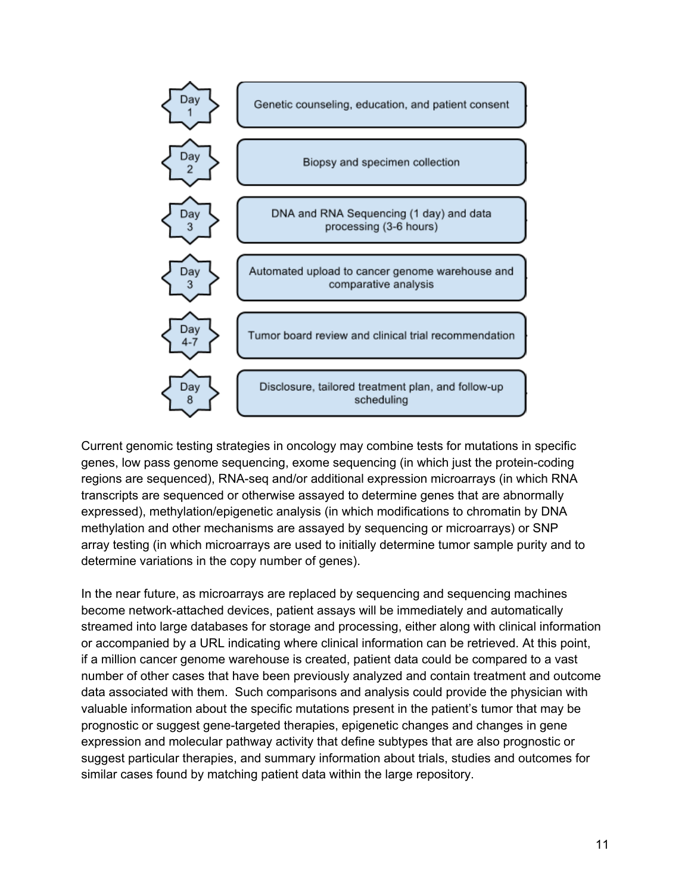| | |
|---|---|
| Day 1 | Genetic counseling, education, and patient consent |
| Day 2 | Biopsy and specimen collection |
| Day 3 | DNA and RNA Sequencing (1 day) and data processing (3-6 hours) |
| Day 3 | Automated upload to cancer genome warehouse and comparative analysis |
| Day 4-7 | Tumor board review and clinical trial recommendation |
| Day 8 | Disclosure, tailored treatment plan, and follow-up scheduling |

Current genomic testing strategies in oncology may combine tests for mutations in specific genes, low pass genome sequencing, exome sequencing (in which just the protein-coding regions are sequenced), RNA-seq and/or additional expression microarrays (in which RNA transcripts are sequenced or otherwise assayed to determine genes that are abnormally expressed), methylation/epigenetic analysis (in which modifications to chromatin by DNA methylation and other mechanisms are assayed by sequencing or microarrays) or SNP array testing (in which microarrays are used to initially determine tumor sample purity and to determine variations in the copy number of genes).

In the near future, as microarrays are replaced by sequencing and sequencing machines become network-attached devices, patient assays will be immediately and automatically streamed into large databases for storage and processing, either along with clinical information or accompanied by a URL indicating where clinical information can be retrieved. At this point, if a million cancer genome warehouse is created, patient data could be compared to a vast number of other cases that have been previously analyzed and contain treatment and outcome data associated with them. Such comparisons and analysis could provide the physician with valuable information about the specific mutations present in the patient's tumor that may be prognostic or suggest gene-targeted therapies, epigenetic changes and changes in gene expression and molecular pathway activity that define subtypes that are also prognostic or suggest particular therapies, and summary information about trials, studies and outcomes for similar cases found by matching patient data within the large repository.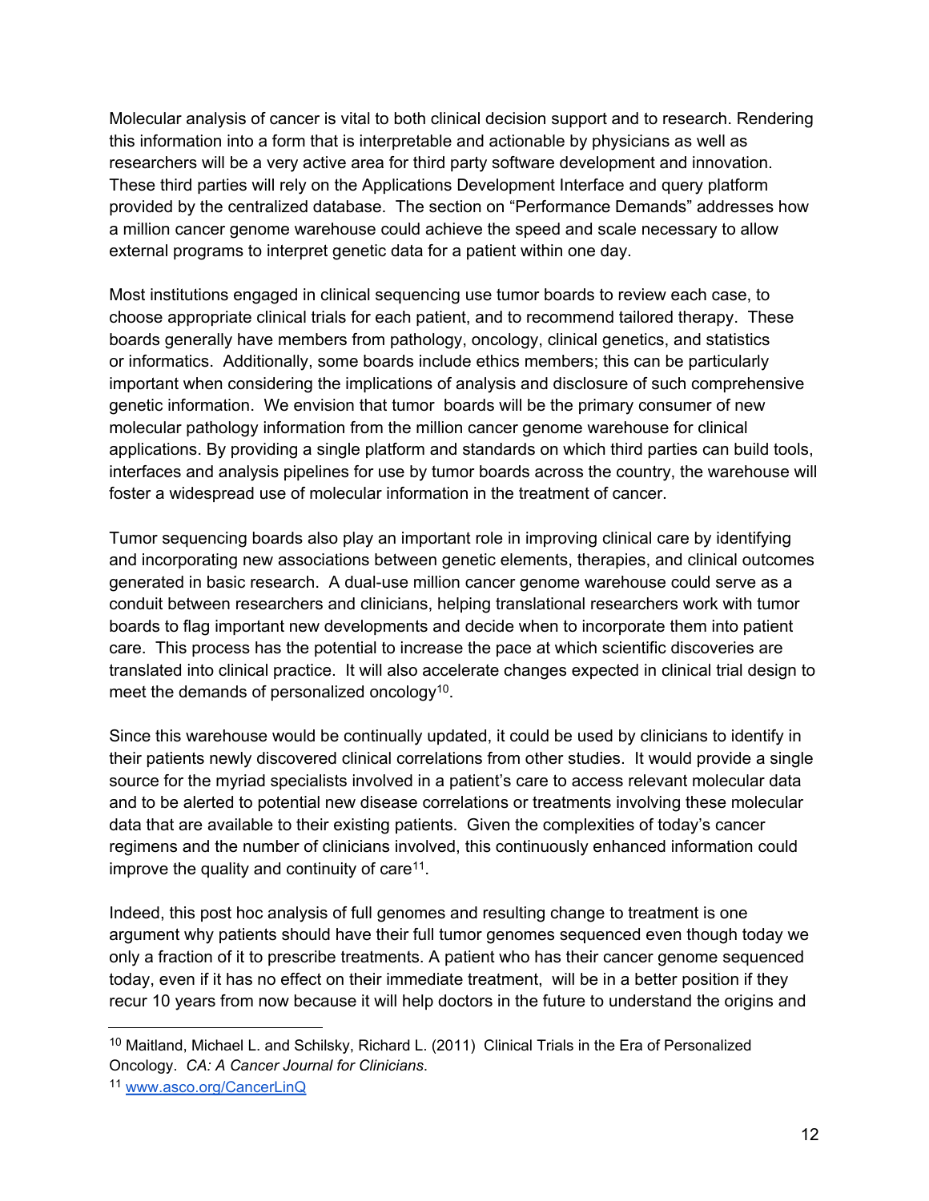Molecular analysis of cancer is vital to both clinical decision support and to research. Rendering this information into a form that is interpretable and actionable by physicians as well as researchers will be a very active area for third party software development and innovation. These third parties will rely on the Applications Development Interface and query platform provided by the centralized database. The section on "Performance Demands" addresses how a million cancer genome warehouse could achieve the speed and scale necessary to allow external programs to interpret genetic data for a patient within one day.

Most institutions engaged in clinical sequencing use tumor boards to review each case, to choose appropriate clinical trials for each patient, and to recommend tailored therapy. These boards generally have members from pathology, oncology, clinical genetics, and statistics or informatics. Additionally, some boards include ethics members; this can be particularly important when considering the implications of analysis and disclosure of such comprehensive genetic information. We envision that tumor boards will be the primary consumer of new molecular pathology information from the million cancer genome warehouse for clinical applications. By providing a single platform and standards on which third parties can build tools, interfaces and analysis pipelines for use by tumor boards across the country, the warehouse will foster a widespread use of molecular information in the treatment of cancer.

Tumor sequencing boards also play an important role in improving clinical care by identifying and incorporating new associations between genetic elements, therapies, and clinical outcomes generated in basic research. A dual-use million cancer genome warehouse could serve as a conduit between researchers and clinicians, helping translational researchers work with tumor boards to flag important new developments and decide when to incorporate them into patient care. This process has the potential to increase the pace at which scientific discoveries are translated into clinical practice. It will also accelerate changes expected in clinical trial design to meet the demands of personalized oncology[10].

Since this warehouse would be continually updated, it could be used by clinicians to identify in their patients newly discovered clinical correlations from other studies. It would provide a single source for the myriad specialists involved in a patient's care to access relevant molecular data and to be alerted to potential new disease correlations or treatments involving these molecular data that are available to their existing patients. Given the complexities of today's cancer regimens and the number of clinicians involved, this continuously enhanced information could improve the quality and continuity of care[11].

Indeed, this post hoc analysis of full genomes and resulting change to treatment is one argument why patients should have their full tumor genomes sequenced even though today we only a fraction of it to prescribe treatments. A patient who has their cancer genome sequenced today, even if it has no effect on their immediate treatment, will be in a better position if they recur 10 years from now because it will help doctors in the future to understand the origins and

---

[10] Maitland, Michael L. and Schilsky, Richard L. (2011) Clinical Trials in the Era of Personalized Oncology. *CA: A Cancer Journal for Clinicians*.

[11] www.asco.org/CancerLinQ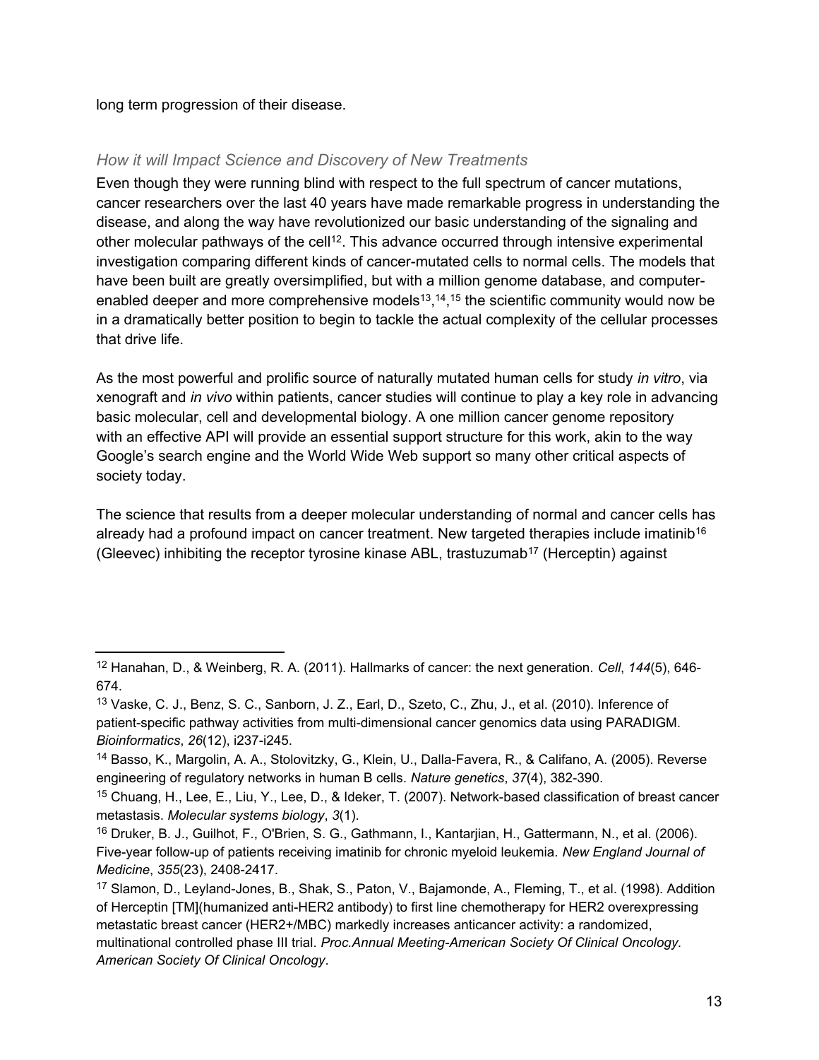long term progression of their disease.

### *How it will Impact Science and Discovery of New Treatments*

Even though they were running blind with respect to the full spectrum of cancer mutations, cancer researchers over the last 40 years have made remarkable progress in understanding the disease, and along the way have revolutionized our basic understanding of the signaling and other molecular pathways of the cell[12]. This advance occurred through intensive experimental investigation comparing different kinds of cancer-mutated cells to normal cells. The models that have been built are greatly oversimplified, but with a million genome database, and computer-enabled deeper and more comprehensive models[13],[14],[15] the scientific community would now be in a dramatically better position to begin to tackle the actual complexity of the cellular processes that drive life.

As the most powerful and prolific source of naturally mutated human cells for study *in vitro*, via xenograft and *in vivo* within patients, cancer studies will continue to play a key role in advancing basic molecular, cell and developmental biology. A one million cancer genome repository with an effective API will provide an essential support structure for this work, akin to the way Google's search engine and the World Wide Web support so many other critical aspects of society today.

The science that results from a deeper molecular understanding of normal and cancer cells has already had a profound impact on cancer treatment. New targeted therapies include imatinib[16] (Gleevec) inhibiting the receptor tyrosine kinase ABL, trastuzumab[17] (Herceptin) against

---

[12] Hanahan, D., & Weinberg, R. A. (2011). Hallmarks of cancer: the next generation. *Cell*, *144*(5), 646-674.

[13] Vaske, C. J., Benz, S. C., Sanborn, J. Z., Earl, D., Szeto, C., Zhu, J., et al. (2010). Inference of patient-specific pathway activities from multi-dimensional cancer genomics data using PARADIGM. *Bioinformatics*, *26*(12), i237-i245.

[14] Basso, K., Margolin, A. A., Stolovitzky, G., Klein, U., Dalla-Favera, R., & Califano, A. (2005). Reverse engineering of regulatory networks in human B cells. *Nature genetics*, *37*(4), 382-390.

[15] Chuang, H., Lee, E., Liu, Y., Lee, D., & Ideker, T. (2007). Network-based classification of breast cancer metastasis. *Molecular systems biology*, *3*(1).

[16] Druker, B. J., Guilhot, F., O'Brien, S. G., Gathmann, I., Kantarjian, H., Gattermann, N., et al. (2006). Five-year follow-up of patients receiving imatinib for chronic myeloid leukemia. *New England Journal of Medicine*, *355*(23), 2408-2417.

[17] Slamon, D., Leyland-Jones, B., Shak, S., Paton, V., Bajamonde, A., Fleming, T., et al. (1998). Addition of Herceptin [TM](humanized anti-HER2 antibody) to first line chemotherapy for HER2 overexpressing metastatic breast cancer (HER2+/MBC) markedly increases anticancer activity: a randomized, multinational controlled phase III trial. *Proc.Annual Meeting-American Society Of Clinical Oncology. American Society Of Clinical Oncology*.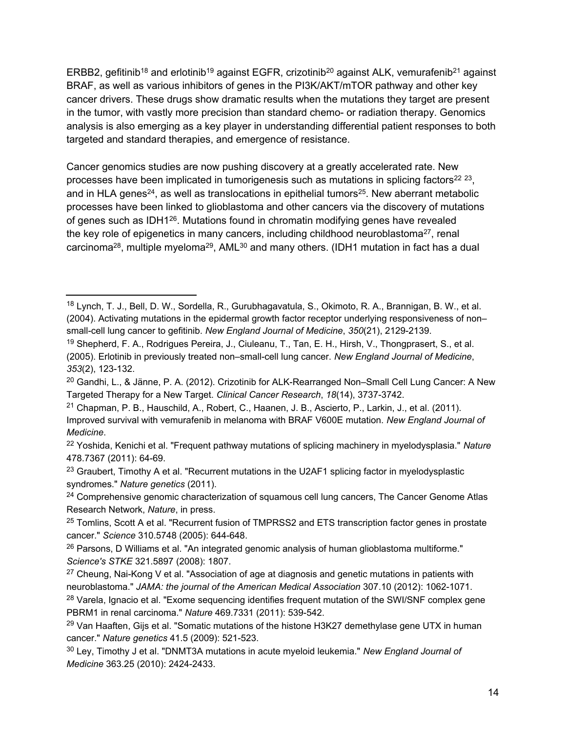ERBB2, gefitinib[18] and erlotinib[19] against EGFR, crizotinib[20] against ALK, vemurafenib[21] against BRAF, as well as various inhibitors of genes in the PI3K/AKT/mTOR pathway and other key cancer drivers. These drugs show dramatic results when the mutations they target are present in the tumor, with vastly more precision than standard chemo- or radiation therapy. Genomics analysis is also emerging as a key player in understanding differential patient responses to both targeted and standard therapies, and emergence of resistance.

Cancer genomics studies are now pushing discovery at a greatly accelerated rate. New processes have been implicated in tumorigenesis such as mutations in splicing factors[22] [23], and in HLA genes[24], as well as translocations in epithelial tumors[25]. New aberrant metabolic processes have been linked to glioblastoma and other cancers via the discovery of mutations of genes such as IDH1[26]. Mutations found in chromatin modifying genes have revealed the key role of epigenetics in many cancers, including childhood neuroblastoma[27], renal carcinoma[28], multiple myeloma[29], AML[30] and many others. (IDH1 mutation in fact has a dual

---

[18] Lynch, T. J., Bell, D. W., Sordella, R., Gurubhagavatula, S., Okimoto, R. A., Brannigan, B. W., et al. (2004). Activating mutations in the epidermal growth factor receptor underlying responsiveness of non–small-cell lung cancer to gefitinib. *New England Journal of Medicine*, *350*(21), 2129-2139.

[19] Shepherd, F. A., Rodrigues Pereira, J., Ciuleanu, T., Tan, E. H., Hirsh, V., Thongprasert, S., et al. (2005). Erlotinib in previously treated non–small-cell lung cancer. *New England Journal of Medicine*, *353*(2), 123-132.

[20] Gandhi, L., & Jänne, P. A. (2012). Crizotinib for ALK-Rearranged Non–Small Cell Lung Cancer: A New Targeted Therapy for a New Target. *Clinical Cancer Research*, *18*(14), 3737-3742.

[21] Chapman, P. B., Hauschild, A., Robert, C., Haanen, J. B., Ascierto, P., Larkin, J., et al. (2011). Improved survival with vemurafenib in melanoma with BRAF V600E mutation. *New England Journal of Medicine*.

[22] Yoshida, Kenichi et al. "Frequent pathway mutations of splicing machinery in myelodysplasia." *Nature* 478.7367 (2011): 64-69.

[23] Graubert, Timothy A et al. "Recurrent mutations in the U2AF1 splicing factor in myelodysplastic syndromes." *Nature genetics* (2011).

[24] Comprehensive genomic characterization of squamous cell lung cancers, The Cancer Genome Atlas Research Network, *Nature*, in press.

[25] Tomlins, Scott A et al. "Recurrent fusion of TMPRSS2 and ETS transcription factor genes in prostate cancer." *Science* 310.5748 (2005): 644-648.

[26] Parsons, D Williams et al. "An integrated genomic analysis of human glioblastoma multiforme." *Science's STKE* 321.5897 (2008): 1807.

[27] Cheung, Nai-Kong V et al. "Association of age at diagnosis and genetic mutations in patients with neuroblastoma." *JAMA: the journal of the American Medical Association* 307.10 (2012): 1062-1071.

[28] Varela, Ignacio et al. "Exome sequencing identifies frequent mutation of the SWI/SNF complex gene PBRM1 in renal carcinoma." *Nature* 469.7331 (2011): 539-542.

[29] Van Haaften, Gijs et al. "Somatic mutations of the histone H3K27 demethylase gene UTX in human cancer." *Nature genetics* 41.5 (2009): 521-523.

[30] Ley, Timothy J et al. "DNMT3A mutations in acute myeloid leukemia." *New England Journal of Medicine* 363.25 (2010): 2424-2433.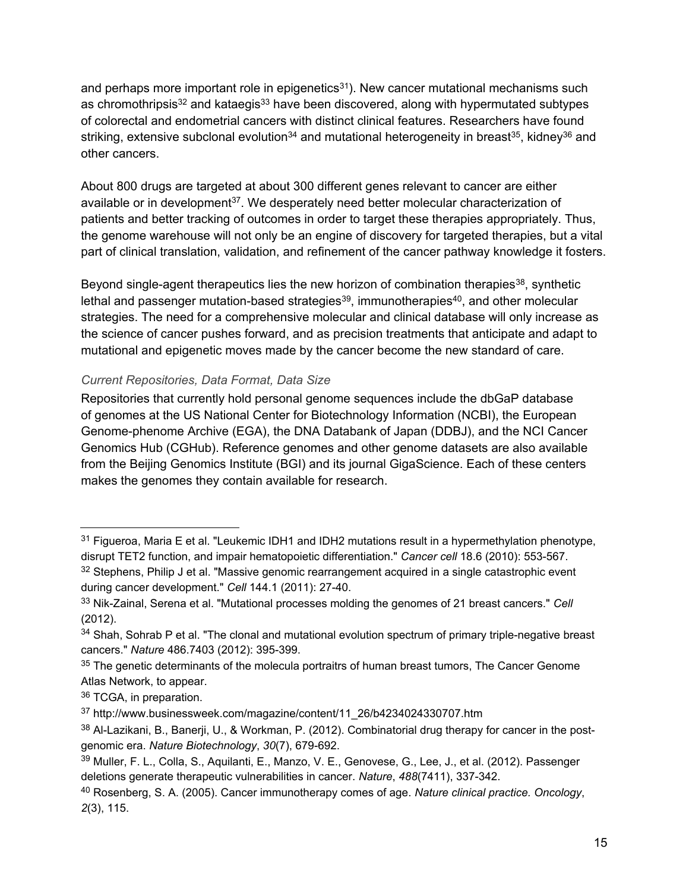and perhaps more important role in epigenetics[31]). New cancer mutational mechanisms such as chromothripsis[32] and kataegis[33] have been discovered, along with hypermutated subtypes of colorectal and endometrial cancers with distinct clinical features. Researchers have found striking, extensive subclonal evolution[34] and mutational heterogeneity in breast[35], kidney[36] and other cancers.

About 800 drugs are targeted at about 300 different genes relevant to cancer are either available or in development[37]. We desperately need better molecular characterization of patients and better tracking of outcomes in order to target these therapies appropriately. Thus, the genome warehouse will not only be an engine of discovery for targeted therapies, but a vital part of clinical translation, validation, and refinement of the cancer pathway knowledge it fosters.

Beyond single-agent therapeutics lies the new horizon of combination therapies[38], synthetic lethal and passenger mutation-based strategies[39], immunotherapies[40], and other molecular strategies. The need for a comprehensive molecular and clinical database will only increase as the science of cancer pushes forward, and as precision treatments that anticipate and adapt to mutational and epigenetic moves made by the cancer become the new standard of care.

### *Current Repositories, Data Format, Data Size*

Repositories that currently hold personal genome sequences include the dbGaP database of genomes at the US National Center for Biotechnology Information (NCBI), the European Genome-phenome Archive (EGA), the DNA Databank of Japan (DDBJ), and the NCI Cancer Genomics Hub (CGHub). Reference genomes and other genome datasets are also available from the Beijing Genomics Institute (BGI) and its journal GigaScience. Each of these centers makes the genomes they contain available for research.

---

[31] Figueroa, Maria E et al. "Leukemic IDH1 and IDH2 mutations result in a hypermethylation phenotype, disrupt TET2 function, and impair hematopoietic differentiation." *Cancer cell* 18.6 (2010): 553-567.

[32] Stephens, Philip J et al. "Massive genomic rearrangement acquired in a single catastrophic event during cancer development." *Cell* 144.1 (2011): 27-40.

[33] Nik-Zainal, Serena et al. "Mutational processes molding the genomes of 21 breast cancers." *Cell* (2012).

[34] Shah, Sohrab P et al. "The clonal and mutational evolution spectrum of primary triple-negative breast cancers." *Nature* 486.7403 (2012): 395-399.

[35] The genetic determinants of the molecula portraitrs of human breast tumors, The Cancer Genome Atlas Network, to appear.

[36] TCGA, in preparation.

[37] http://www.businessweek.com/magazine/content/11_26/b4234024330707.htm

[38] Al-Lazikani, B., Banerji, U., & Workman, P. (2012). Combinatorial drug therapy for cancer in the post-genomic era. *Nature Biotechnology*, *30*(7), 679-692.

[39] Muller, F. L., Colla, S., Aquilanti, E., Manzo, V. E., Genovese, G., Lee, J., et al. (2012). Passenger deletions generate therapeutic vulnerabilities in cancer. *Nature*, *488*(7411), 337-342.

[40] Rosenberg, S. A. (2005). Cancer immunotherapy comes of age. *Nature clinical practice. Oncology*, *2*(3), 115.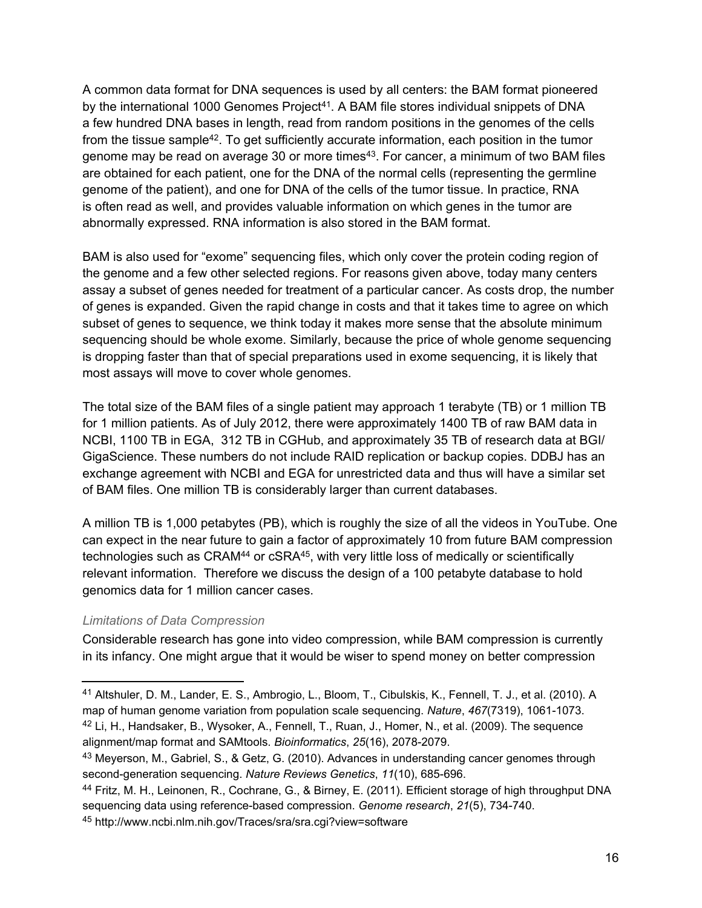A common data format for DNA sequences is used by all centers: the BAM format pioneered by the international 1000 Genomes Project[41]. A BAM file stores individual snippets of DNA a few hundred DNA bases in length, read from random positions in the genomes of the cells from the tissue sample[42]. To get sufficiently accurate information, each position in the tumor genome may be read on average 30 or more times[43]. For cancer, a minimum of two BAM files are obtained for each patient, one for the DNA of the normal cells (representing the germline genome of the patient), and one for DNA of the cells of the tumor tissue. In practice, RNA is often read as well, and provides valuable information on which genes in the tumor are abnormally expressed. RNA information is also stored in the BAM format.

BAM is also used for "exome" sequencing files, which only cover the protein coding region of the genome and a few other selected regions. For reasons given above, today many centers assay a subset of genes needed for treatment of a particular cancer. As costs drop, the number of genes is expanded. Given the rapid change in costs and that it takes time to agree on which subset of genes to sequence, we think today it makes more sense that the absolute minimum sequencing should be whole exome. Similarly, because the price of whole genome sequencing is dropping faster than that of special preparations used in exome sequencing, it is likely that most assays will move to cover whole genomes.

The total size of the BAM files of a single patient may approach 1 terabyte (TB) or 1 million TB for 1 million patients. As of July 2012, there were approximately 1400 TB of raw BAM data in NCBI, 1100 TB in EGA, 312 TB in CGHub, and approximately 35 TB of research data at BGI/GigaScience. These numbers do not include RAID replication or backup copies. DDBJ has an exchange agreement with NCBI and EGA for unrestricted data and thus will have a similar set of BAM files. One million TB is considerably larger than current databases.

A million TB is 1,000 petabytes (PB), which is roughly the size of all the videos in YouTube. One can expect in the near future to gain a factor of approximately 10 from future BAM compression technologies such as CRAM[44] or cSRA[45], with very little loss of medically or scientifically relevant information. Therefore we discuss the design of a 100 petabyte database to hold genomics data for 1 million cancer cases.

### *Limitations of Data Compression*

Considerable research has gone into video compression, while BAM compression is currently in its infancy. One might argue that it would be wiser to spend money on better compression

---

[41] Altshuler, D. M., Lander, E. S., Ambrogio, L., Bloom, T., Cibulskis, K., Fennell, T. J., et al. (2010). A map of human genome variation from population scale sequencing. *Nature*, *467*(7319), 1061-1073.

[42] Li, H., Handsaker, B., Wysoker, A., Fennell, T., Ruan, J., Homer, N., et al. (2009). The sequence alignment/map format and SAMtools. *Bioinformatics*, *25*(16), 2078-2079.

[43] Meyerson, M., Gabriel, S., & Getz, G. (2010). Advances in understanding cancer genomes through second-generation sequencing. *Nature Reviews Genetics*, *11*(10), 685-696.

[44] Fritz, M. H., Leinonen, R., Cochrane, G., & Birney, E. (2011). Efficient storage of high throughput DNA sequencing data using reference-based compression. *Genome research*, *21*(5), 734-740.

[45] http://www.ncbi.nlm.nih.gov/Traces/sra/sra.cgi?view=software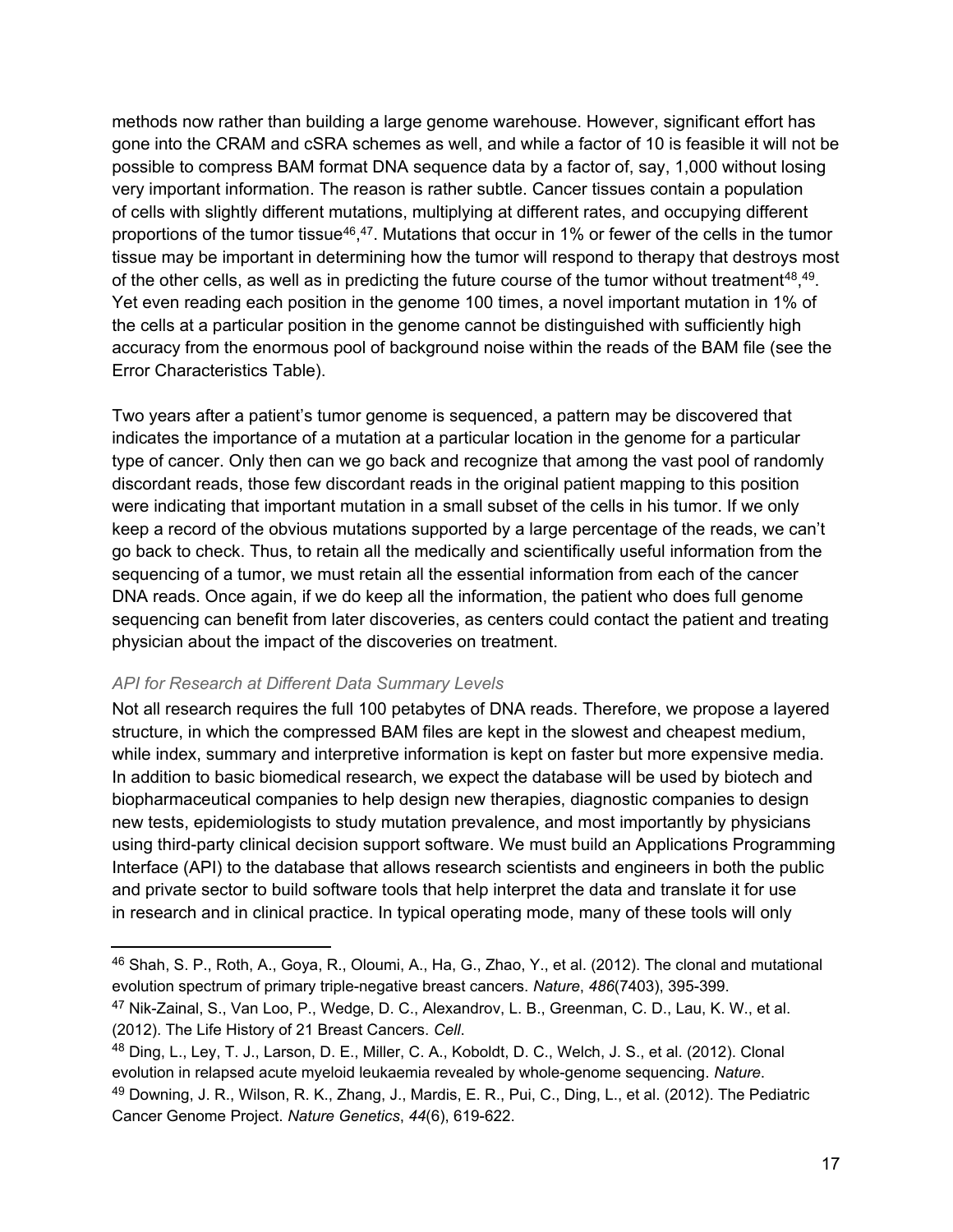methods now rather than building a large genome warehouse. However, significant effort has gone into the CRAM and cSRA schemes as well, and while a factor of 10 is feasible it will not be possible to compress BAM format DNA sequence data by a factor of, say, 1,000 without losing very important information. The reason is rather subtle. Cancer tissues contain a population of cells with slightly different mutations, multiplying at different rates, and occupying different proportions of the tumor tissue[46],[47]. Mutations that occur in 1% or fewer of the cells in the tumor tissue may be important in determining how the tumor will respond to therapy that destroys most of the other cells, as well as in predicting the future course of the tumor without treatment[48],[49]. Yet even reading each position in the genome 100 times, a novel important mutation in 1% of the cells at a particular position in the genome cannot be distinguished with sufficiently high accuracy from the enormous pool of background noise within the reads of the BAM file (see the Error Characteristics Table).

Two years after a patient's tumor genome is sequenced, a pattern may be discovered that indicates the importance of a mutation at a particular location in the genome for a particular type of cancer. Only then can we go back and recognize that among the vast pool of randomly discordant reads, those few discordant reads in the original patient mapping to this position were indicating that important mutation in a small subset of the cells in his tumor. If we only keep a record of the obvious mutations supported by a large percentage of the reads, we can't go back to check. Thus, to retain all the medically and scientifically useful information from the sequencing of a tumor, we must retain all the essential information from each of the cancer DNA reads. Once again, if we do keep all the information, the patient who does full genome sequencing can benefit from later discoveries, as centers could contact the patient and treating physician about the impact of the discoveries on treatment.

### *API for Research at Different Data Summary Levels*

Not all research requires the full 100 petabytes of DNA reads. Therefore, we propose a layered structure, in which the compressed BAM files are kept in the slowest and cheapest medium, while index, summary and interpretive information is kept on faster but more expensive media. In addition to basic biomedical research, we expect the database will be used by biotech and biopharmaceutical companies to help design new therapies, diagnostic companies to design new tests, epidemiologists to study mutation prevalence, and most importantly by physicians using third-party clinical decision support software. We must build an Applications Programming Interface (API) to the database that allows research scientists and engineers in both the public and private sector to build software tools that help interpret the data and translate it for use in research and in clinical practice. In typical operating mode, many of these tools will only

---

[46] Shah, S. P., Roth, A., Goya, R., Oloumi, A., Ha, G., Zhao, Y., et al. (2012). The clonal and mutational evolution spectrum of primary triple-negative breast cancers. *Nature*, *486*(7403), 395-399.

[47] Nik-Zainal, S., Van Loo, P., Wedge, D. C., Alexandrov, L. B., Greenman, C. D., Lau, K. W., et al. (2012). The Life History of 21 Breast Cancers. *Cell*.

[48] Ding, L., Ley, T. J., Larson, D. E., Miller, C. A., Koboldt, D. C., Welch, J. S., et al. (2012). Clonal evolution in relapsed acute myeloid leukaemia revealed by whole-genome sequencing. *Nature*.

[49] Downing, J. R., Wilson, R. K., Zhang, J., Mardis, E. R., Pui, C., Ding, L., et al. (2012). The Pediatric Cancer Genome Project. *Nature Genetics*, *44*(6), 619-622.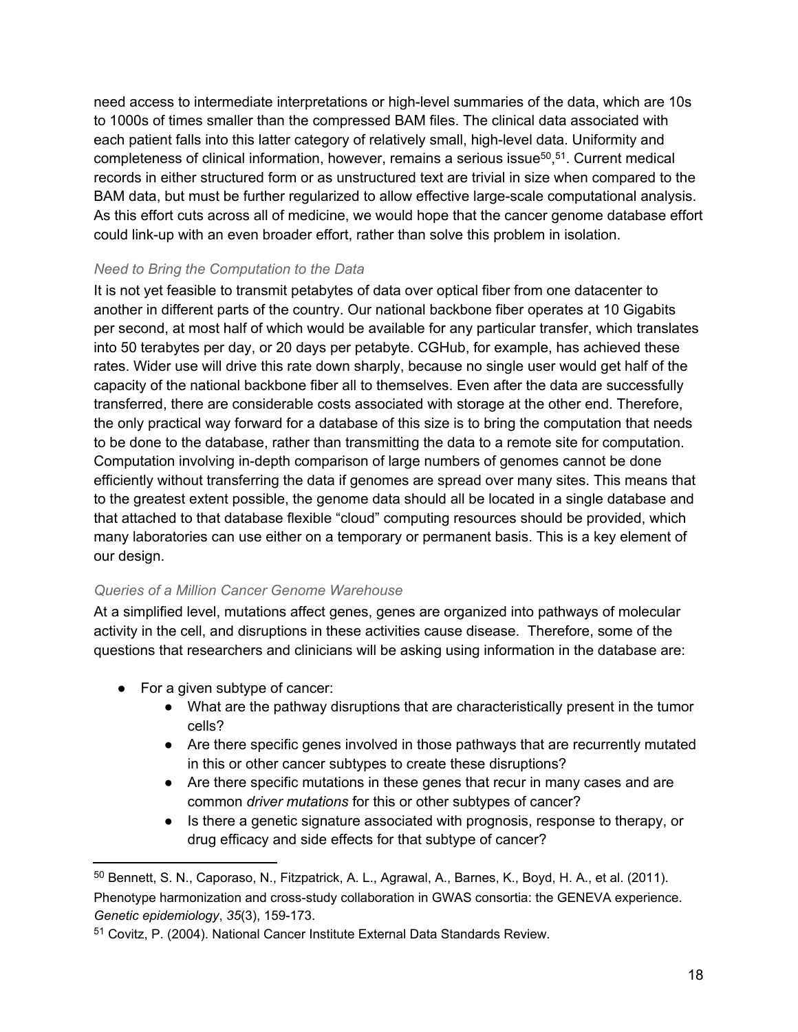need access to intermediate interpretations or high-level summaries of the data, which are 10s to 1000s of times smaller than the compressed BAM files. The clinical data associated with each patient falls into this latter category of relatively small, high-level data. Uniformity and completeness of clinical information, however, remains a serious issue[50],[51]. Current medical records in either structured form or as unstructured text are trivial in size when compared to the BAM data, but must be further regularized to allow effective large-scale computational analysis. As this effort cuts across all of medicine, we would hope that the cancer genome database effort could link-up with an even broader effort, rather than solve this problem in isolation.

### *Need to Bring the Computation to the Data*

It is not yet feasible to transmit petabytes of data over optical fiber from one datacenter to another in different parts of the country. Our national backbone fiber operates at 10 Gigabits per second, at most half of which would be available for any particular transfer, which translates into 50 terabytes per day, or 20 days per petabyte. CGHub, for example, has achieved these rates. Wider use will drive this rate down sharply, because no single user would get half of the capacity of the national backbone fiber all to themselves. Even after the data are successfully transferred, there are considerable costs associated with storage at the other end. Therefore, the only practical way forward for a database of this size is to bring the computation that needs to be done to the database, rather than transmitting the data to a remote site for computation. Computation involving in-depth comparison of large numbers of genomes cannot be done efficiently without transferring the data if genomes are spread over many sites. This means that to the greatest extent possible, the genome data should all be located in a single database and that attached to that database flexible “cloud” computing resources should be provided, which many laboratories can use either on a temporary or permanent basis. This is a key element of our design.

### *Queries of a Million Cancer Genome Warehouse*

At a simplified level, mutations affect genes, genes are organized into pathways of molecular activity in the cell, and disruptions in these activities cause disease. Therefore, some of the questions that researchers and clinicians will be asking using information in the database are:

- For a given subtype of cancer:
  - What are the pathway disruptions that are characteristically present in the tumor cells?
  - Are there specific genes involved in those pathways that are recurrently mutated in this or other cancer subtypes to create these disruptions?
  - Are there specific mutations in these genes that recur in many cases and are common *driver mutations* for this or other subtypes of cancer?
  - Is there a genetic signature associated with prognosis, response to therapy, or drug efficacy and side effects for that subtype of cancer?

---

[50] Bennett, S. N., Caporaso, N., Fitzpatrick, A. L., Agrawal, A., Barnes, K., Boyd, H. A., et al. (2011). Phenotype harmonization and cross-study collaboration in GWAS consortia: the GENEVA experience. *Genetic epidemiology*, *35*(3), 159-173.

[51] Covitz, P. (2004). National Cancer Institute External Data Standards Review.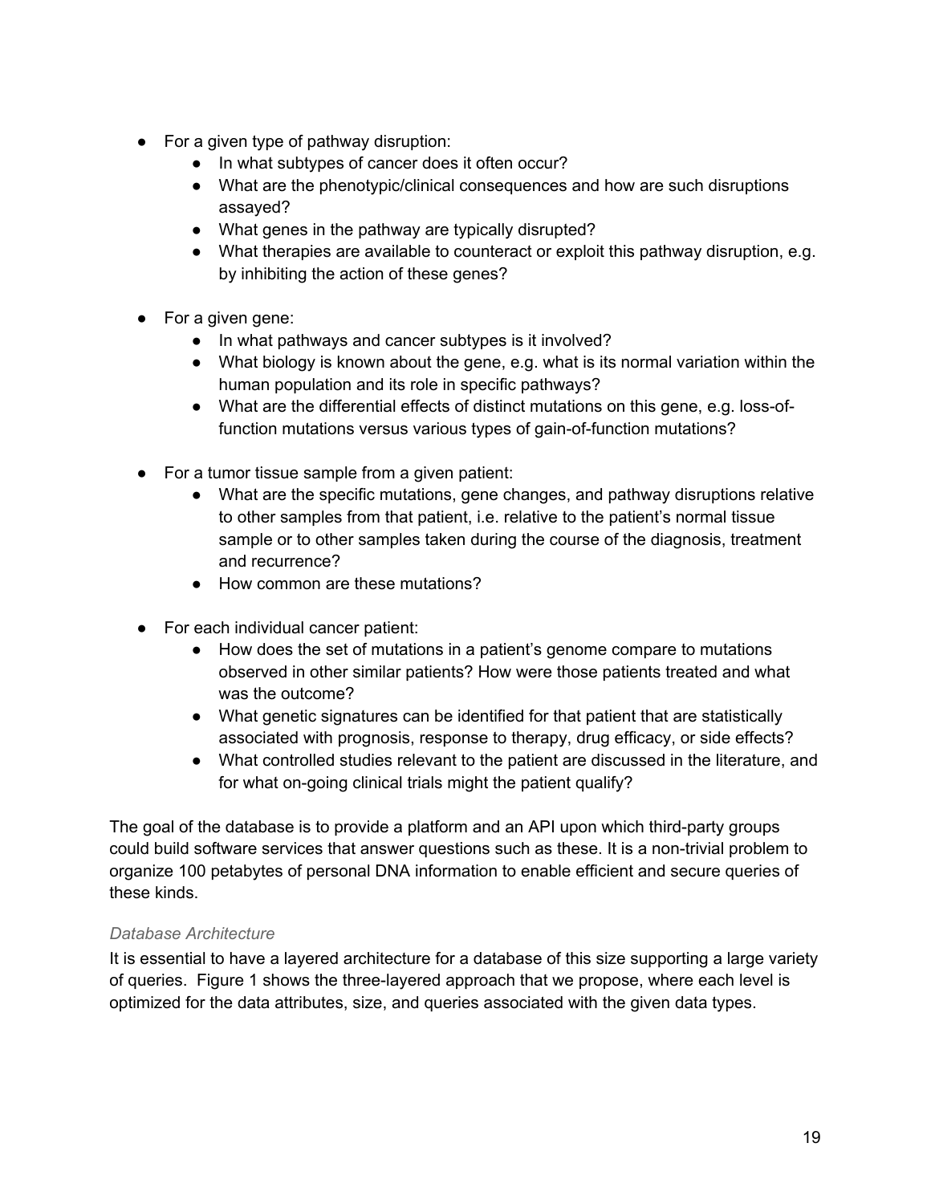- For a given type of pathway disruption:
    - In what subtypes of cancer does it often occur?
    - What are the phenotypic/clinical consequences and how are such disruptions assayed?
    - What genes in the pathway are typically disrupted?
    - What therapies are available to counteract or exploit this pathway disruption, e.g. by inhibiting the action of these genes?

- For a given gene:
    - In what pathways and cancer subtypes is it involved?
    - What biology is known about the gene, e.g. what is its normal variation within the human population and its role in specific pathways?
    - What are the differential effects of distinct mutations on this gene, e.g. loss-of-function mutations versus various types of gain-of-function mutations?

- For a tumor tissue sample from a given patient:
    - What are the specific mutations, gene changes, and pathway disruptions relative to other samples from that patient, i.e. relative to the patient's normal tissue sample or to other samples taken during the course of the diagnosis, treatment and recurrence?
    - How common are these mutations?

- For each individual cancer patient:
    - How does the set of mutations in a patient's genome compare to mutations observed in other similar patients? How were those patients treated and what was the outcome?
    - What genetic signatures can be identified for that patient that are statistically associated with prognosis, response to therapy, drug efficacy, or side effects?
    - What controlled studies relevant to the patient are discussed in the literature, and for what on-going clinical trials might the patient qualify?

The goal of the database is to provide a platform and an API upon which third-party groups could build software services that answer questions such as these. It is a non-trivial problem to organize 100 petabytes of personal DNA information to enable efficient and secure queries of these kinds.

*Database Architecture*

It is essential to have a layered architecture for a database of this size supporting a large variety of queries. Figure 1 shows the three-layered approach that we propose, where each level is optimized for the data attributes, size, and queries associated with the given data types.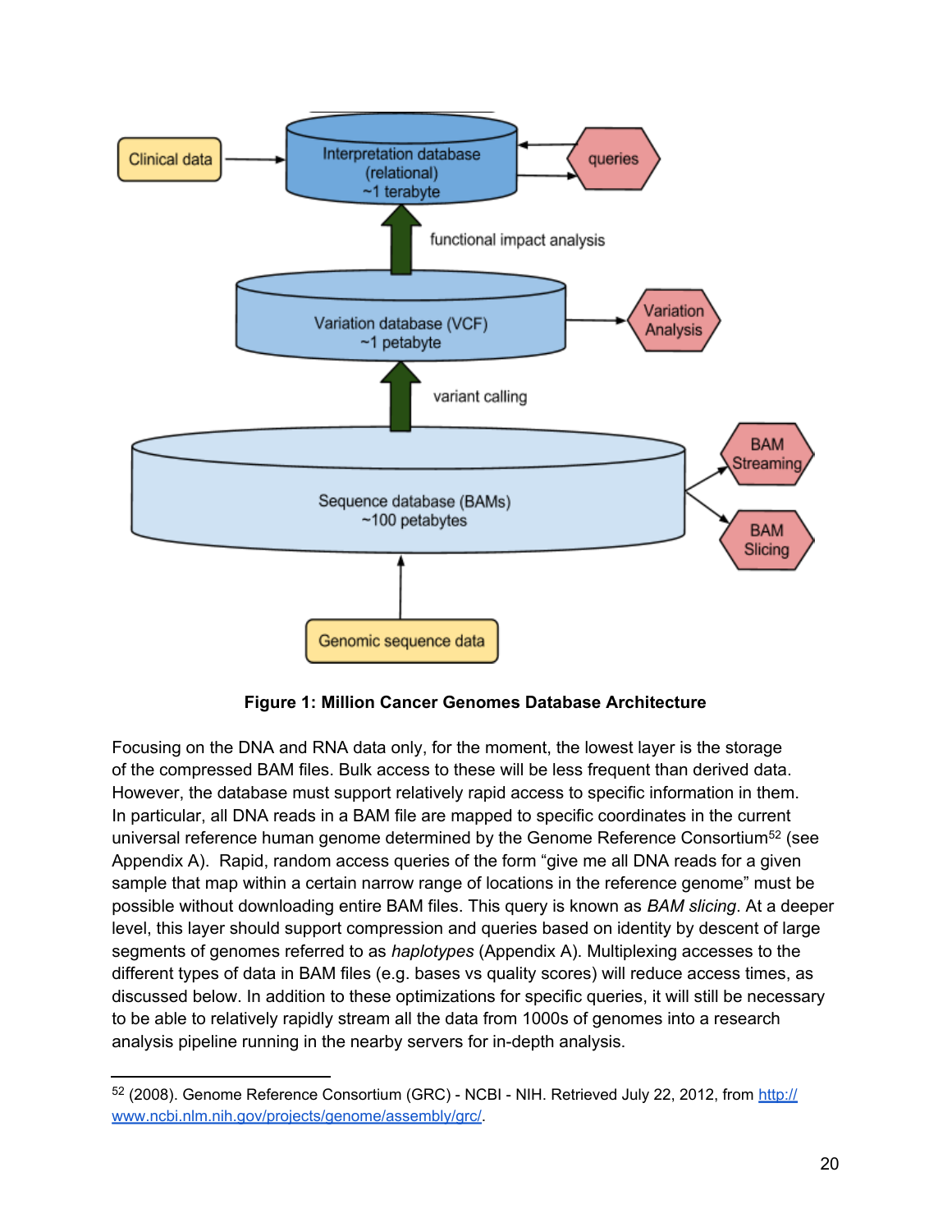**Figure 1: Million Cancer Genomes Database Architecture**

Focusing on the DNA and RNA data only, for the moment, the lowest layer is the storage of the compressed BAM files. Bulk access to these will be less frequent than derived data. However, the database must support relatively rapid access to specific information in them. In particular, all DNA reads in a BAM file are mapped to specific coordinates in the current universal reference human genome determined by the Genome Reference Consortium[52] (see Appendix A). Rapid, random access queries of the form "give me all DNA reads for a given sample that map within a certain narrow range of locations in the reference genome" must be possible without downloading entire BAM files. This query is known as *BAM slicing*. At a deeper level, this layer should support compression and queries based on identity by descent of large segments of genomes referred to as *haplotypes* (Appendix A). Multiplexing accesses to the different types of data in BAM files (e.g. bases vs quality scores) will reduce access times, as discussed below. In addition to these optimizations for specific queries, it will still be necessary to be able to relatively rapidly stream all the data from 1000s of genomes into a research analysis pipeline running in the nearby servers for in-depth analysis.

---

[52] (2008). Genome Reference Consortium (GRC) - NCBI - NIH. Retrieved July 22, 2012, from http://www.ncbi.nlm.nih.gov/projects/genome/assembly/grc/.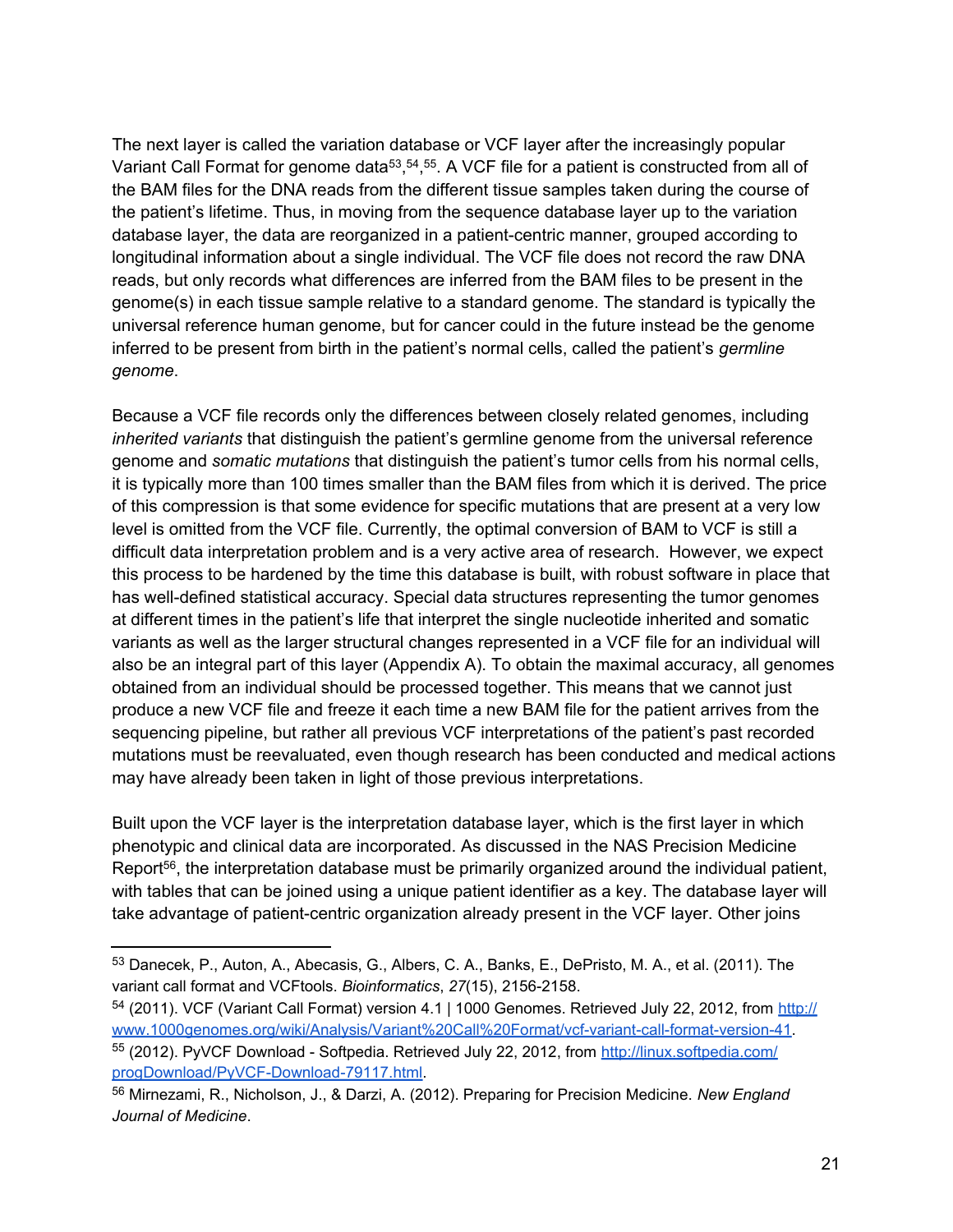The next layer is called the variation database or VCF layer after the increasingly popular Variant Call Format for genome data[53],[54],[55]. A VCF file for a patient is constructed from all of the BAM files for the DNA reads from the different tissue samples taken during the course of the patient's lifetime. Thus, in moving from the sequence database layer up to the variation database layer, the data are reorganized in a patient-centric manner, grouped according to longitudinal information about a single individual. The VCF file does not record the raw DNA reads, but only records what differences are inferred from the BAM files to be present in the genome(s) in each tissue sample relative to a standard genome. The standard is typically the universal reference human genome, but for cancer could in the future instead be the genome inferred to be present from birth in the patient's normal cells, called the patient's *germline genome*.

Because a VCF file records only the differences between closely related genomes, including *inherited variants* that distinguish the patient's germline genome from the universal reference genome and *somatic mutations* that distinguish the patient's tumor cells from his normal cells, it is typically more than 100 times smaller than the BAM files from which it is derived. The price of this compression is that some evidence for specific mutations that are present at a very low level is omitted from the VCF file. Currently, the optimal conversion of BAM to VCF is still a difficult data interpretation problem and is a very active area of research. However, we expect this process to be hardened by the time this database is built, with robust software in place that has well-defined statistical accuracy. Special data structures representing the tumor genomes at different times in the patient's life that interpret the single nucleotide inherited and somatic variants as well as the larger structural changes represented in a VCF file for an individual will also be an integral part of this layer (Appendix A). To obtain the maximal accuracy, all genomes obtained from an individual should be processed together. This means that we cannot just produce a new VCF file and freeze it each time a new BAM file for the patient arrives from the sequencing pipeline, but rather all previous VCF interpretations of the patient's past recorded mutations must be reevaluated, even though research has been conducted and medical actions may have already been taken in light of those previous interpretations.

Built upon the VCF layer is the interpretation database layer, which is the first layer in which phenotypic and clinical data are incorporated. As discussed in the NAS Precision Medicine Report[56], the interpretation database must be primarily organized around the individual patient, with tables that can be joined using a unique patient identifier as a key. The database layer will take advantage of patient-centric organization already present in the VCF layer. Other joins

---

[53] Danecek, P., Auton, A., Abecasis, G., Albers, C. A., Banks, E., DePristo, M. A., et al. (2011). The variant call format and VCFtools. *Bioinformatics*, *27*(15), 2156-2158.

[54] (2011). VCF (Variant Call Format) version 4.1 | 1000 Genomes. Retrieved July 22, 2012, from http://www.1000genomes.org/wiki/Analysis/Variant%20Call%20Format/vcf-variant-call-format-version-41.

[55] (2012). PyVCF Download - Softpedia. Retrieved July 22, 2012, from http://linux.softpedia.com/progDownload/PyVCF-Download-79117.html.

[56] Mirnezami, R., Nicholson, J., & Darzi, A. (2012). Preparing for Precision Medicine. *New England Journal of Medicine*.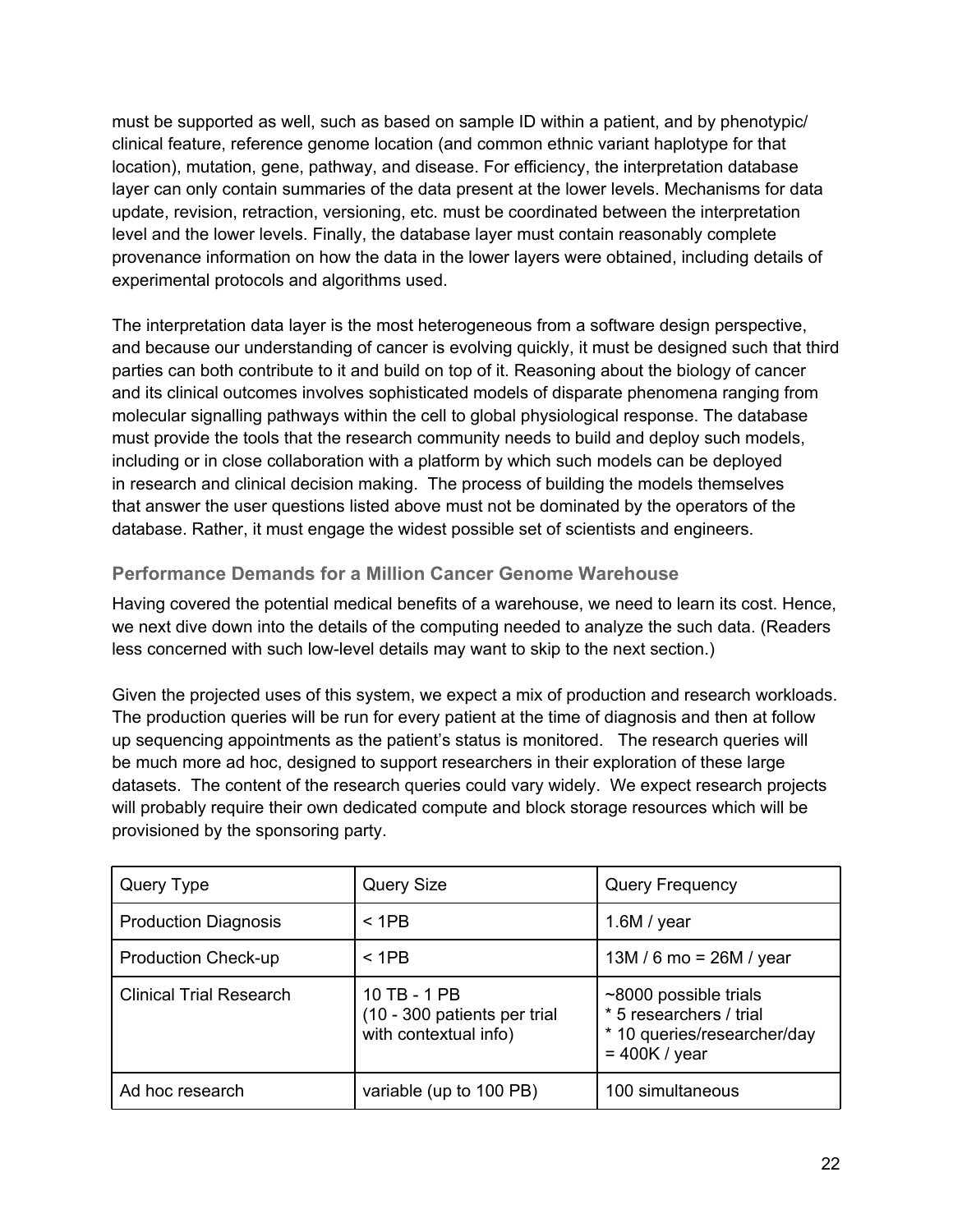must be supported as well, such as based on sample ID within a patient, and by phenotypic/ clinical feature, reference genome location (and common ethnic variant haplotype for that location), mutation, gene, pathway, and disease. For efficiency, the interpretation database layer can only contain summaries of the data present at the lower levels. Mechanisms for data update, revision, retraction, versioning, etc. must be coordinated between the interpretation level and the lower levels. Finally, the database layer must contain reasonably complete provenance information on how the data in the lower layers were obtained, including details of experimental protocols and algorithms used.

The interpretation data layer is the most heterogeneous from a software design perspective, and because our understanding of cancer is evolving quickly, it must be designed such that third parties can both contribute to it and build on top of it. Reasoning about the biology of cancer and its clinical outcomes involves sophisticated models of disparate phenomena ranging from molecular signalling pathways within the cell to global physiological response. The database must provide the tools that the research community needs to build and deploy such models, including or in close collaboration with a platform by which such models can be deployed in research and clinical decision making. The process of building the models themselves that answer the user questions listed above must not be dominated by the operators of the database. Rather, it must engage the widest possible set of scientists and engineers.

### Performance Demands for a Million Cancer Genome Warehouse

Having covered the potential medical benefits of a warehouse, we need to learn its cost. Hence, we next dive down into the details of the computing needed to analyze the such data. (Readers less concerned with such low-level details may want to skip to the next section.)

Given the projected uses of this system, we expect a mix of production and research workloads. The production queries will be run for every patient at the time of diagnosis and then at follow up sequencing appointments as the patient's status is monitored. The research queries will be much more ad hoc, designed to support researchers in their exploration of these large datasets. The content of the research queries could vary widely. We expect research projects will probably require their own dedicated compute and block storage resources which will be provisioned by the sponsoring party.

| Query Type | Query Size | Query Frequency |
|---|---|---|
| Production Diagnosis | < 1PB | 1.6M / year |
| Production Check-up | < 1PB | 13M / 6 mo = 26M / year |
| Clinical Trial Research | 10 TB - 1 PB (10 - 300 patients per trial with contextual info) | ~8000 possible trials * 5 researchers / trial * 10 queries/researcher/day = 400K / year |
| Ad hoc research | variable (up to 100 PB) | 100 simultaneous |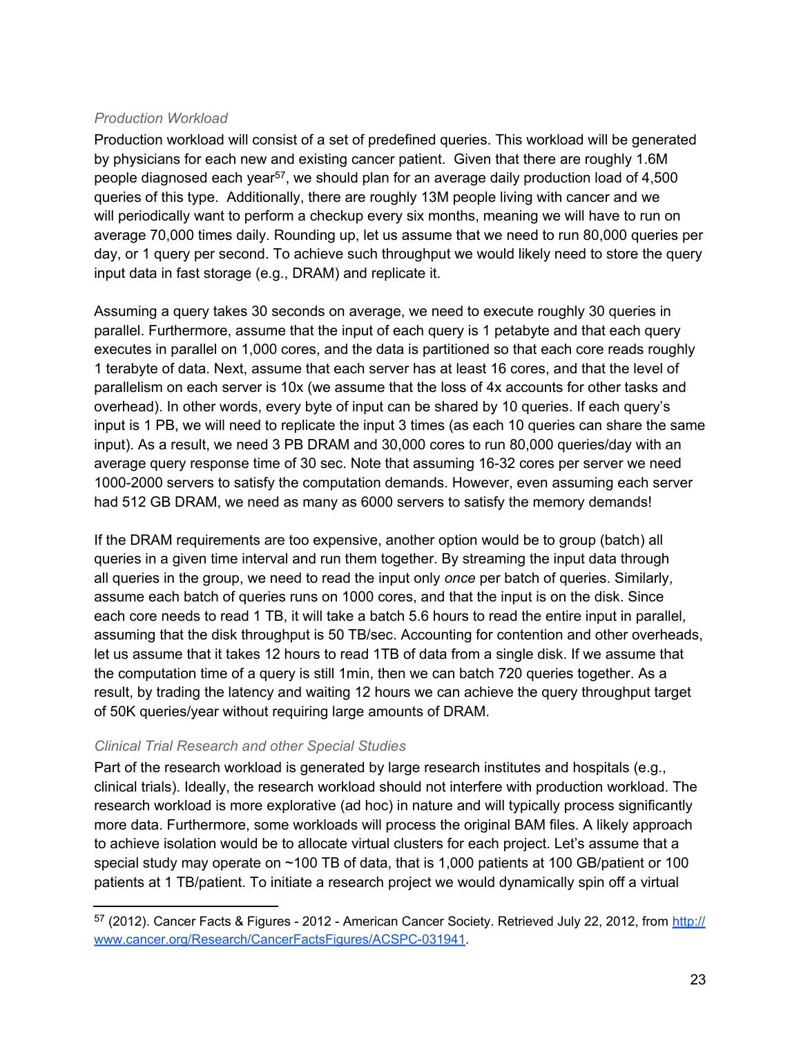*Production Workload*

Production workload will consist of a set of predefined queries. This workload will be generated by physicians for each new and existing cancer patient. Given that there are roughly 1.6M people diagnosed each year[57], we should plan for an average daily production load of 4,500 queries of this type. Additionally, there are roughly 13M people living with cancer and we will periodically want to perform a checkup every six months, meaning we will have to run on average 70,000 times daily. Rounding up, let us assume that we need to run 80,000 queries per day, or 1 query per second. To achieve such throughput we would likely need to store the query input data in fast storage (e.g., DRAM) and replicate it.

Assuming a query takes 30 seconds on average, we need to execute roughly 30 queries in parallel. Furthermore, assume that the input of each query is 1 petabyte and that each query executes in parallel on 1,000 cores, and the data is partitioned so that each core reads roughly 1 terabyte of data. Next, assume that each server has at least 16 cores, and that the level of parallelism on each server is 10x (we assume that the loss of 4x accounts for other tasks and overhead). In other words, every byte of input can be shared by 10 queries. If each query's input is 1 PB, we will need to replicate the input 3 times (as each 10 queries can share the same input). As a result, we need 3 PB DRAM and 30,000 cores to run 80,000 queries/day with an average query response time of 30 sec. Note that assuming 16-32 cores per server we need 1000-2000 servers to satisfy the computation demands. However, even assuming each server had 512 GB DRAM, we need as many as 6000 servers to satisfy the memory demands!

If the DRAM requirements are too expensive, another option would be to group (batch) all queries in a given time interval and run them together. By streaming the input data through all queries in the group, we need to read the input only *once* per batch of queries. Similarly, assume each batch of queries runs on 1000 cores, and that the input is on the disk. Since each core needs to read 1 TB, it will take a batch 5.6 hours to read the entire input in parallel, assuming that the disk throughput is 50 TB/sec. Accounting for contention and other overheads, let us assume that it takes 12 hours to read 1TB of data from a single disk. If we assume that the computation time of a query is still 1min, then we can batch 720 queries together. As a result, by trading the latency and waiting 12 hours we can achieve the query throughput target of 50K queries/year without requiring large amounts of DRAM.

*Clinical Trial Research and other Special Studies*

Part of the research workload is generated by large research institutes and hospitals (e.g., clinical trials). Ideally, the research workload should not interfere with production workload. The research workload is more explorative (ad hoc) in nature and will typically process significantly more data. Furthermore, some workloads will process the original BAM files. A likely approach to achieve isolation would be to allocate virtual clusters for each project. Let's assume that a special study may operate on ~100 TB of data, that is 1,000 patients at 100 GB/patient or 100 patients at 1 TB/patient. To initiate a research project we would dynamically spin off a virtual

---

[57] (2012). Cancer Facts & Figures - 2012 - American Cancer Society. Retrieved July 22, 2012, from http://www.cancer.org/Research/CancerFactsFigures/ACSPC-031941.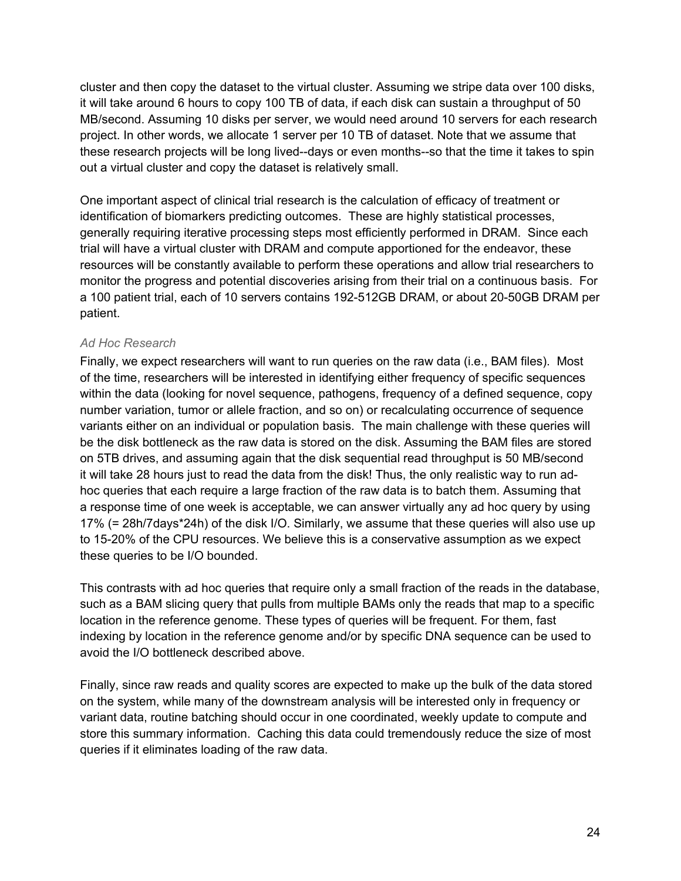cluster and then copy the dataset to the virtual cluster. Assuming we stripe data over 100 disks, it will take around 6 hours to copy 100 TB of data, if each disk can sustain a throughput of 50 MB/second. Assuming 10 disks per server, we would need around 10 servers for each research project. In other words, we allocate 1 server per 10 TB of dataset. Note that we assume that these research projects will be long lived--days or even months--so that the time it takes to spin out a virtual cluster and copy the dataset is relatively small.

One important aspect of clinical trial research is the calculation of efficacy of treatment or identification of biomarkers predicting outcomes. These are highly statistical processes, generally requiring iterative processing steps most efficiently performed in DRAM. Since each trial will have a virtual cluster with DRAM and compute apportioned for the endeavor, these resources will be constantly available to perform these operations and allow trial researchers to monitor the progress and potential discoveries arising from their trial on a continuous basis. For a 100 patient trial, each of 10 servers contains 192-512GB DRAM, or about 20-50GB DRAM per patient.

*Ad Hoc Research*

Finally, we expect researchers will want to run queries on the raw data (i.e., BAM files). Most of the time, researchers will be interested in identifying either frequency of specific sequences within the data (looking for novel sequence, pathogens, frequency of a defined sequence, copy number variation, tumor or allele fraction, and so on) or recalculating occurrence of sequence variants either on an individual or population basis. The main challenge with these queries will be the disk bottleneck as the raw data is stored on the disk. Assuming the BAM files are stored on 5TB drives, and assuming again that the disk sequential read throughput is 50 MB/second it will take 28 hours just to read the data from the disk! Thus, the only realistic way to run ad-hoc queries that each require a large fraction of the raw data is to batch them. Assuming that a response time of one week is acceptable, we can answer virtually any ad hoc query by using 17% (= 28h/7days*24h) of the disk I/O. Similarly, we assume that these queries will also use up to 15-20% of the CPU resources. We believe this is a conservative assumption as we expect these queries to be I/O bounded.

This contrasts with ad hoc queries that require only a small fraction of the reads in the database, such as a BAM slicing query that pulls from multiple BAMs only the reads that map to a specific location in the reference genome. These types of queries will be frequent. For them, fast indexing by location in the reference genome and/or by specific DNA sequence can be used to avoid the I/O bottleneck described above.

Finally, since raw reads and quality scores are expected to make up the bulk of the data stored on the system, while many of the downstream analysis will be interested only in frequency or variant data, routine batching should occur in one coordinated, weekly update to compute and store this summary information. Caching this data could tremendously reduce the size of most queries if it eliminates loading of the raw data.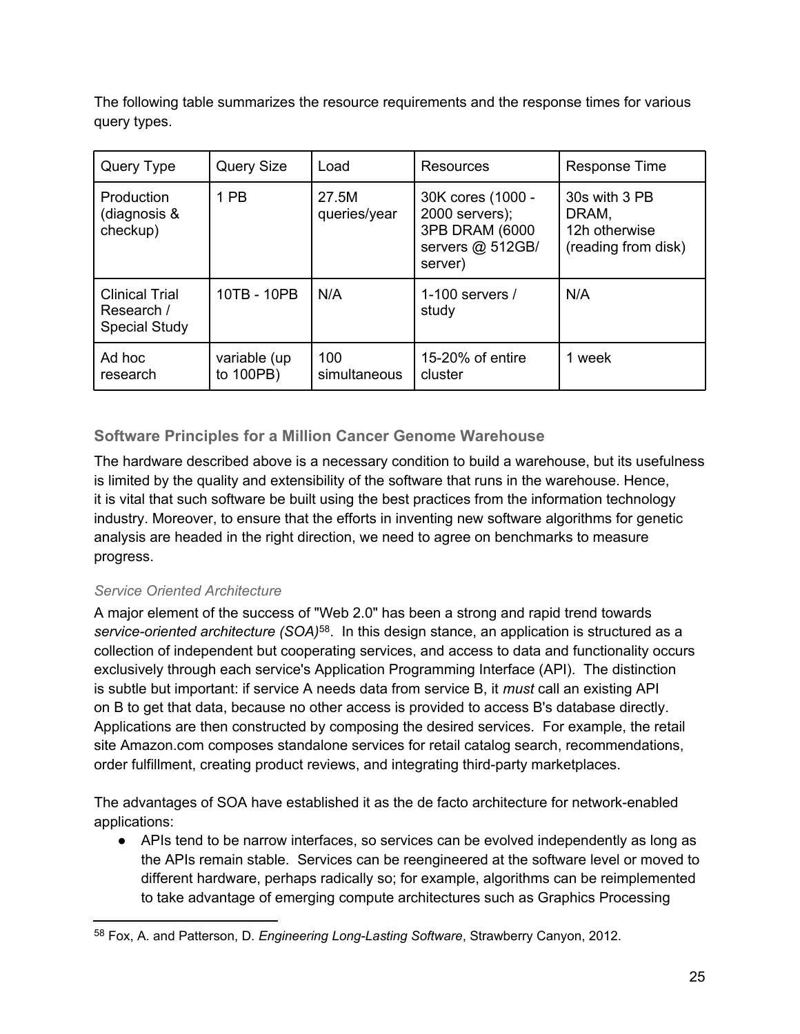The following table summarizes the resource requirements and the response times for various query types.

| Query Type | Query Size | Load | Resources | Response Time |
|---|---|---|---|---|
| Production (diagnosis & checkup) | 1 PB | 27.5M queries/year | 30K cores (1000 - 2000 servers); 3PB DRAM (6000 servers @ 512GB/ server) | 30s with 3 PB DRAM, 12h otherwise (reading from disk) |
| Clinical Trial Research / Special Study | 10TB - 10PB | N/A | 1-100 servers / study | N/A |
| Ad hoc research | variable (up to 100PB) | 100 simultaneous | 15-20% of entire cluster | 1 week |

### Software Principles for a Million Cancer Genome Warehouse

The hardware described above is a necessary condition to build a warehouse, but its usefulness is limited by the quality and extensibility of the software that runs in the warehouse. Hence, it is vital that such software be built using the best practices from the information technology industry. Moreover, to ensure that the efforts in inventing new software algorithms for genetic analysis are headed in the right direction, we need to agree on benchmarks to measure progress.

#### *Service Oriented Architecture*

A major element of the success of "Web 2.0" has been a strong and rapid trend towards *service-oriented architecture (SOA)*[58]. In this design stance, an application is structured as a collection of independent but cooperating services, and access to data and functionality occurs exclusively through each service's Application Programming Interface (API). The distinction is subtle but important: if service A needs data from service B, it *must* call an existing API on B to get that data, because no other access is provided to access B's database directly. Applications are then constructed by composing the desired services. For example, the retail site Amazon.com composes standalone services for retail catalog search, recommendations, order fulfillment, creating product reviews, and integrating third-party marketplaces.

The advantages of SOA have established it as the de facto architecture for network-enabled applications:

- APIs tend to be narrow interfaces, so services can be evolved independently as long as the APIs remain stable. Services can be reengineered at the software level or moved to different hardware, perhaps radically so; for example, algorithms can be reimplemented to take advantage of emerging compute architectures such as Graphics Processing

[58] Fox, A. and Patterson, D. *Engineering Long-Lasting Software*, Strawberry Canyon, 2012.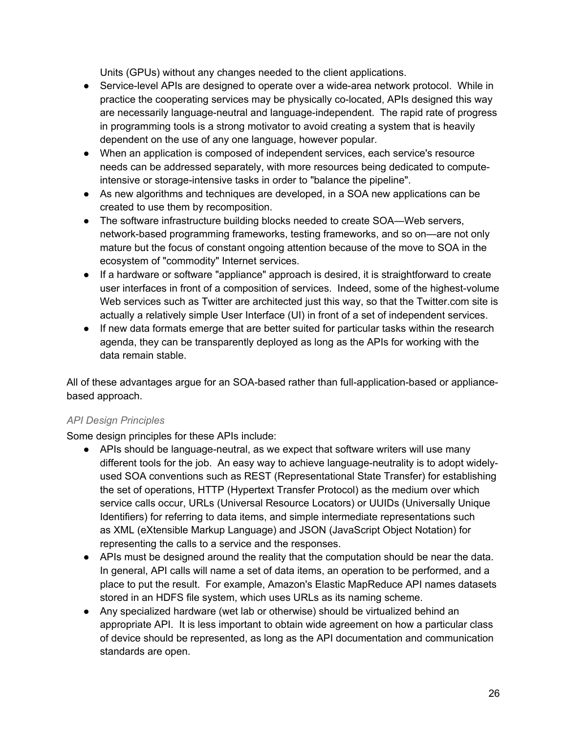Units (GPUs) without any changes needed to the client applications.

- Service-level APIs are designed to operate over a wide-area network protocol. While in practice the cooperating services may be physically co-located, APIs designed this way are necessarily language-neutral and language-independent. The rapid rate of progress in programming tools is a strong motivator to avoid creating a system that is heavily dependent on the use of any one language, however popular.
- When an application is composed of independent services, each service's resource needs can be addressed separately, with more resources being dedicated to compute-intensive or storage-intensive tasks in order to "balance the pipeline".
- As new algorithms and techniques are developed, in a SOA new applications can be created to use them by recomposition.
- The software infrastructure building blocks needed to create SOA—Web servers, network-based programming frameworks, testing frameworks, and so on—are not only mature but the focus of constant ongoing attention because of the move to SOA in the ecosystem of "commodity" Internet services.
- If a hardware or software "appliance" approach is desired, it is straightforward to create user interfaces in front of a composition of services. Indeed, some of the highest-volume Web services such as Twitter are architected just this way, so that the Twitter.com site is actually a relatively simple User Interface (UI) in front of a set of independent services.
- If new data formats emerge that are better suited for particular tasks within the research agenda, they can be transparently deployed as long as the APIs for working with the data remain stable.

All of these advantages argue for an SOA-based rather than full-application-based or appliance-based approach.

*API Design Principles*

Some design principles for these APIs include:

- APIs should be language-neutral, as we expect that software writers will use many different tools for the job. An easy way to achieve language-neutrality is to adopt widely-used SOA conventions such as REST (Representational State Transfer) for establishing the set of operations, HTTP (Hypertext Transfer Protocol) as the medium over which service calls occur, URLs (Universal Resource Locators) or UUIDs (Universally Unique Identifiers) for referring to data items, and simple intermediate representations such as XML (eXtensible Markup Language) and JSON (JavaScript Object Notation) for representing the calls to a service and the responses.
- APIs must be designed around the reality that the computation should be near the data. In general, API calls will name a set of data items, an operation to be performed, and a place to put the result. For example, Amazon's Elastic MapReduce API names datasets stored in an HDFS file system, which uses URLs as its naming scheme.
- Any specialized hardware (wet lab or otherwise) should be virtualized behind an appropriate API. It is less important to obtain wide agreement on how a particular class of device should be represented, as long as the API documentation and communication standards are open.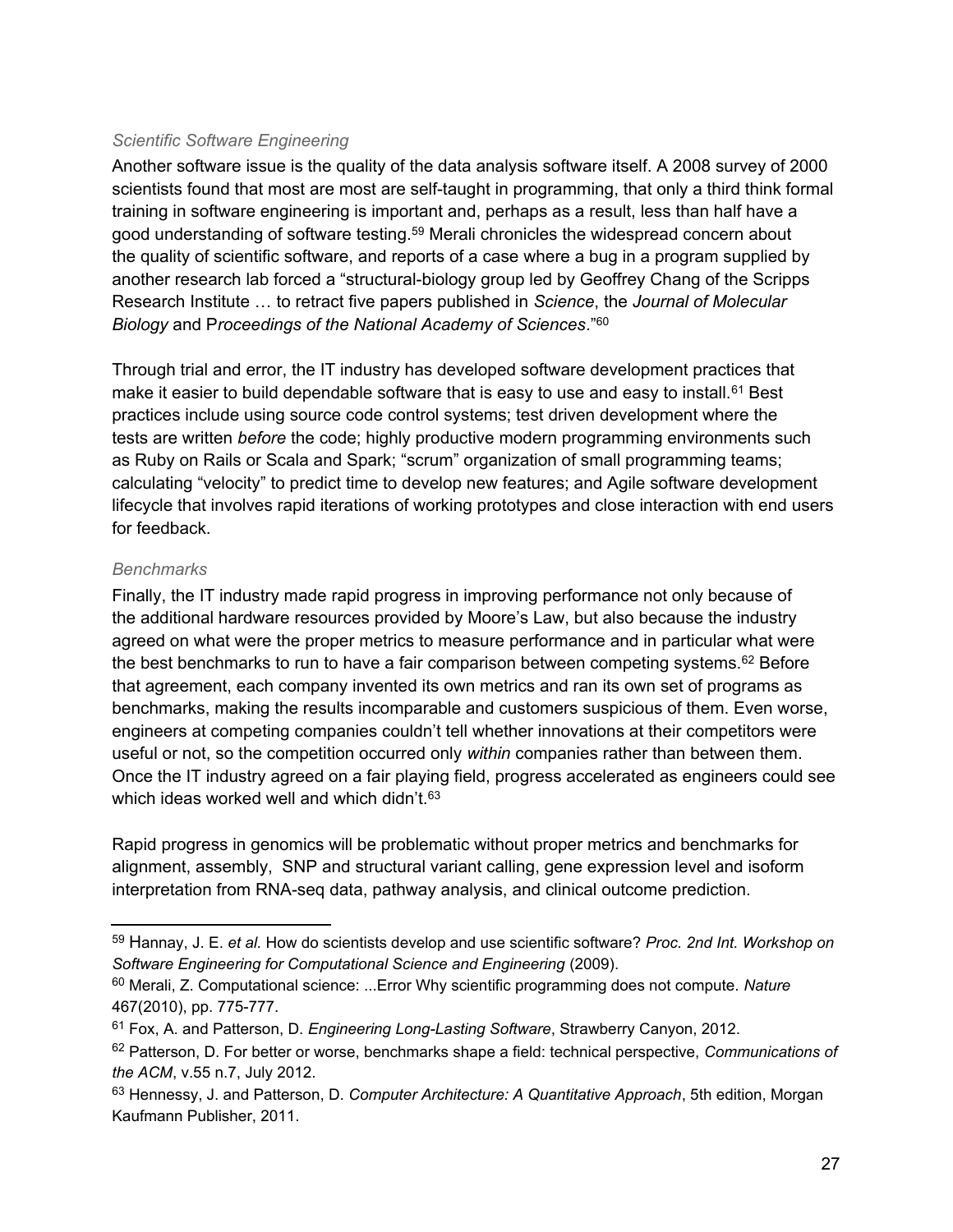*Scientific Software Engineering*

Another software issue is the quality of the data analysis software itself. A 2008 survey of 2000 scientists found that most are most are self-taught in programming, that only a third think formal training in software engineering is important and, perhaps as a result, less than half have a good understanding of software testing.[59] Merali chronicles the widespread concern about the quality of scientific software, and reports of a case where a bug in a program supplied by another research lab forced a "structural-biology group led by Geoffrey Chang of the Scripps Research Institute … to retract five papers published in *Science*, the *Journal of Molecular Biology* and P*roceedings of the National Academy of Sciences*."[60]

Through trial and error, the IT industry has developed software development practices that make it easier to build dependable software that is easy to use and easy to install.[61] Best practices include using source code control systems; test driven development where the tests are written *before* the code; highly productive modern programming environments such as Ruby on Rails or Scala and Spark; "scrum" organization of small programming teams; calculating "velocity" to predict time to develop new features; and Agile software development lifecycle that involves rapid iterations of working prototypes and close interaction with end users for feedback.

*Benchmarks*

Finally, the IT industry made rapid progress in improving performance not only because of the additional hardware resources provided by Moore's Law, but also because the industry agreed on what were the proper metrics to measure performance and in particular what were the best benchmarks to run to have a fair comparison between competing systems.[62] Before that agreement, each company invented its own metrics and ran its own set of programs as benchmarks, making the results incomparable and customers suspicious of them. Even worse, engineers at competing companies couldn't tell whether innovations at their competitors were useful or not, so the competition occurred only *within* companies rather than between them. Once the IT industry agreed on a fair playing field, progress accelerated as engineers could see which ideas worked well and which didn't.[63]

Rapid progress in genomics will be problematic without proper metrics and benchmarks for alignment, assembly, SNP and structural variant calling, gene expression level and isoform interpretation from RNA-seq data, pathway analysis, and clinical outcome prediction.

---

[59] Hannay, J. E. *et al.* How do scientists develop and use scientific software? *Proc. 2nd Int. Workshop on Software Engineering for Computational Science and Engineering* (2009).

[60] Merali, Z. Computational science: ...Error Why scientific programming does not compute. *Nature* 467(2010), pp. 775-777.

[61] Fox, A. and Patterson, D. *Engineering Long-Lasting Software*, Strawberry Canyon, 2012.

[62] Patterson, D. For better or worse, benchmarks shape a field: technical perspective, *Communications of the ACM*, v.55 n.7, July 2012.

[63] Hennessy, J. and Patterson, D. *Computer Architecture: A Quantitative Approach*, 5th edition, Morgan Kaufmann Publisher, 2011.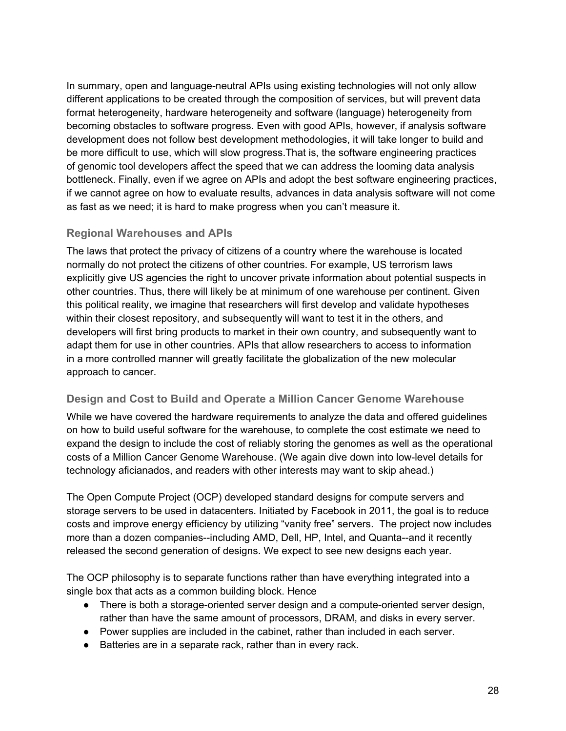In summary, open and language-neutral APIs using existing technologies will not only allow different applications to be created through the composition of services, but will prevent data format heterogeneity, hardware heterogeneity and software (language) heterogeneity from becoming obstacles to software progress. Even with good APIs, however, if analysis software development does not follow best development methodologies, it will take longer to build and be more difficult to use, which will slow progress.That is, the software engineering practices of genomic tool developers affect the speed that we can address the looming data analysis bottleneck. Finally, even if we agree on APIs and adopt the best software engineering practices, if we cannot agree on how to evaluate results, advances in data analysis software will not come as fast as we need; it is hard to make progress when you can't measure it.

### Regional Warehouses and APIs

The laws that protect the privacy of citizens of a country where the warehouse is located normally do not protect the citizens of other countries. For example, US terrorism laws explicitly give US agencies the right to uncover private information about potential suspects in other countries. Thus, there will likely be at minimum of one warehouse per continent. Given this political reality, we imagine that researchers will first develop and validate hypotheses within their closest repository, and subsequently will want to test it in the others, and developers will first bring products to market in their own country, and subsequently want to adapt them for use in other countries. APIs that allow researchers to access to information in a more controlled manner will greatly facilitate the globalization of the new molecular approach to cancer.

### Design and Cost to Build and Operate a Million Cancer Genome Warehouse

While we have covered the hardware requirements to analyze the data and offered guidelines on how to build useful software for the warehouse, to complete the cost estimate we need to expand the design to include the cost of reliably storing the genomes as well as the operational costs of a Million Cancer Genome Warehouse. (We again dive down into low-level details for technology aficianados, and readers with other interests may want to skip ahead.)

The Open Compute Project (OCP) developed standard designs for compute servers and storage servers to be used in datacenters. Initiated by Facebook in 2011, the goal is to reduce costs and improve energy efficiency by utilizing "vanity free" servers. The project now includes more than a dozen companies--including AMD, Dell, HP, Intel, and Quanta--and it recently released the second generation of designs. We expect to see new designs each year.

The OCP philosophy is to separate functions rather than have everything integrated into a single box that acts as a common building block. Hence

- There is both a storage-oriented server design and a compute-oriented server design, rather than have the same amount of processors, DRAM, and disks in every server.
- Power supplies are included in the cabinet, rather than included in each server.
- Batteries are in a separate rack, rather than in every rack.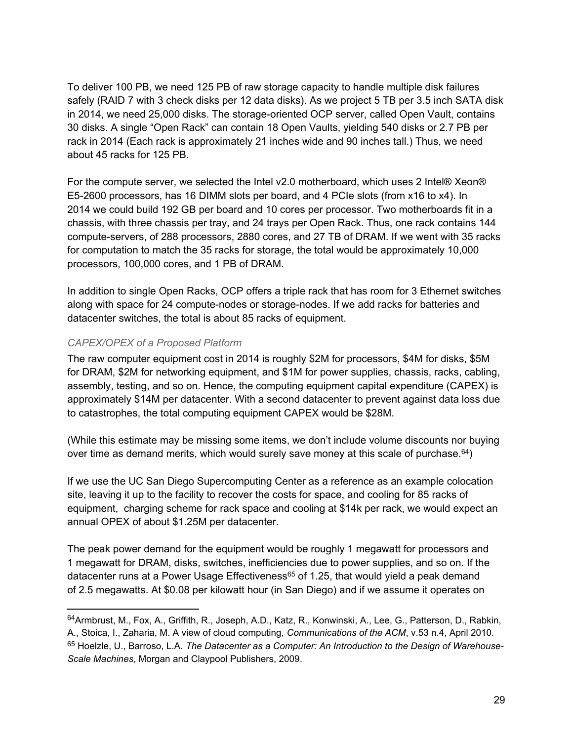To deliver 100 PB, we need 125 PB of raw storage capacity to handle multiple disk failures safely (RAID 7 with 3 check disks per 12 data disks). As we project 5 TB per 3.5 inch SATA disk in 2014, we need 25,000 disks. The storage-oriented OCP server, called Open Vault, contains 30 disks. A single "Open Rack" can contain 18 Open Vaults, yielding 540 disks or 2.7 PB per rack in 2014 (Each rack is approximately 21 inches wide and 90 inches tall.) Thus, we need about 45 racks for 125 PB.

For the compute server, we selected the Intel v2.0 motherboard, which uses 2 Intel® Xeon® E5-2600 processors, has 16 DIMM slots per board, and 4 PCIe slots (from x16 to x4). In 2014 we could build 192 GB per board and 10 cores per processor. Two motherboards fit in a chassis, with three chassis per tray, and 24 trays per Open Rack. Thus, one rack contains 144 compute-servers, of 288 processors, 2880 cores, and 27 TB of DRAM. If we went with 35 racks for computation to match the 35 racks for storage, the total would be approximately 10,000 processors, 100,000 cores, and 1 PB of DRAM.

In addition to single Open Racks, OCP offers a triple rack that has room for 3 Ethernet switches along with space for 24 compute-nodes or storage-nodes. If we add racks for batteries and datacenter switches, the total is about 85 racks of equipment.

### *CAPEX/OPEX of a Proposed Platform*

The raw computer equipment cost in 2014 is roughly $2M for processors, $4M for disks, $5M for DRAM, $2M for networking equipment, and $1M for power supplies, chassis, racks, cabling, assembly, testing, and so on. Hence, the computing equipment capital expenditure (CAPEX) is approximately $14M per datacenter. With a second datacenter to prevent against data loss due to catastrophes, the total computing equipment CAPEX would be $28M.

(While this estimate may be missing some items, we don't include volume discounts nor buying over time as demand merits, which would surely save money at this scale of purchase.[64])

If we use the UC San Diego Supercomputing Center as a reference as an example colocation site, leaving it up to the facility to recover the costs for space, and cooling for 85 racks of equipment, charging scheme for rack space and cooling at $14k per rack, we would expect an annual OPEX of about $1.25M per datacenter.

The peak power demand for the equipment would be roughly 1 megawatt for processors and 1 megawatt for DRAM, disks, switches, inefficiencies due to power supplies, and so on. If the datacenter runs at a Power Usage Effectiveness[65] of 1.25, that would yield a peak demand of 2.5 megawatts. At $0.08 per kilowatt hour (in San Diego) and if we assume it operates on

---

[64] Armbrust, M., Fox, A., Griffith, R., Joseph, A.D., Katz, R., Konwinski, A., Lee, G., Patterson, D., Rabkin, A., Stoica, I., Zaharia, M. A view of cloud computing, *Communications of the ACM*, v.53 n.4, April 2010.

[65] Hoelzle, U., Barroso, L.A. *The Datacenter as a Computer: An Introduction to the Design of Warehouse-Scale Machines*, Morgan and Claypool Publishers, 2009.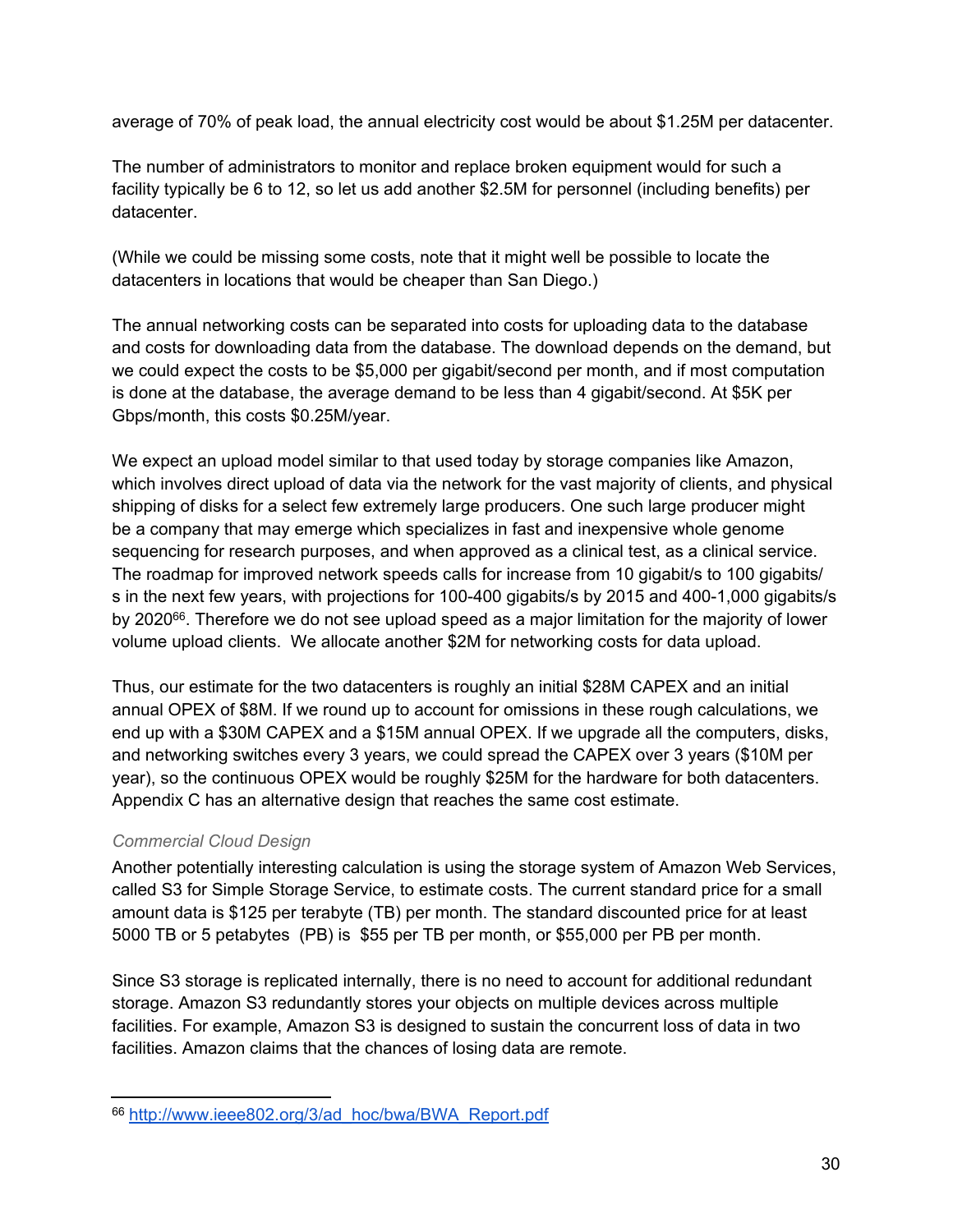average of 70% of peak load, the annual electricity cost would be about $1.25M per datacenter.

The number of administrators to monitor and replace broken equipment would for such a facility typically be 6 to 12, so let us add another $2.5M for personnel (including benefits) per datacenter.

(While we could be missing some costs, note that it might well be possible to locate the datacenters in locations that would be cheaper than San Diego.)

The annual networking costs can be separated into costs for uploading data to the database and costs for downloading data from the database. The download depends on the demand, but we could expect the costs to be $5,000 per gigabit/second per month, and if most computation is done at the database, the average demand to be less than 4 gigabit/second. At $5K per Gbps/month, this costs $0.25M/year.

We expect an upload model similar to that used today by storage companies like Amazon, which involves direct upload of data via the network for the vast majority of clients, and physical shipping of disks for a select few extremely large producers. One such large producer might be a company that may emerge which specializes in fast and inexpensive whole genome sequencing for research purposes, and when approved as a clinical test, as a clinical service. The roadmap for improved network speeds calls for increase from 10 gigabit/s to 100 gigabits/s in the next few years, with projections for 100-400 gigabits/s by 2015 and 400-1,000 gigabits/s by 2020[66]. Therefore we do not see upload speed as a major limitation for the majority of lower volume upload clients. We allocate another $2M for networking costs for data upload.

Thus, our estimate for the two datacenters is roughly an initial $28M CAPEX and an initial annual OPEX of $8M. If we round up to account for omissions in these rough calculations, we end up with a $30M CAPEX and a $15M annual OPEX. If we upgrade all the computers, disks, and networking switches every 3 years, we could spread the CAPEX over 3 years ($10M per year), so the continuous OPEX would be roughly $25M for the hardware for both datacenters. Appendix C has an alternative design that reaches the same cost estimate.

### *Commercial Cloud Design*

Another potentially interesting calculation is using the storage system of Amazon Web Services, called S3 for Simple Storage Service, to estimate costs. The current standard price for a small amount data is $125 per terabyte (TB) per month. The standard discounted price for at least 5000 TB or 5 petabytes (PB) is $55 per TB per month, or $55,000 per PB per month.

Since S3 storage is replicated internally, there is no need to account for additional redundant storage. Amazon S3 redundantly stores your objects on multiple devices across multiple facilities. For example, Amazon S3 is designed to sustain the concurrent loss of data in two facilities. Amazon claims that the chances of losing data are remote.

---

[66] http://www.ieee802.org/3/ad_hoc/bwa/BWA_Report.pdf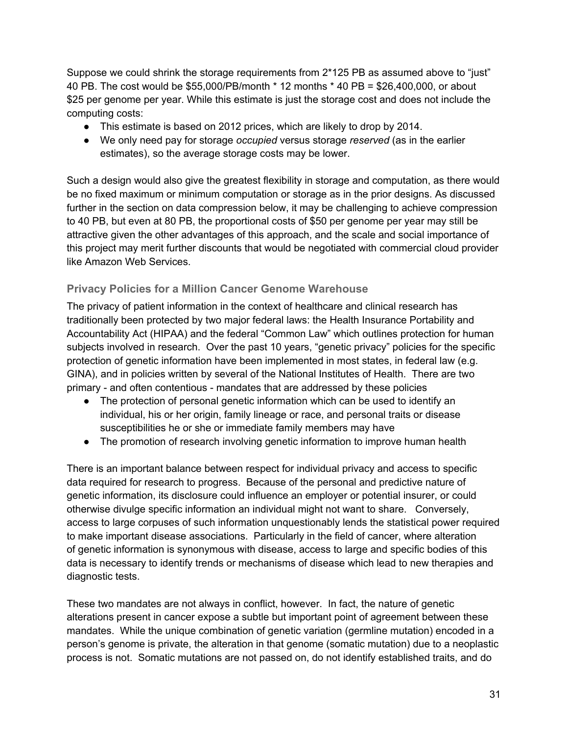Suppose we could shrink the storage requirements from 2*125 PB as assumed above to "just" 40 PB. The cost would be $55,000/PB/month * 12 months * 40 PB = $26,400,000, or about $25 per genome per year. While this estimate is just the storage cost and does not include the computing costs:

- This estimate is based on 2012 prices, which are likely to drop by 2014.
- We only need pay for storage *occupied* versus storage *reserved* (as in the earlier estimates), so the average storage costs may be lower.

Such a design would also give the greatest flexibility in storage and computation, as there would be no fixed maximum or minimum computation or storage as in the prior designs. As discussed further in the section on data compression below, it may be challenging to achieve compression to 40 PB, but even at 80 PB, the proportional costs of $50 per genome per year may still be attractive given the other advantages of this approach, and the scale and social importance of this project may merit further discounts that would be negotiated with commercial cloud provider like Amazon Web Services.

### Privacy Policies for a Million Cancer Genome Warehouse

The privacy of patient information in the context of healthcare and clinical research has traditionally been protected by two major federal laws: the Health Insurance Portability and Accountability Act (HIPAA) and the federal "Common Law" which outlines protection for human subjects involved in research. Over the past 10 years, "genetic privacy" policies for the specific protection of genetic information have been implemented in most states, in federal law (e.g. GINA), and in policies written by several of the National Institutes of Health. There are two primary - and often contentious - mandates that are addressed by these policies

- The protection of personal genetic information which can be used to identify an individual, his or her origin, family lineage or race, and personal traits or disease susceptibilities he or she or immediate family members may have
- The promotion of research involving genetic information to improve human health

There is an important balance between respect for individual privacy and access to specific data required for research to progress. Because of the personal and predictive nature of genetic information, its disclosure could influence an employer or potential insurer, or could otherwise divulge specific information an individual might not want to share. Conversely, access to large corpuses of such information unquestionably lends the statistical power required to make important disease associations. Particularly in the field of cancer, where alteration of genetic information is synonymous with disease, access to large and specific bodies of this data is necessary to identify trends or mechanisms of disease which lead to new therapies and diagnostic tests.

These two mandates are not always in conflict, however. In fact, the nature of genetic alterations present in cancer expose a subtle but important point of agreement between these mandates. While the unique combination of genetic variation (germline mutation) encoded in a person's genome is private, the alteration in that genome (somatic mutation) due to a neoplastic process is not. Somatic mutations are not passed on, do not identify established traits, and do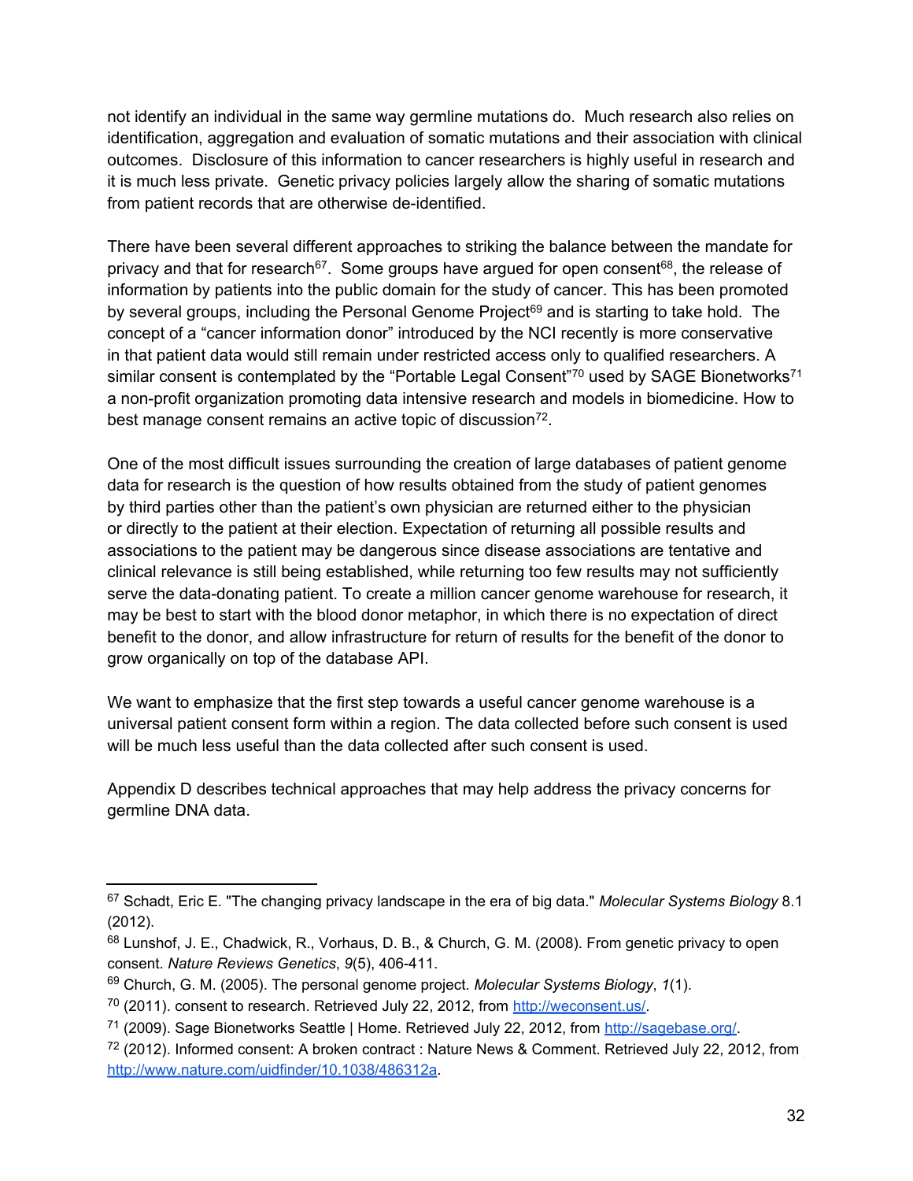not identify an individual in the same way germline mutations do. Much research also relies on identification, aggregation and evaluation of somatic mutations and their association with clinical outcomes. Disclosure of this information to cancer researchers is highly useful in research and it is much less private. Genetic privacy policies largely allow the sharing of somatic mutations from patient records that are otherwise de-identified.

There have been several different approaches to striking the balance between the mandate for privacy and that for research[67]. Some groups have argued for open consent[68], the release of information by patients into the public domain for the study of cancer. This has been promoted by several groups, including the Personal Genome Project[69] and is starting to take hold. The concept of a "cancer information donor" introduced by the NCI recently is more conservative in that patient data would still remain under restricted access only to qualified researchers. A similar consent is contemplated by the "Portable Legal Consent"[70] used by SAGE Bionetworks[71] a non-profit organization promoting data intensive research and models in biomedicine. How to best manage consent remains an active topic of discussion[72].

One of the most difficult issues surrounding the creation of large databases of patient genome data for research is the question of how results obtained from the study of patient genomes by third parties other than the patient's own physician are returned either to the physician or directly to the patient at their election. Expectation of returning all possible results and associations to the patient may be dangerous since disease associations are tentative and clinical relevance is still being established, while returning too few results may not sufficiently serve the data-donating patient. To create a million cancer genome warehouse for research, it may be best to start with the blood donor metaphor, in which there is no expectation of direct benefit to the donor, and allow infrastructure for return of results for the benefit of the donor to grow organically on top of the database API.

We want to emphasize that the first step towards a useful cancer genome warehouse is a universal patient consent form within a region. The data collected before such consent is used will be much less useful than the data collected after such consent is used.

Appendix D describes technical approaches that may help address the privacy concerns for germline DNA data.

---

[67] Schadt, Eric E. "The changing privacy landscape in the era of big data." *Molecular Systems Biology* 8.1 (2012).

[68] Lunshof, J. E., Chadwick, R., Vorhaus, D. B., & Church, G. M. (2008). From genetic privacy to open consent. *Nature Reviews Genetics*, *9*(5), 406-411.

[69] Church, G. M. (2005). The personal genome project. *Molecular Systems Biology*, *1*(1).

[70] (2011). consent to research. Retrieved July 22, 2012, from http://weconsent.us/.

[71] (2009). Sage Bionetworks Seattle | Home. Retrieved July 22, 2012, from http://sagebase.org/.

[72] (2012). Informed consent: A broken contract : Nature News & Comment. Retrieved July 22, 2012, from http://www.nature.com/uidfinder/10.1038/486312a.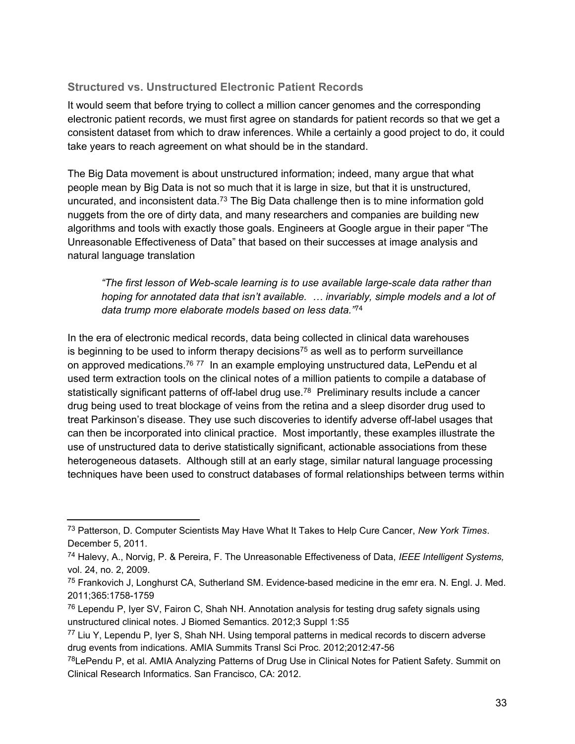### Structured vs. Unstructured Electronic Patient Records

It would seem that before trying to collect a million cancer genomes and the corresponding electronic patient records, we must first agree on standards for patient records so that we get a consistent dataset from which to draw inferences. While a certainly a good project to do, it could take years to reach agreement on what should be in the standard.

The Big Data movement is about unstructured information; indeed, many argue that what people mean by Big Data is not so much that it is large in size, but that it is unstructured, uncurated, and inconsistent data.[73] The Big Data challenge then is to mine information gold nuggets from the ore of dirty data, and many researchers and companies are building new algorithms and tools with exactly those goals. Engineers at Google argue in their paper "The Unreasonable Effectiveness of Data" that based on their successes at image analysis and natural language translation

> *"The first lesson of Web-scale learning is to use available large-scale data rather than hoping for annotated data that isn't available. … invariably, simple models and a lot of data trump more elaborate models based on less data."*[74]

In the era of electronic medical records, data being collected in clinical data warehouses is beginning to be used to inform therapy decisions[75] as well as to perform surveillance on approved medications.[76] [77] In an example employing unstructured data, LePendu et al used term extraction tools on the clinical notes of a million patients to compile a database of statistically significant patterns of off-label drug use.[78] Preliminary results include a cancer drug being used to treat blockage of veins from the retina and a sleep disorder drug used to treat Parkinson's disease. They use such discoveries to identify adverse off-label usages that can then be incorporated into clinical practice. Most importantly, these examples illustrate the use of unstructured data to derive statistically significant, actionable associations from these heterogeneous datasets. Although still at an early stage, similar natural language processing techniques have been used to construct databases of formal relationships between terms within

---

[73] Patterson, D. Computer Scientists May Have What It Takes to Help Cure Cancer, *New York Times*. December 5, 2011.

[74] Halevy, A., Norvig, P. & Pereira, F. The Unreasonable Effectiveness of Data, *IEEE Intelligent Systems,* vol. 24, no. 2, 2009.

[75] Frankovich J, Longhurst CA, Sutherland SM. Evidence-based medicine in the emr era. N. Engl. J. Med. 2011;365:1758-1759

[76] Lependu P, Iyer SV, Fairon C, Shah NH. Annotation analysis for testing drug safety signals using unstructured clinical notes. J Biomed Semantics. 2012;3 Suppl 1:S5

[77] Liu Y, Lependu P, Iyer S, Shah NH. Using temporal patterns in medical records to discern adverse drug events from indications. AMIA Summits Transl Sci Proc. 2012;2012:47-56

[78] LePendu P, et al. AMIA Analyzing Patterns of Drug Use in Clinical Notes for Patient Safety. Summit on Clinical Research Informatics. San Francisco, CA: 2012.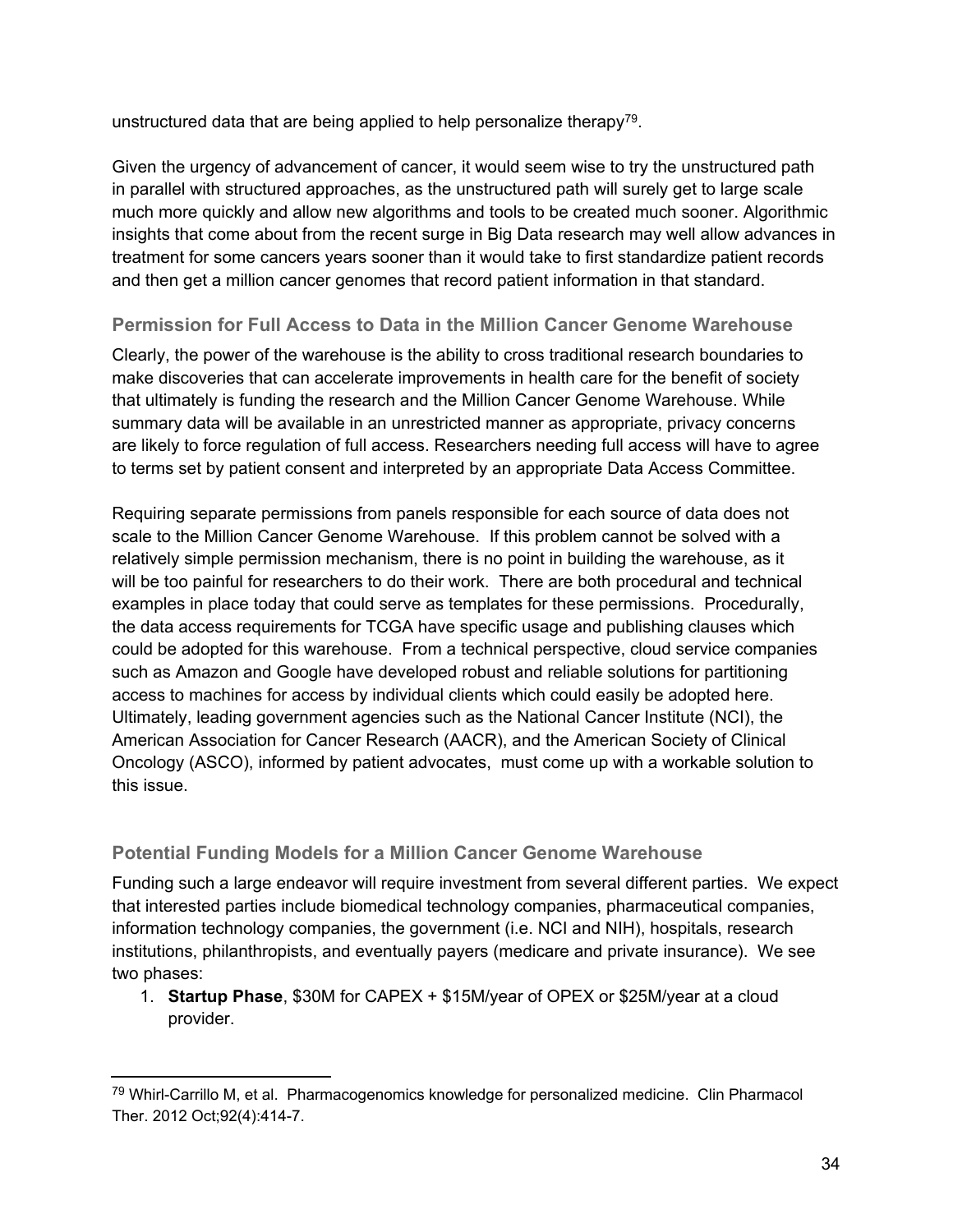unstructured data that are being applied to help personalize therapy[79].

Given the urgency of advancement of cancer, it would seem wise to try the unstructured path in parallel with structured approaches, as the unstructured path will surely get to large scale much more quickly and allow new algorithms and tools to be created much sooner. Algorithmic insights that come about from the recent surge in Big Data research may well allow advances in treatment for some cancers years sooner than it would take to first standardize patient records and then get a million cancer genomes that record patient information in that standard.

### Permission for Full Access to Data in the Million Cancer Genome Warehouse

Clearly, the power of the warehouse is the ability to cross traditional research boundaries to make discoveries that can accelerate improvements in health care for the benefit of society that ultimately is funding the research and the Million Cancer Genome Warehouse. While summary data will be available in an unrestricted manner as appropriate, privacy concerns are likely to force regulation of full access. Researchers needing full access will have to agree to terms set by patient consent and interpreted by an appropriate Data Access Committee.

Requiring separate permissions from panels responsible for each source of data does not scale to the Million Cancer Genome Warehouse. If this problem cannot be solved with a relatively simple permission mechanism, there is no point in building the warehouse, as it will be too painful for researchers to do their work. There are both procedural and technical examples in place today that could serve as templates for these permissions. Procedurally, the data access requirements for TCGA have specific usage and publishing clauses which could be adopted for this warehouse. From a technical perspective, cloud service companies such as Amazon and Google have developed robust and reliable solutions for partitioning access to machines for access by individual clients which could easily be adopted here. Ultimately, leading government agencies such as the National Cancer Institute (NCI), the American Association for Cancer Research (AACR), and the American Society of Clinical Oncology (ASCO), informed by patient advocates, must come up with a workable solution to this issue.

### Potential Funding Models for a Million Cancer Genome Warehouse

Funding such a large endeavor will require investment from several different parties. We expect that interested parties include biomedical technology companies, pharmaceutical companies, information technology companies, the government (i.e. NCI and NIH), hospitals, research institutions, philanthropists, and eventually payers (medicare and private insurance). We see two phases:

1. **Startup Phase**, \$30M for CAPEX + \$15M/year of OPEX or \$25M/year at a cloud provider.

---

[79] Whirl-Carrillo M, et al. Pharmacogenomics knowledge for personalized medicine. Clin Pharmacol Ther. 2012 Oct;92(4):414-7.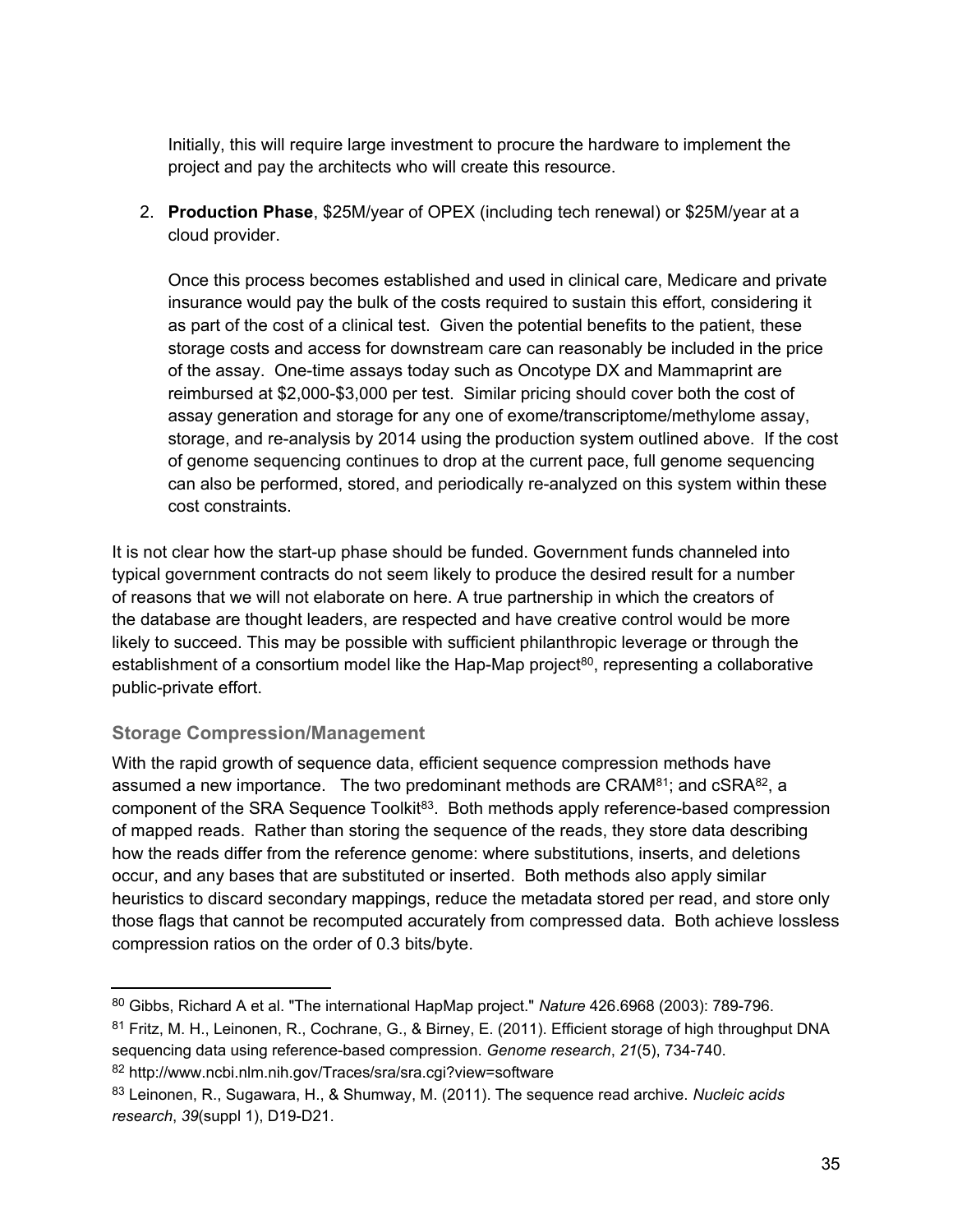Initially, this will require large investment to procure the hardware to implement the project and pay the architects who will create this resource.

2. **Production Phase**, \$25M/year of OPEX (including tech renewal) or \$25M/year at a cloud provider.

   Once this process becomes established and used in clinical care, Medicare and private insurance would pay the bulk of the costs required to sustain this effort, considering it as part of the cost of a clinical test. Given the potential benefits to the patient, these storage costs and access for downstream care can reasonably be included in the price of the assay. One-time assays today such as Oncotype DX and Mammaprint are reimbursed at \$2,000-\$3,000 per test. Similar pricing should cover both the cost of assay generation and storage for any one of exome/transcriptome/methylome assay, storage, and re-analysis by 2014 using the production system outlined above. If the cost of genome sequencing continues to drop at the current pace, full genome sequencing can also be performed, stored, and periodically re-analyzed on this system within these cost constraints.

It is not clear how the start-up phase should be funded. Government funds channeled into typical government contracts do not seem likely to produce the desired result for a number of reasons that we will not elaborate on here. A true partnership in which the creators of the database are thought leaders, are respected and have creative control would be more likely to succeed. This may be possible with sufficient philanthropic leverage or through the establishment of a consortium model like the Hap-Map project[80], representing a collaborative public-private effort.

### Storage Compression/Management

With the rapid growth of sequence data, efficient sequence compression methods have assumed a new importance. The two predominant methods are CRAM[81]; and cSRA[82], a component of the SRA Sequence Toolkit[83]. Both methods apply reference-based compression of mapped reads. Rather than storing the sequence of the reads, they store data describing how the reads differ from the reference genome: where substitutions, inserts, and deletions occur, and any bases that are substituted or inserted. Both methods also apply similar heuristics to discard secondary mappings, reduce the metadata stored per read, and store only those flags that cannot be recomputed accurately from compressed data. Both achieve lossless compression ratios on the order of 0.3 bits/byte.

---

[80] Gibbs, Richard A et al. "The international HapMap project." *Nature* 426.6968 (2003): 789-796.

[81] Fritz, M. H., Leinonen, R., Cochrane, G., & Birney, E. (2011). Efficient storage of high throughput DNA sequencing data using reference-based compression. *Genome research*, *21*(5), 734-740.

[82] http://www.ncbi.nlm.nih.gov/Traces/sra/sra.cgi?view=software

[83] Leinonen, R., Sugawara, H., & Shumway, M. (2011). The sequence read archive. *Nucleic acids research*, *39*(suppl 1), D19-D21.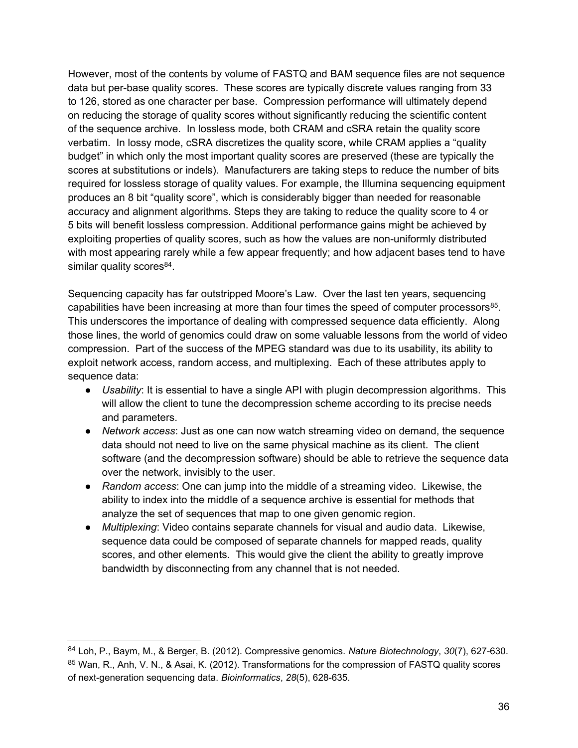However, most of the contents by volume of FASTQ and BAM sequence files are not sequence data but per-base quality scores. These scores are typically discrete values ranging from 33 to 126, stored as one character per base. Compression performance will ultimately depend on reducing the storage of quality scores without significantly reducing the scientific content of the sequence archive. In lossless mode, both CRAM and cSRA retain the quality score verbatim. In lossy mode, cSRA discretizes the quality score, while CRAM applies a "quality budget" in which only the most important quality scores are preserved (these are typically the scores at substitutions or indels). Manufacturers are taking steps to reduce the number of bits required for lossless storage of quality values. For example, the Illumina sequencing equipment produces an 8 bit "quality score", which is considerably bigger than needed for reasonable accuracy and alignment algorithms. Steps they are taking to reduce the quality score to 4 or 5 bits will benefit lossless compression. Additional performance gains might be achieved by exploiting properties of quality scores, such as how the values are non-uniformly distributed with most appearing rarely while a few appear frequently; and how adjacent bases tend to have similar quality scores[84].

Sequencing capacity has far outstripped Moore's Law. Over the last ten years, sequencing capabilities have been increasing at more than four times the speed of computer processors[85]. This underscores the importance of dealing with compressed sequence data efficiently. Along those lines, the world of genomics could draw on some valuable lessons from the world of video compression. Part of the success of the MPEG standard was due to its usability, its ability to exploit network access, random access, and multiplexing. Each of these attributes apply to sequence data:

- *Usability*: It is essential to have a single API with plugin decompression algorithms. This will allow the client to tune the decompression scheme according to its precise needs and parameters.
- *Network access*: Just as one can now watch streaming video on demand, the sequence data should not need to live on the same physical machine as its client. The client software (and the decompression software) should be able to retrieve the sequence data over the network, invisibly to the user.
- *Random access*: One can jump into the middle of a streaming video. Likewise, the ability to index into the middle of a sequence archive is essential for methods that analyze the set of sequences that map to one given genomic region.
- *Multiplexing*: Video contains separate channels for visual and audio data. Likewise, sequence data could be composed of separate channels for mapped reads, quality scores, and other elements. This would give the client the ability to greatly improve bandwidth by disconnecting from any channel that is not needed.

---

[84] Loh, P., Baym, M., & Berger, B. (2012). Compressive genomics. *Nature Biotechnology*, *30*(7), 627-630.

[85] Wan, R., Anh, V. N., & Asai, K. (2012). Transformations for the compression of FASTQ quality scores of next-generation sequencing data. *Bioinformatics*, *28*(5), 628-635.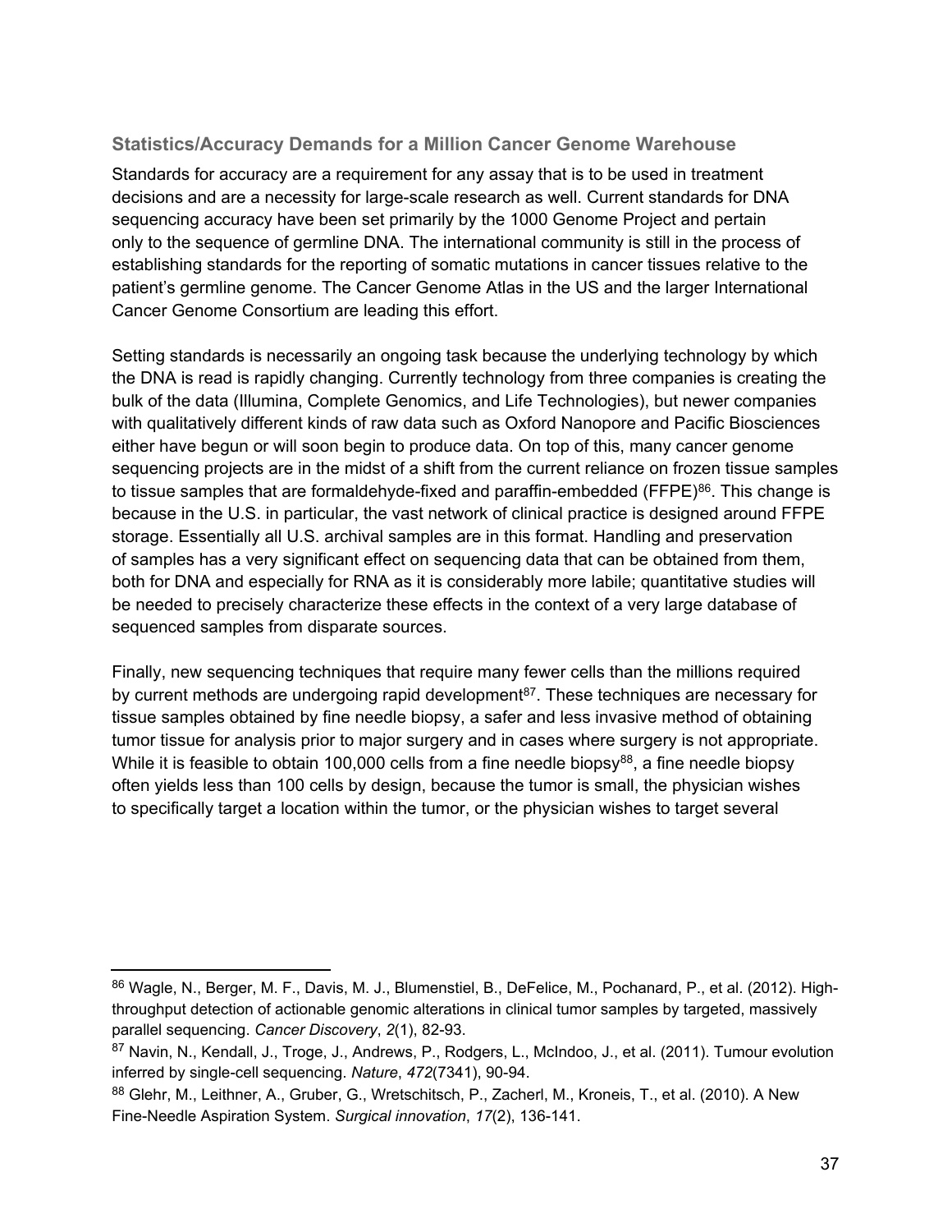### Statistics/Accuracy Demands for a Million Cancer Genome Warehouse

Standards for accuracy are a requirement for any assay that is to be used in treatment decisions and are a necessity for large-scale research as well. Current standards for DNA sequencing accuracy have been set primarily by the 1000 Genome Project and pertain only to the sequence of germline DNA. The international community is still in the process of establishing standards for the reporting of somatic mutations in cancer tissues relative to the patient's germline genome. The Cancer Genome Atlas in the US and the larger International Cancer Genome Consortium are leading this effort.

Setting standards is necessarily an ongoing task because the underlying technology by which the DNA is read is rapidly changing. Currently technology from three companies is creating the bulk of the data (Illumina, Complete Genomics, and Life Technologies), but newer companies with qualitatively different kinds of raw data such as Oxford Nanopore and Pacific Biosciences either have begun or will soon begin to produce data. On top of this, many cancer genome sequencing projects are in the midst of a shift from the current reliance on frozen tissue samples to tissue samples that are formaldehyde-fixed and paraffin-embedded (FFPE)[86]. This change is because in the U.S. in particular, the vast network of clinical practice is designed around FFPE storage. Essentially all U.S. archival samples are in this format. Handling and preservation of samples has a very significant effect on sequencing data that can be obtained from them, both for DNA and especially for RNA as it is considerably more labile; quantitative studies will be needed to precisely characterize these effects in the context of a very large database of sequenced samples from disparate sources.

Finally, new sequencing techniques that require many fewer cells than the millions required by current methods are undergoing rapid development[87]. These techniques are necessary for tissue samples obtained by fine needle biopsy, a safer and less invasive method of obtaining tumor tissue for analysis prior to major surgery and in cases where surgery is not appropriate. While it is feasible to obtain 100,000 cells from a fine needle biopsy[88], a fine needle biopsy often yields less than 100 cells by design, because the tumor is small, the physician wishes to specifically target a location within the tumor, or the physician wishes to target several

---

[86] Wagle, N., Berger, M. F., Davis, M. J., Blumenstiel, B., DeFelice, M., Pochanard, P., et al. (2012). High-throughput detection of actionable genomic alterations in clinical tumor samples by targeted, massively parallel sequencing. *Cancer Discovery*, *2*(1), 82-93.

[87] Navin, N., Kendall, J., Troge, J., Andrews, P., Rodgers, L., McIndoo, J., et al. (2011). Tumour evolution inferred by single-cell sequencing. *Nature*, *472*(7341), 90-94.

[88] Glehr, M., Leithner, A., Gruber, G., Wretschitsch, P., Zacherl, M., Kroneis, T., et al. (2010). A New Fine-Needle Aspiration System. *Surgical innovation*, *17*(2), 136-141.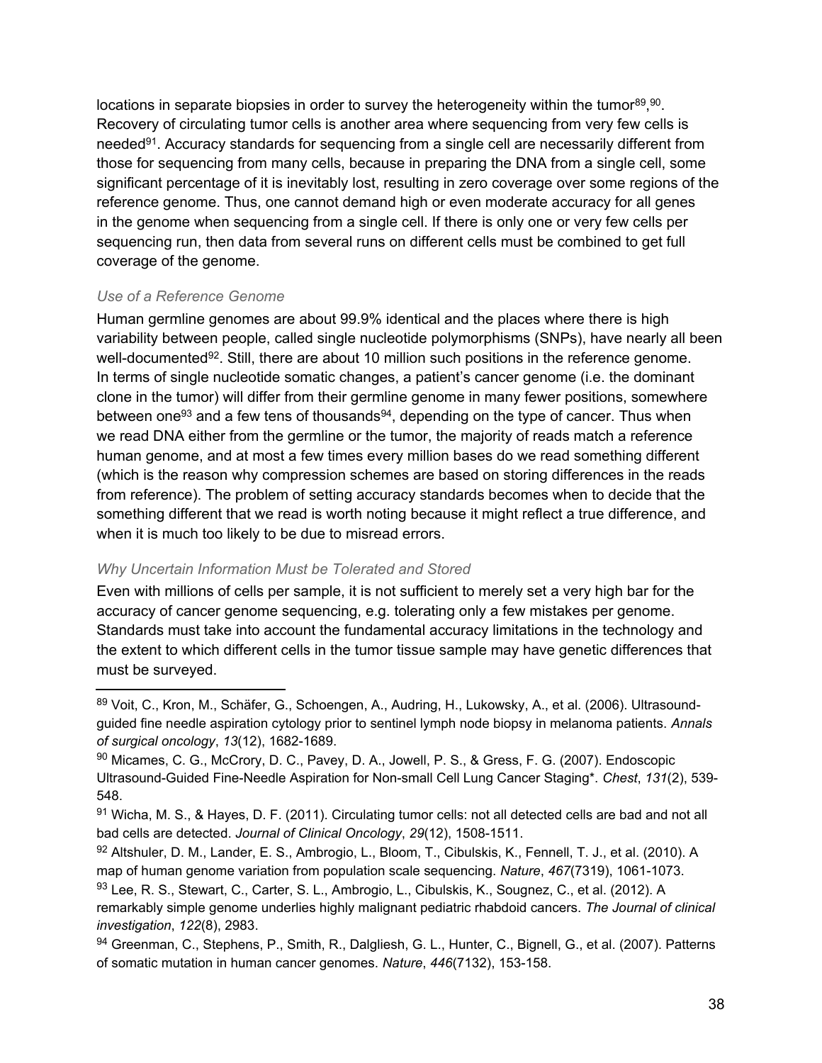locations in separate biopsies in order to survey the heterogeneity within the tumor[89],[90]. Recovery of circulating tumor cells is another area where sequencing from very few cells is needed[91]. Accuracy standards for sequencing from a single cell are necessarily different from those for sequencing from many cells, because in preparing the DNA from a single cell, some significant percentage of it is inevitably lost, resulting in zero coverage over some regions of the reference genome. Thus, one cannot demand high or even moderate accuracy for all genes in the genome when sequencing from a single cell. If there is only one or very few cells per sequencing run, then data from several runs on different cells must be combined to get full coverage of the genome.

### *Use of a Reference Genome*

Human germline genomes are about 99.9% identical and the places where there is high variability between people, called single nucleotide polymorphisms (SNPs), have nearly all been well-documented[92]. Still, there are about 10 million such positions in the reference genome. In terms of single nucleotide somatic changes, a patient's cancer genome (i.e. the dominant clone in the tumor) will differ from their germline genome in many fewer positions, somewhere between one[93] and a few tens of thousands[94], depending on the type of cancer. Thus when we read DNA either from the germline or the tumor, the majority of reads match a reference human genome, and at most a few times every million bases do we read something different (which is the reason why compression schemes are based on storing differences in the reads from reference). The problem of setting accuracy standards becomes when to decide that the something different that we read is worth noting because it might reflect a true difference, and when it is much too likely to be due to misread errors.

### *Why Uncertain Information Must be Tolerated and Stored*

Even with millions of cells per sample, it is not sufficient to merely set a very high bar for the accuracy of cancer genome sequencing, e.g. tolerating only a few mistakes per genome. Standards must take into account the fundamental accuracy limitations in the technology and the extent to which different cells in the tumor tissue sample may have genetic differences that must be surveyed.

---

[89] Voit, C., Kron, M., Schäfer, G., Schoengen, A., Audring, H., Lukowsky, A., et al. (2006). Ultrasound-guided fine needle aspiration cytology prior to sentinel lymph node biopsy in melanoma patients. *Annals of surgical oncology*, *13*(12), 1682-1689.

[90] Micames, C. G., McCrory, D. C., Pavey, D. A., Jowell, P. S., & Gress, F. G. (2007). Endoscopic Ultrasound-Guided Fine-Needle Aspiration for Non-small Cell Lung Cancer Staging*. *Chest*, *131*(2), 539-548.

[91] Wicha, M. S., & Hayes, D. F. (2011). Circulating tumor cells: not all detected cells are bad and not all bad cells are detected. *Journal of Clinical Oncology*, *29*(12), 1508-1511.

[92] Altshuler, D. M., Lander, E. S., Ambrogio, L., Bloom, T., Cibulskis, K., Fennell, T. J., et al. (2010). A map of human genome variation from population scale sequencing. *Nature*, *467*(7319), 1061-1073.

[93] Lee, R. S., Stewart, C., Carter, S. L., Ambrogio, L., Cibulskis, K., Sougnez, C., et al. (2012). A remarkably simple genome underlies highly malignant pediatric rhabdoid cancers. *The Journal of clinical investigation*, *122*(8), 2983.

[94] Greenman, C., Stephens, P., Smith, R., Dalgliesh, G. L., Hunter, C., Bignell, G., et al. (2007). Patterns of somatic mutation in human cancer genomes. *Nature*, *446*(7132), 153-158.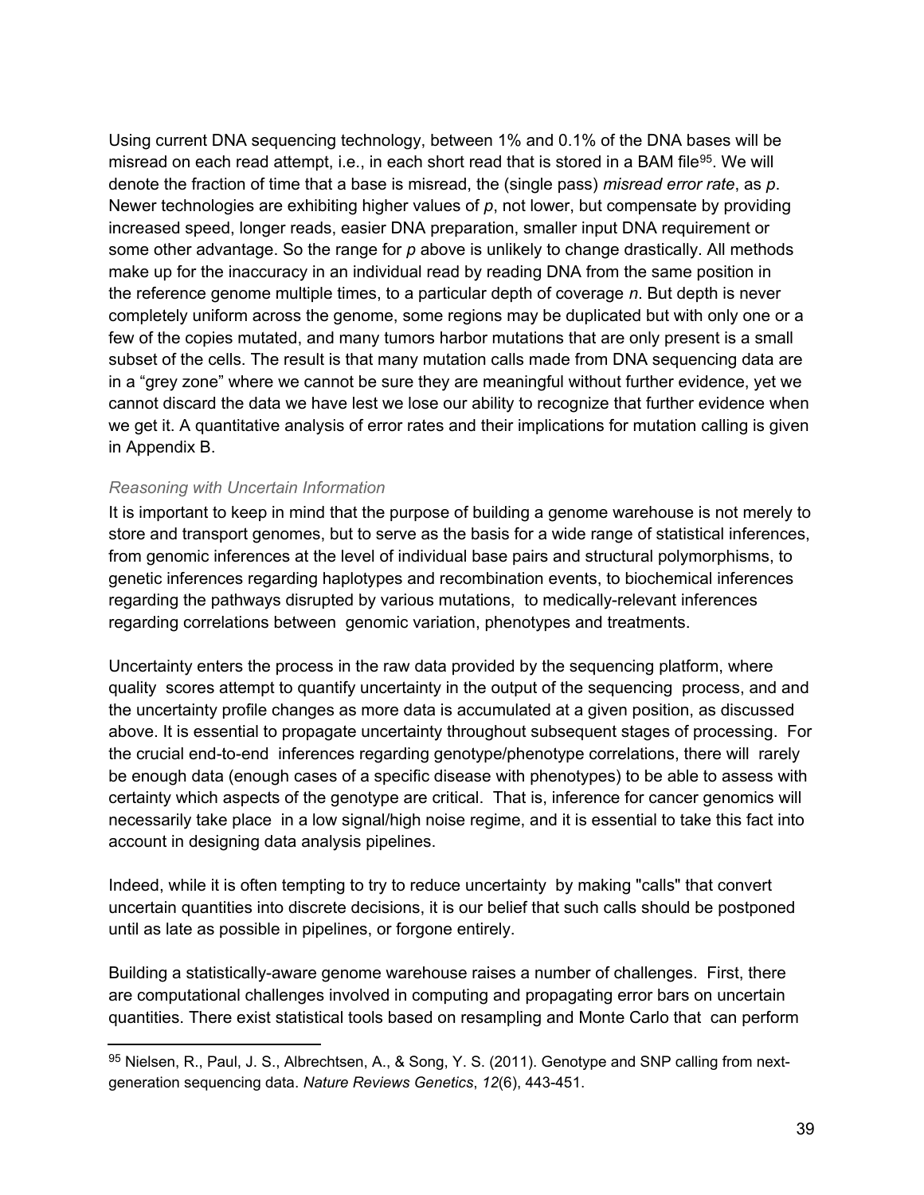Using current DNA sequencing technology, between 1% and 0.1% of the DNA bases will be misread on each read attempt, i.e., in each short read that is stored in a BAM file[95]. We will denote the fraction of time that a base is misread, the (single pass) *misread error rate*, as $p$. Newer technologies are exhibiting higher values of $p$, not lower, but compensate by providing increased speed, longer reads, easier DNA preparation, smaller input DNA requirement or some other advantage. So the range for $p$ above is unlikely to change drastically. All methods make up for the inaccuracy in an individual read by reading DNA from the same position in the reference genome multiple times, to a particular depth of coverage $n$. But depth is never completely uniform across the genome, some regions may be duplicated but with only one or a few of the copies mutated, and many tumors harbor mutations that are only present is a small subset of the cells. The result is that many mutation calls made from DNA sequencing data are in a "grey zone" where we cannot be sure they are meaningful without further evidence, yet we cannot discard the data we have lest we lose our ability to recognize that further evidence when we get it. A quantitative analysis of error rates and their implications for mutation calling is given in Appendix B.

### *Reasoning with Uncertain Information*

It is important to keep in mind that the purpose of building a genome warehouse is not merely to store and transport genomes, but to serve as the basis for a wide range of statistical inferences, from genomic inferences at the level of individual base pairs and structural polymorphisms, to genetic inferences regarding haplotypes and recombination events, to biochemical inferences regarding the pathways disrupted by various mutations, to medically-relevant inferences regarding correlations between genomic variation, phenotypes and treatments.

Uncertainty enters the process in the raw data provided by the sequencing platform, where quality scores attempt to quantify uncertainty in the output of the sequencing process, and and the uncertainty profile changes as more data is accumulated at a given position, as discussed above. It is essential to propagate uncertainty throughout subsequent stages of processing. For the crucial end-to-end inferences regarding genotype/phenotype correlations, there will rarely be enough data (enough cases of a specific disease with phenotypes) to be able to assess with certainty which aspects of the genotype are critical. That is, inference for cancer genomics will necessarily take place in a low signal/high noise regime, and it is essential to take this fact into account in designing data analysis pipelines.

Indeed, while it is often tempting to try to reduce uncertainty by making "calls" that convert uncertain quantities into discrete decisions, it is our belief that such calls should be postponed until as late as possible in pipelines, or forgone entirely.

Building a statistically-aware genome warehouse raises a number of challenges. First, there are computational challenges involved in computing and propagating error bars on uncertain quantities. There exist statistical tools based on resampling and Monte Carlo that can perform

[95] Nielsen, R., Paul, J. S., Albrechtsen, A., & Song, Y. S. (2011). Genotype and SNP calling from next-generation sequencing data. *Nature Reviews Genetics*, *12*(6), 443-451.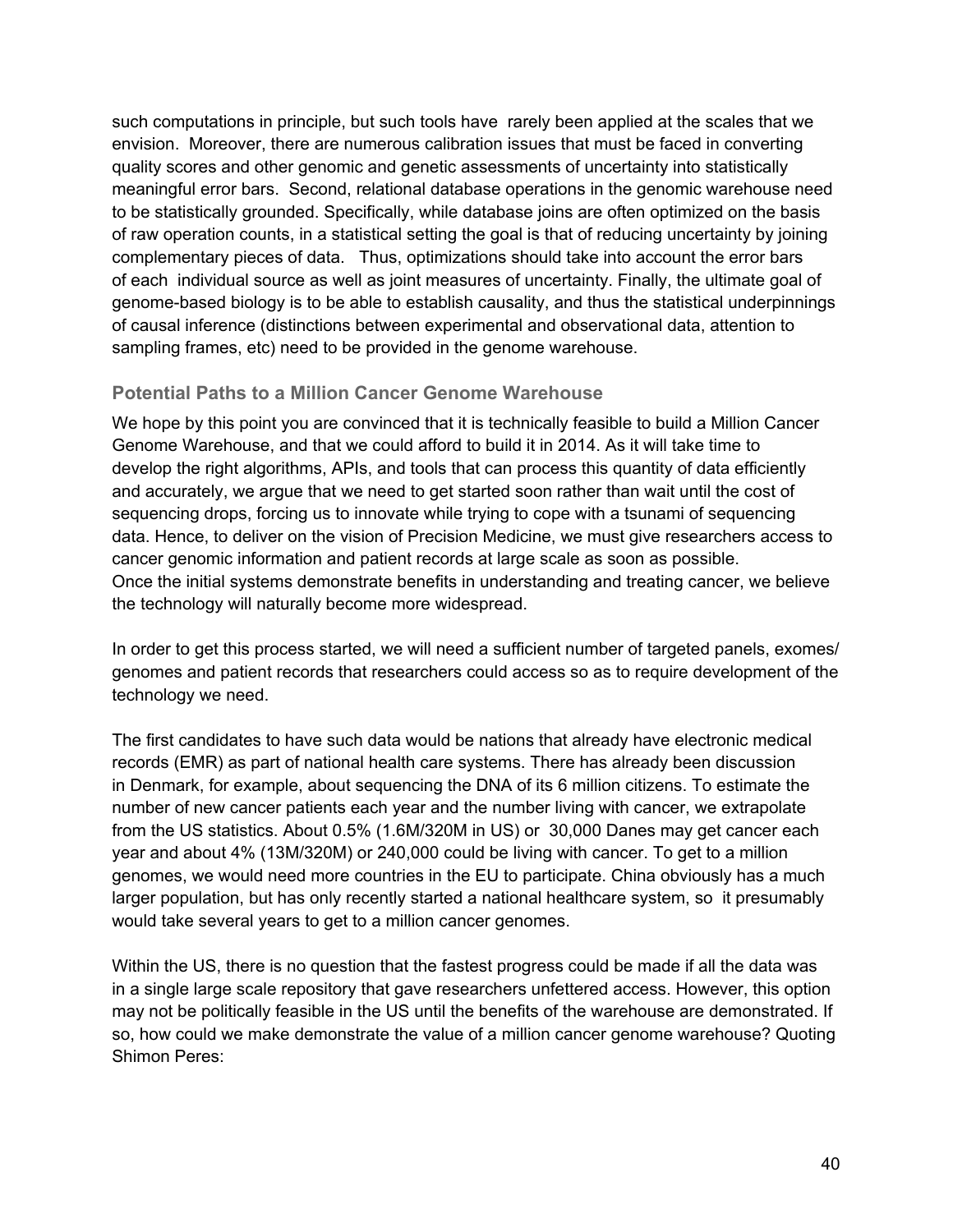such computations in principle, but such tools have rarely been applied at the scales that we envision. Moreover, there are numerous calibration issues that must be faced in converting quality scores and other genomic and genetic assessments of uncertainty into statistically meaningful error bars. Second, relational database operations in the genomic warehouse need to be statistically grounded. Specifically, while database joins are often optimized on the basis of raw operation counts, in a statistical setting the goal is that of reducing uncertainty by joining complementary pieces of data. Thus, optimizations should take into account the error bars of each individual source as well as joint measures of uncertainty. Finally, the ultimate goal of genome-based biology is to be able to establish causality, and thus the statistical underpinnings of causal inference (distinctions between experimental and observational data, attention to sampling frames, etc) need to be provided in the genome warehouse.

### Potential Paths to a Million Cancer Genome Warehouse

We hope by this point you are convinced that it is technically feasible to build a Million Cancer Genome Warehouse, and that we could afford to build it in 2014. As it will take time to develop the right algorithms, APIs, and tools that can process this quantity of data efficiently and accurately, we argue that we need to get started soon rather than wait until the cost of sequencing drops, forcing us to innovate while trying to cope with a tsunami of sequencing data. Hence, to deliver on the vision of Precision Medicine, we must give researchers access to cancer genomic information and patient records at large scale as soon as possible. Once the initial systems demonstrate benefits in understanding and treating cancer, we believe the technology will naturally become more widespread.

In order to get this process started, we will need a sufficient number of targeted panels, exomes/genomes and patient records that researchers could access so as to require development of the technology we need.

The first candidates to have such data would be nations that already have electronic medical records (EMR) as part of national health care systems. There has already been discussion in Denmark, for example, about sequencing the DNA of its 6 million citizens. To estimate the number of new cancer patients each year and the number living with cancer, we extrapolate from the US statistics. About 0.5% (1.6M/320M in US) or 30,000 Danes may get cancer each year and about 4% (13M/320M) or 240,000 could be living with cancer. To get to a million genomes, we would need more countries in the EU to participate. China obviously has a much larger population, but has only recently started a national healthcare system, so it presumably would take several years to get to a million cancer genomes.

Within the US, there is no question that the fastest progress could be made if all the data was in a single large scale repository that gave researchers unfettered access. However, this option may not be politically feasible in the US until the benefits of the warehouse are demonstrated. If so, how could we make demonstrate the value of a million cancer genome warehouse? Quoting Shimon Peres: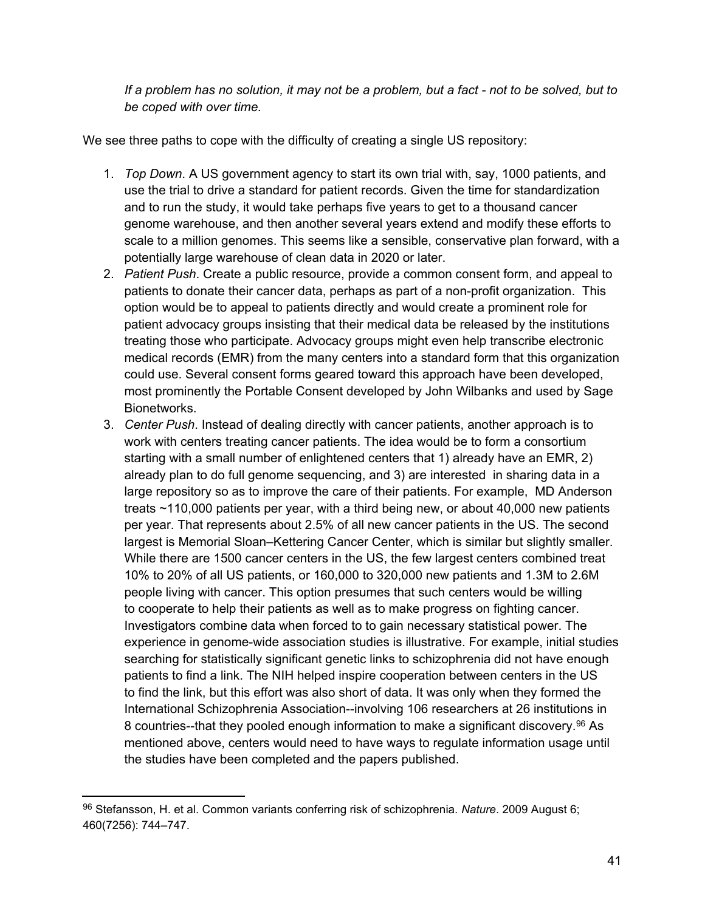*If a problem has no solution, it may not be a problem, but a fact - not to be solved, but to be coped with over time.*

We see three paths to cope with the difficulty of creating a single US repository:

1. *Top Down*. A US government agency to start its own trial with, say, 1000 patients, and use the trial to drive a standard for patient records. Given the time for standardization and to run the study, it would take perhaps five years to get to a thousand cancer genome warehouse, and then another several years extend and modify these efforts to scale to a million genomes. This seems like a sensible, conservative plan forward, with a potentially large warehouse of clean data in 2020 or later.
2. *Patient Push*. Create a public resource, provide a common consent form, and appeal to patients to donate their cancer data, perhaps as part of a non-profit organization. This option would be to appeal to patients directly and would create a prominent role for patient advocacy groups insisting that their medical data be released by the institutions treating those who participate. Advocacy groups might even help transcribe electronic medical records (EMR) from the many centers into a standard form that this organization could use. Several consent forms geared toward this approach have been developed, most prominently the Portable Consent developed by John Wilbanks and used by Sage Bionetworks.
3. *Center Push*. Instead of dealing directly with cancer patients, another approach is to work with centers treating cancer patients. The idea would be to form a consortium starting with a small number of enlightened centers that 1) already have an EMR, 2) already plan to do full genome sequencing, and 3) are interested in sharing data in a large repository so as to improve the care of their patients. For example, MD Anderson treats ~110,000 patients per year, with a third being new, or about 40,000 new patients per year. That represents about 2.5% of all new cancer patients in the US. The second largest is Memorial Sloan–Kettering Cancer Center, which is similar but slightly smaller. While there are 1500 cancer centers in the US, the few largest centers combined treat 10% to 20% of all US patients, or 160,000 to 320,000 new patients and 1.3M to 2.6M people living with cancer. This option presumes that such centers would be willing to cooperate to help their patients as well as to make progress on fighting cancer. Investigators combine data when forced to to gain necessary statistical power. The experience in genome-wide association studies is illustrative. For example, initial studies searching for statistically significant genetic links to schizophrenia did not have enough patients to find a link. The NIH helped inspire cooperation between centers in the US to find the link, but this effort was also short of data. It was only when they formed the International Schizophrenia Association--involving 106 researchers at 26 institutions in 8 countries--that they pooled enough information to make a significant discovery.[96] As mentioned above, centers would need to have ways to regulate information usage until the studies have been completed and the papers published.

---

[96] Stefansson, H. et al. Common variants conferring risk of schizophrenia. *Nature*. 2009 August 6; 460(7256): 744–747.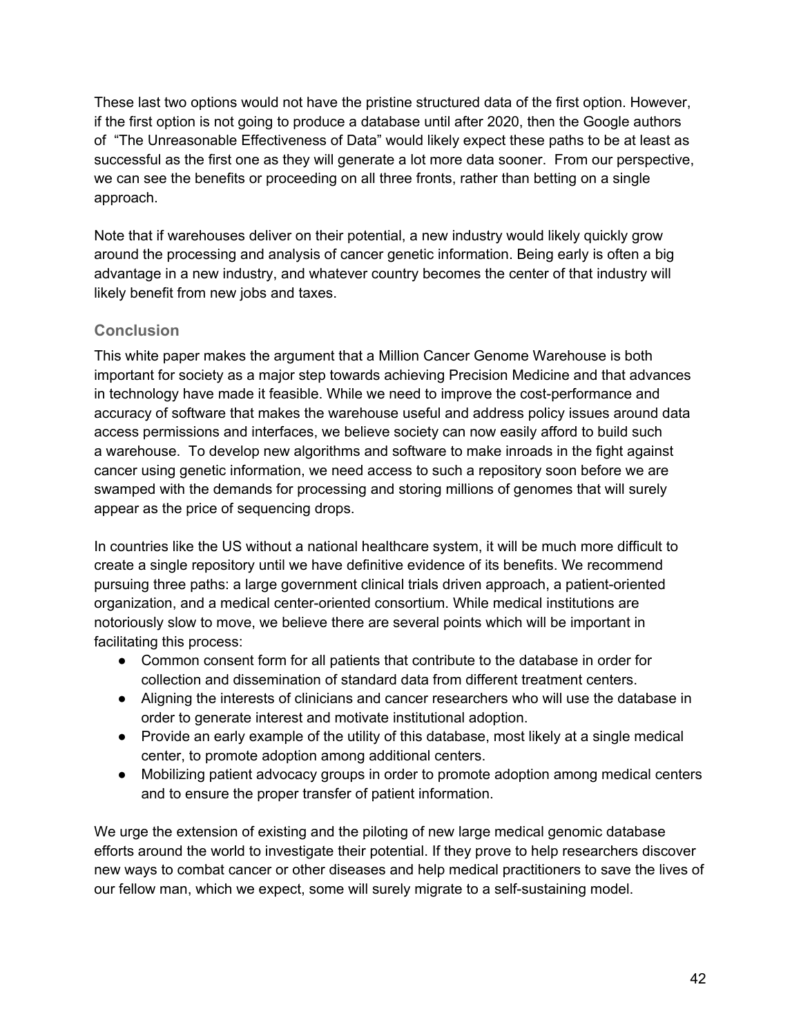These last two options would not have the pristine structured data of the first option. However, if the first option is not going to produce a database until after 2020, then the Google authors of "The Unreasonable Effectiveness of Data" would likely expect these paths to be at least as successful as the first one as they will generate a lot more data sooner. From our perspective, we can see the benefits or proceeding on all three fronts, rather than betting on a single approach.

Note that if warehouses deliver on their potential, a new industry would likely quickly grow around the processing and analysis of cancer genetic information. Being early is often a big advantage in a new industry, and whatever country becomes the center of that industry will likely benefit from new jobs and taxes.

## Conclusion

This white paper makes the argument that a Million Cancer Genome Warehouse is both important for society as a major step towards achieving Precision Medicine and that advances in technology have made it feasible. While we need to improve the cost-performance and accuracy of software that makes the warehouse useful and address policy issues around data access permissions and interfaces, we believe society can now easily afford to build such a warehouse. To develop new algorithms and software to make inroads in the fight against cancer using genetic information, we need access to such a repository soon before we are swamped with the demands for processing and storing millions of genomes that will surely appear as the price of sequencing drops.

In countries like the US without a national healthcare system, it will be much more difficult to create a single repository until we have definitive evidence of its benefits. We recommend pursuing three paths: a large government clinical trials driven approach, a patient-oriented organization, and a medical center-oriented consortium. While medical institutions are notoriously slow to move, we believe there are several points which will be important in facilitating this process:

- Common consent form for all patients that contribute to the database in order for collection and dissemination of standard data from different treatment centers.
- Aligning the interests of clinicians and cancer researchers who will use the database in order to generate interest and motivate institutional adoption.
- Provide an early example of the utility of this database, most likely at a single medical center, to promote adoption among additional centers.
- Mobilizing patient advocacy groups in order to promote adoption among medical centers and to ensure the proper transfer of patient information.

We urge the extension of existing and the piloting of new large medical genomic database efforts around the world to investigate their potential. If they prove to help researchers discover new ways to combat cancer or other diseases and help medical practitioners to save the lives of our fellow man, which we expect, some will surely migrate to a self-sustaining model.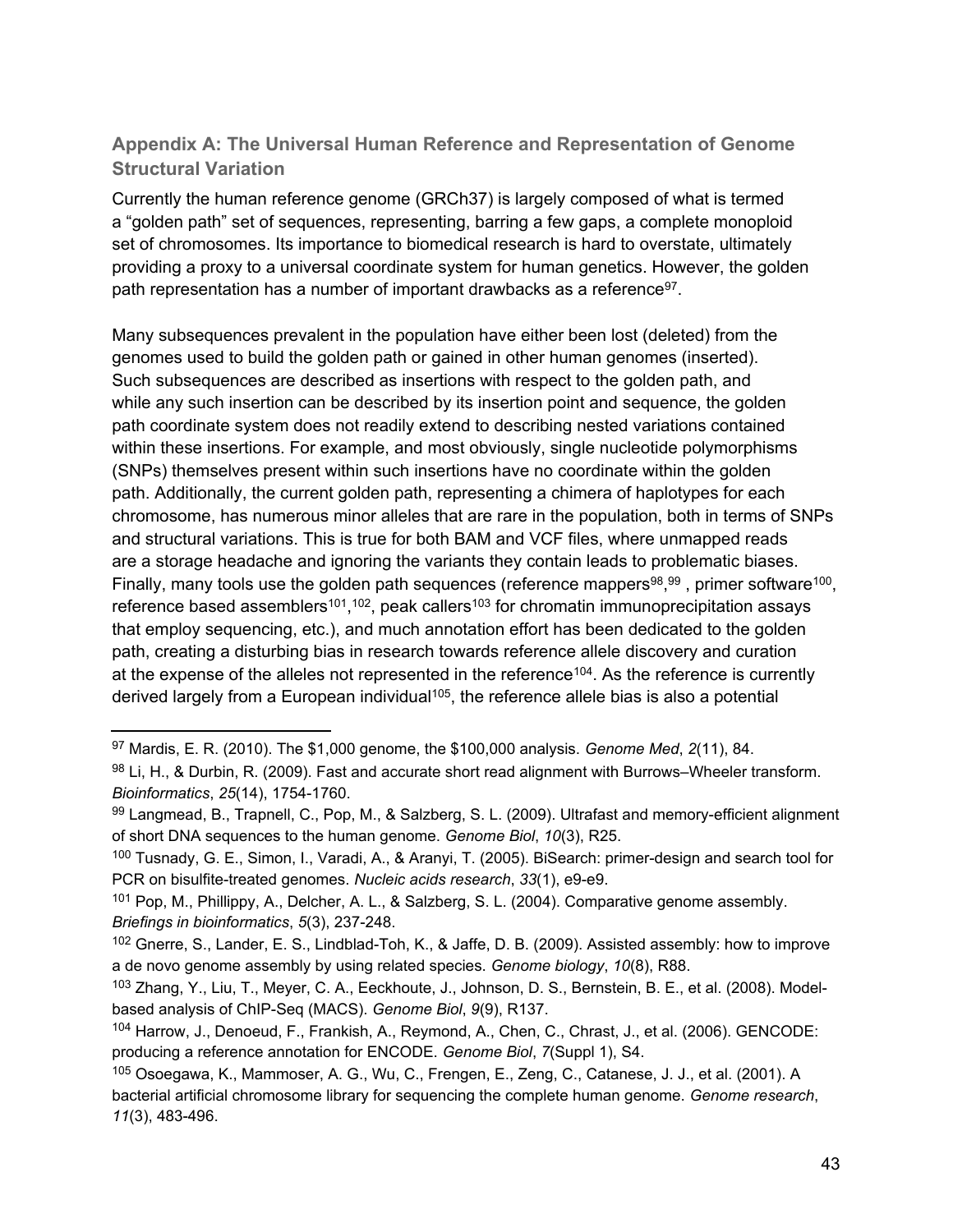## Appendix A: The Universal Human Reference and Representation of Genome Structural Variation

Currently the human reference genome (GRCh37) is largely composed of what is termed a “golden path” set of sequences, representing, barring a few gaps, a complete monoploid set of chromosomes. Its importance to biomedical research is hard to overstate, ultimately providing a proxy to a universal coordinate system for human genetics. However, the golden path representation has a number of important drawbacks as a reference[97].

Many subsequences prevalent in the population have either been lost (deleted) from the genomes used to build the golden path or gained in other human genomes (inserted). Such subsequences are described as insertions with respect to the golden path, and while any such insertion can be described by its insertion point and sequence, the golden path coordinate system does not readily extend to describing nested variations contained within these insertions. For example, and most obviously, single nucleotide polymorphisms (SNPs) themselves present within such insertions have no coordinate within the golden path. Additionally, the current golden path, representing a chimera of haplotypes for each chromosome, has numerous minor alleles that are rare in the population, both in terms of SNPs and structural variations. This is true for both BAM and VCF files, where unmapped reads are a storage headache and ignoring the variants they contain leads to problematic biases. Finally, many tools use the golden path sequences (reference mappers[98],[99] , primer software[100], reference based assemblers[101],[102], peak callers[103] for chromatin immunoprecipitation assays that employ sequencing, etc.), and much annotation effort has been dedicated to the golden path, creating a disturbing bias in research towards reference allele discovery and curation at the expense of the alleles not represented in the reference[104]. As the reference is currently derived largely from a European individual[105], the reference allele bias is also a potential

---

[97] Mardis, E. R. (2010). The $1,000 genome, the $100,000 analysis. *Genome Med*, *2*(11), 84.

[98] Li, H., & Durbin, R. (2009). Fast and accurate short read alignment with Burrows–Wheeler transform. *Bioinformatics*, *25*(14), 1754-1760.

[99] Langmead, B., Trapnell, C., Pop, M., & Salzberg, S. L. (2009). Ultrafast and memory-efficient alignment of short DNA sequences to the human genome. *Genome Biol*, *10*(3), R25.

[100] Tusnady, G. E., Simon, I., Varadi, A., & Aranyi, T. (2005). BiSearch: primer-design and search tool for PCR on bisulfite-treated genomes. *Nucleic acids research*, *33*(1), e9-e9.

[101] Pop, M., Phillippy, A., Delcher, A. L., & Salzberg, S. L. (2004). Comparative genome assembly. *Briefings in bioinformatics*, *5*(3), 237-248.

[102] Gnerre, S., Lander, E. S., Lindblad-Toh, K., & Jaffe, D. B. (2009). Assisted assembly: how to improve a de novo genome assembly by using related species. *Genome biology*, *10*(8), R88.

[103] Zhang, Y., Liu, T., Meyer, C. A., Eeckhoute, J., Johnson, D. S., Bernstein, B. E., et al. (2008). Model-based analysis of ChIP-Seq (MACS). *Genome Biol*, *9*(9), R137.

[104] Harrow, J., Denoeud, F., Frankish, A., Reymond, A., Chen, C., Chrast, J., et al. (2006). GENCODE: producing a reference annotation for ENCODE. *Genome Biol*, *7*(Suppl 1), S4.

[105] Osoegawa, K., Mammoser, A. G., Wu, C., Frengen, E., Zeng, C., Catanese, J. J., et al. (2001). A bacterial artificial chromosome library for sequencing the complete human genome. *Genome research*, *11*(3), 483-496.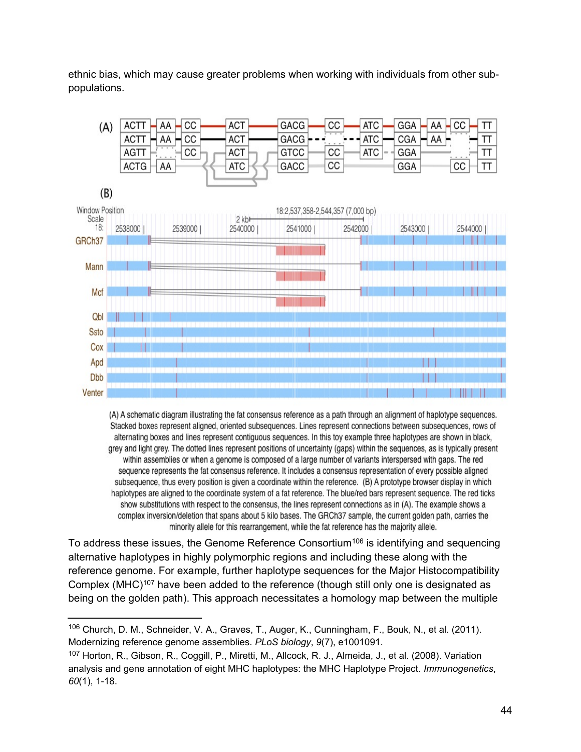ethnic bias, which may cause greater problems when working with individuals from other sub-populations.

(A) A schematic diagram illustrating the fat consensus reference as a path through an alignment of haplotype sequences. Stacked boxes represent aligned, oriented subsequences. Lines represent connections between subsequences, rows of alternating boxes and lines represent contiguous sequences. In this toy example three haplotypes are shown in black, grey and light grey. The dotted lines represent positions of uncertainty (gaps) within the sequences, as is typically present within assemblies or when a genome is composed of a large number of variants interspersed with gaps. The red sequence represents the fat consensus reference. It includes a consensus representation of every possible aligned subsequence, thus every position is given a coordinate within the reference. (B) A prototype browser display in which haplotypes are aligned to the coordinate system of a fat reference. The blue/red bars represent sequence. The red ticks show substitutions with respect to the consensus, the lines represent connections as in (A). The example shows a complex inversion/deletion that spans about 5 kilo bases. The GRCh37 sample, the current golden path, carries the minority allele for this rearrangement, while the fat reference has the majority allele.

To address these issues, the Genome Reference Consortium[106] is identifying and sequencing alternative haplotypes in highly polymorphic regions and including these along with the reference genome. For example, further haplotype sequences for the Major Histocompatibility Complex (MHC)[107] have been added to the reference (though still only one is designated as being on the golden path). This approach necessitates a homology map between the multiple

[106] Church, D. M., Schneider, V. A., Graves, T., Auger, K., Cunningham, F., Bouk, N., et al. (2011). Modernizing reference genome assemblies. *PLoS biology*, *9*(7), e1001091.

[107] Horton, R., Gibson, R., Coggill, P., Miretti, M., Allcock, R. J., Almeida, J., et al. (2008). Variation analysis and gene annotation of eight MHC haplotypes: the MHC Haplotype Project. *Immunogenetics*, *60*(1), 1-18.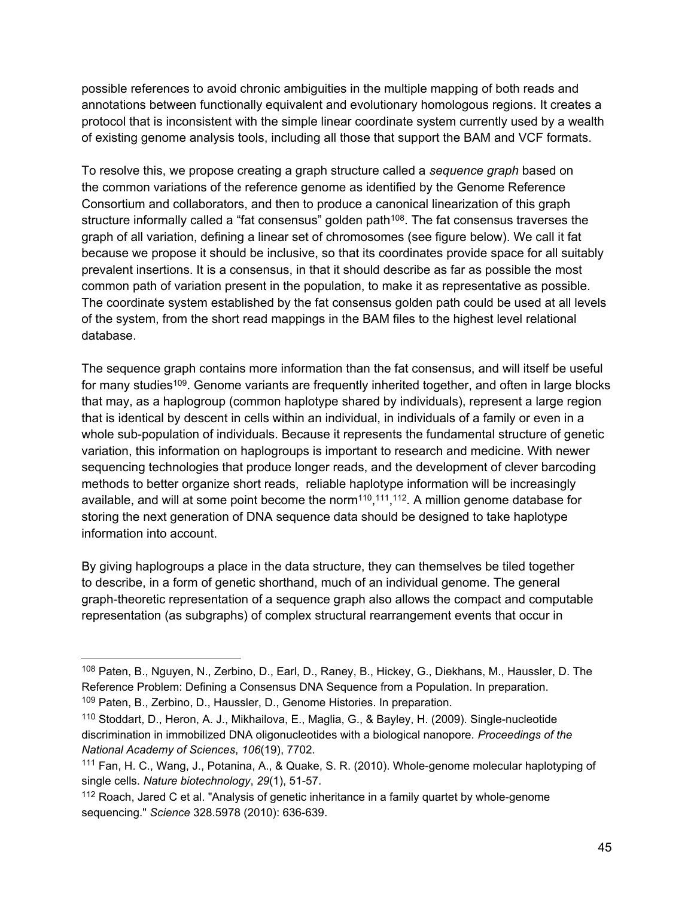possible references to avoid chronic ambiguities in the multiple mapping of both reads and annotations between functionally equivalent and evolutionary homologous regions. It creates a protocol that is inconsistent with the simple linear coordinate system currently used by a wealth of existing genome analysis tools, including all those that support the BAM and VCF formats.

To resolve this, we propose creating a graph structure called a *sequence graph* based on the common variations of the reference genome as identified by the Genome Reference Consortium and collaborators, and then to produce a canonical linearization of this graph structure informally called a "fat consensus" golden path[108]. The fat consensus traverses the graph of all variation, defining a linear set of chromosomes (see figure below). We call it fat because we propose it should be inclusive, so that its coordinates provide space for all suitably prevalent insertions. It is a consensus, in that it should describe as far as possible the most common path of variation present in the population, to make it as representative as possible. The coordinate system established by the fat consensus golden path could be used at all levels of the system, from the short read mappings in the BAM files to the highest level relational database.

The sequence graph contains more information than the fat consensus, and will itself be useful for many studies[109]. Genome variants are frequently inherited together, and often in large blocks that may, as a haplogroup (common haplotype shared by individuals), represent a large region that is identical by descent in cells within an individual, in individuals of a family or even in a whole sub-population of individuals. Because it represents the fundamental structure of genetic variation, this information on haplogroups is important to research and medicine. With newer sequencing technologies that produce longer reads, and the development of clever barcoding methods to better organize short reads, reliable haplotype information will be increasingly available, and will at some point become the norm[110],[111],[112]. A million genome database for storing the next generation of DNA sequence data should be designed to take haplotype information into account.

By giving haplogroups a place in the data structure, they can themselves be tiled together to describe, in a form of genetic shorthand, much of an individual genome. The general graph-theoretic representation of a sequence graph also allows the compact and computable representation (as subgraphs) of complex structural rearrangement events that occur in

---

[108] Paten, B., Nguyen, N., Zerbino, D., Earl, D., Raney, B., Hickey, G., Diekhans, M., Haussler, D. The Reference Problem: Defining a Consensus DNA Sequence from a Population. In preparation.

[109] Paten, B., Zerbino, D., Haussler, D., Genome Histories. In preparation.

[110] Stoddart, D., Heron, A. J., Mikhailova, E., Maglia, G., & Bayley, H. (2009). Single-nucleotide discrimination in immobilized DNA oligonucleotides with a biological nanopore. *Proceedings of the National Academy of Sciences*, *106*(19), 7702.

[111] Fan, H. C., Wang, J., Potanina, A., & Quake, S. R. (2010). Whole-genome molecular haplotyping of single cells. *Nature biotechnology*, *29*(1), 51-57.

[112] Roach, Jared C et al. "Analysis of genetic inheritance in a family quartet by whole-genome sequencing." *Science* 328.5978 (2010): 636-639.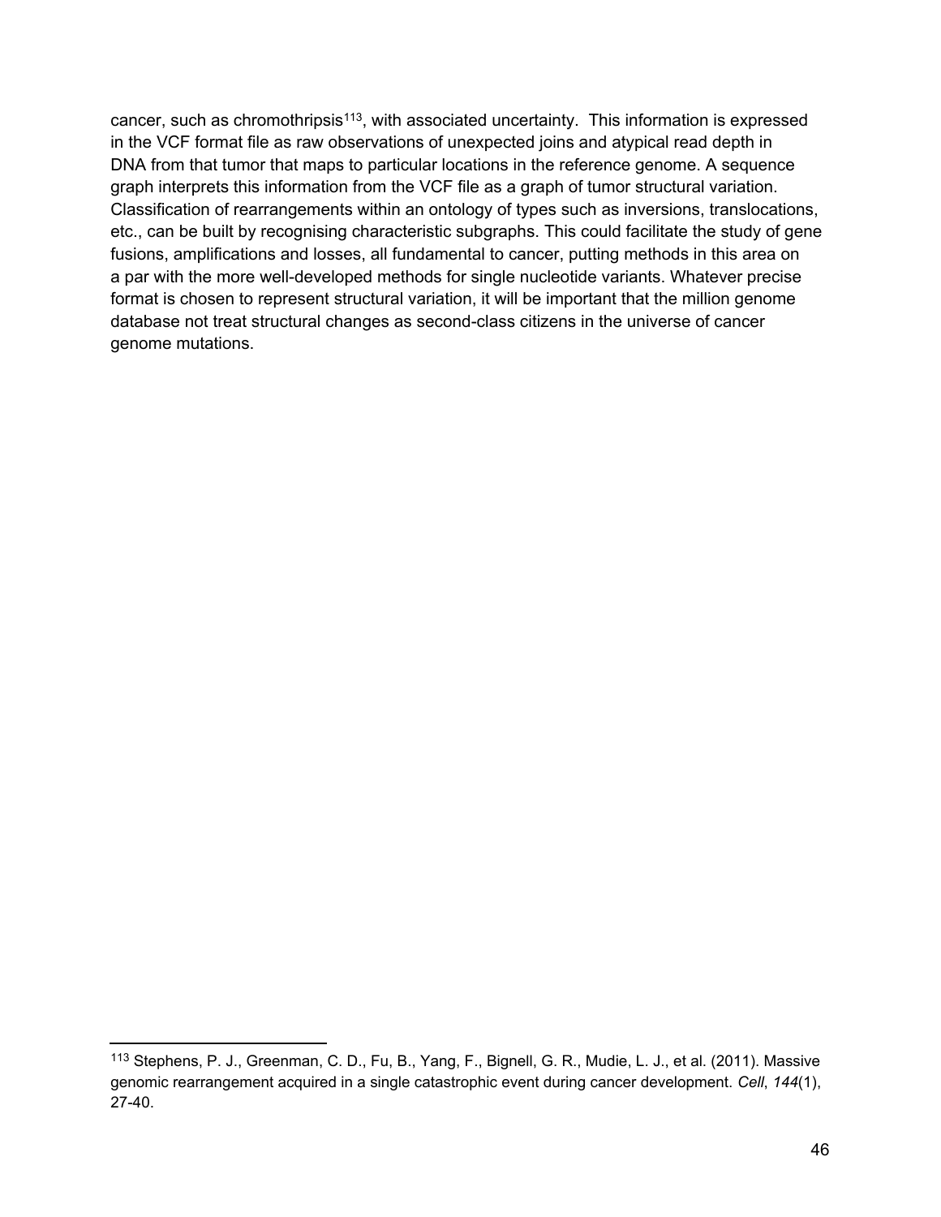cancer, such as chromothripsis[113], with associated uncertainty. This information is expressed in the VCF format file as raw observations of unexpected joins and atypical read depth in DNA from that tumor that maps to particular locations in the reference genome. A sequence graph interprets this information from the VCF file as a graph of tumor structural variation. Classification of rearrangements within an ontology of types such as inversions, translocations, etc., can be built by recognising characteristic subgraphs. This could facilitate the study of gene fusions, amplifications and losses, all fundamental to cancer, putting methods in this area on a par with the more well-developed methods for single nucleotide variants. Whatever precise format is chosen to represent structural variation, it will be important that the million genome database not treat structural changes as second-class citizens in the universe of cancer genome mutations.

---

[113] Stephens, P. J., Greenman, C. D., Fu, B., Yang, F., Bignell, G. R., Mudie, L. J., et al. (2011). Massive genomic rearrangement acquired in a single catastrophic event during cancer development. *Cell*, *144*(1), 27-40.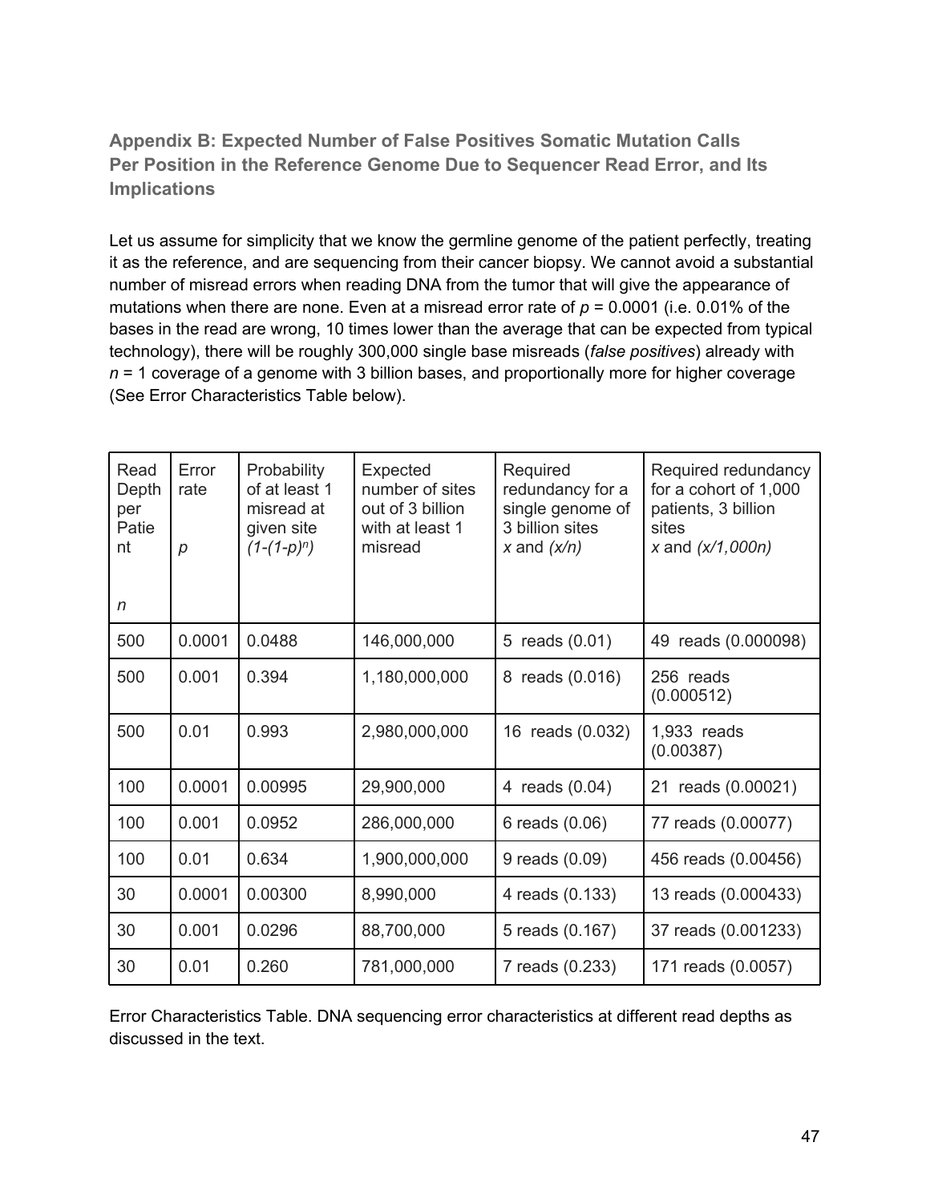### Appendix B: Expected Number of False Positives Somatic Mutation Calls Per Position in the Reference Genome Due to Sequencer Read Error, and Its Implications

Let us assume for simplicity that we know the germline genome of the patient perfectly, treating it as the reference, and are sequencing from their cancer biopsy. We cannot avoid a substantial number of misread errors when reading DNA from the tumor that will give the appearance of mutations when there are none. Even at a misread error rate of $p$ = 0.0001 (i.e. 0.01% of the bases in the read are wrong, 10 times lower than the average that can be expected from typical technology), there will be roughly 300,000 single base misreads (*false positives*) already with $n$ = 1 coverage of a genome with 3 billion bases, and proportionally more for higher coverage (See Error Characteristics Table below).

| Read Depth per Patient $n$ | Error rate $p$ | Probability of at least 1 misread at given site $(1-(1-p)^n)$ | Expected number of sites out of 3 billion with at least 1 misread | Required redundancy for a single genome of 3 billion sites $x$ and $(x/n)$ | Required redundancy for a cohort of 1,000 patients, 3 billion sites $x$ and $(x/1{,}000n)$ |
|---|---|---|---|---|---|
| 500 | 0.0001 | 0.0488 | 146,000,000 | 5 reads (0.01) | 49 reads (0.000098) |
| 500 | 0.001 | 0.394 | 1,180,000,000 | 8 reads (0.016) | 256 reads (0.000512) |
| 500 | 0.01 | 0.993 | 2,980,000,000 | 16 reads (0.032) | 1,933 reads (0.00387) |
| 100 | 0.0001 | 0.00995 | 29,900,000 | 4 reads (0.04) | 21 reads (0.00021) |
| 100 | 0.001 | 0.0952 | 286,000,000 | 6 reads (0.06) | 77 reads (0.00077) |
| 100 | 0.01 | 0.634 | 1,900,000,000 | 9 reads (0.09) | 456 reads (0.00456) |
| 30 | 0.0001 | 0.00300 | 8,990,000 | 4 reads (0.133) | 13 reads (0.000433) |
| 30 | 0.001 | 0.0296 | 88,700,000 | 5 reads (0.167) | 37 reads (0.001233) |
| 30 | 0.01 | 0.260 | 781,000,000 | 7 reads (0.233) | 171 reads (0.0057) |

Error Characteristics Table. DNA sequencing error characteristics at different read depths as discussed in the text.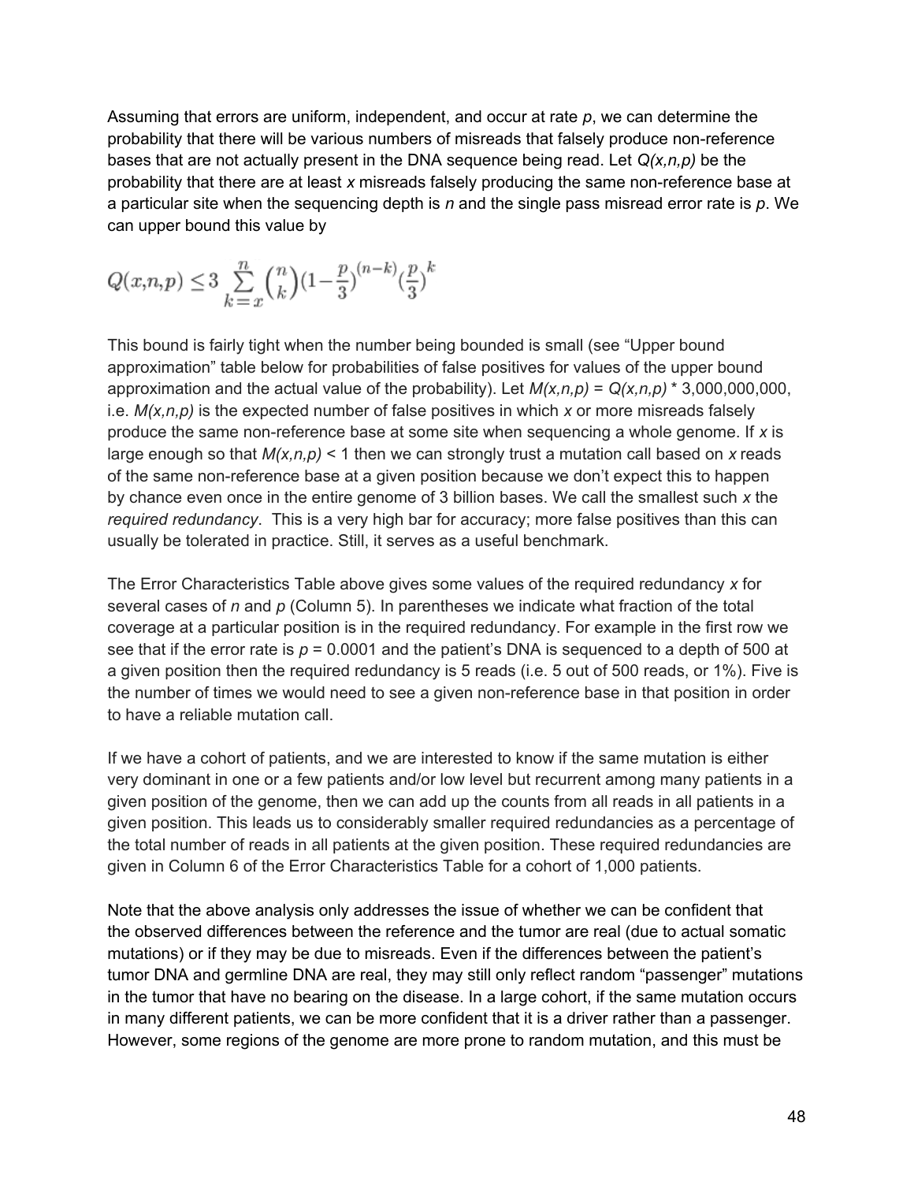Assuming that errors are uniform, independent, and occur at rate $p$, we can determine the probability that there will be various numbers of misreads that falsely produce non-reference bases that are not actually present in the DNA sequence being read. Let $Q(x,n,p)$ be the probability that there are at least $x$ misreads falsely producing the same non-reference base at a particular site when the sequencing depth is $n$ and the single pass misread error rate is $p$. We can upper bound this value by

$$Q(x,n,p) \leq 3 \sum_{k=x}^{n} \binom{n}{k} \left(1 - \frac{p}{3}\right)^{(n-k)} \left(\frac{p}{3}\right)^{k}$$

This bound is fairly tight when the number being bounded is small (see "Upper bound approximation" table below for probabilities of false positives for values of the upper bound approximation and the actual value of the probability). Let $M(x,n,p) = Q(x,n,p) * 3{,}000{,}000{,}000$, i.e. $M(x,n,p)$ is the expected number of false positives in which $x$ or more misreads falsely produce the same non-reference base at some site when sequencing a whole genome. If $x$ is large enough so that $M(x,n,p) < 1$ then we can strongly trust a mutation call based on $x$ reads of the same non-reference base at a given position because we don't expect this to happen by chance even once in the entire genome of 3 billion bases. We call the smallest such $x$ the *required redundancy*. This is a very high bar for accuracy; more false positives than this can usually be tolerated in practice. Still, it serves as a useful benchmark.

The Error Characteristics Table above gives some values of the required redundancy $x$ for several cases of $n$ and $p$ (Column 5). In parentheses we indicate what fraction of the total coverage at a particular position is in the required redundancy. For example in the first row we see that if the error rate is $p = 0.0001$ and the patient's DNA is sequenced to a depth of 500 at a given position then the required redundancy is 5 reads (i.e. 5 out of 500 reads, or 1%). Five is the number of times we would need to see a given non-reference base in that position in order to have a reliable mutation call.

If we have a cohort of patients, and we are interested to know if the same mutation is either very dominant in one or a few patients and/or low level but recurrent among many patients in a given position of the genome, then we can add up the counts from all reads in all patients in a given position. This leads us to considerably smaller required redundancies as a percentage of the total number of reads in all patients at the given position. These required redundancies are given in Column 6 of the Error Characteristics Table for a cohort of 1,000 patients.

Note that the above analysis only addresses the issue of whether we can be confident that the observed differences between the reference and the tumor are real (due to actual somatic mutations) or if they may be due to misreads. Even if the differences between the patient's tumor DNA and germline DNA are real, they may still only reflect random "passenger" mutations in the tumor that have no bearing on the disease. In a large cohort, if the same mutation occurs in many different patients, we can be more confident that it is a driver rather than a passenger. However, some regions of the genome are more prone to random mutation, and this must be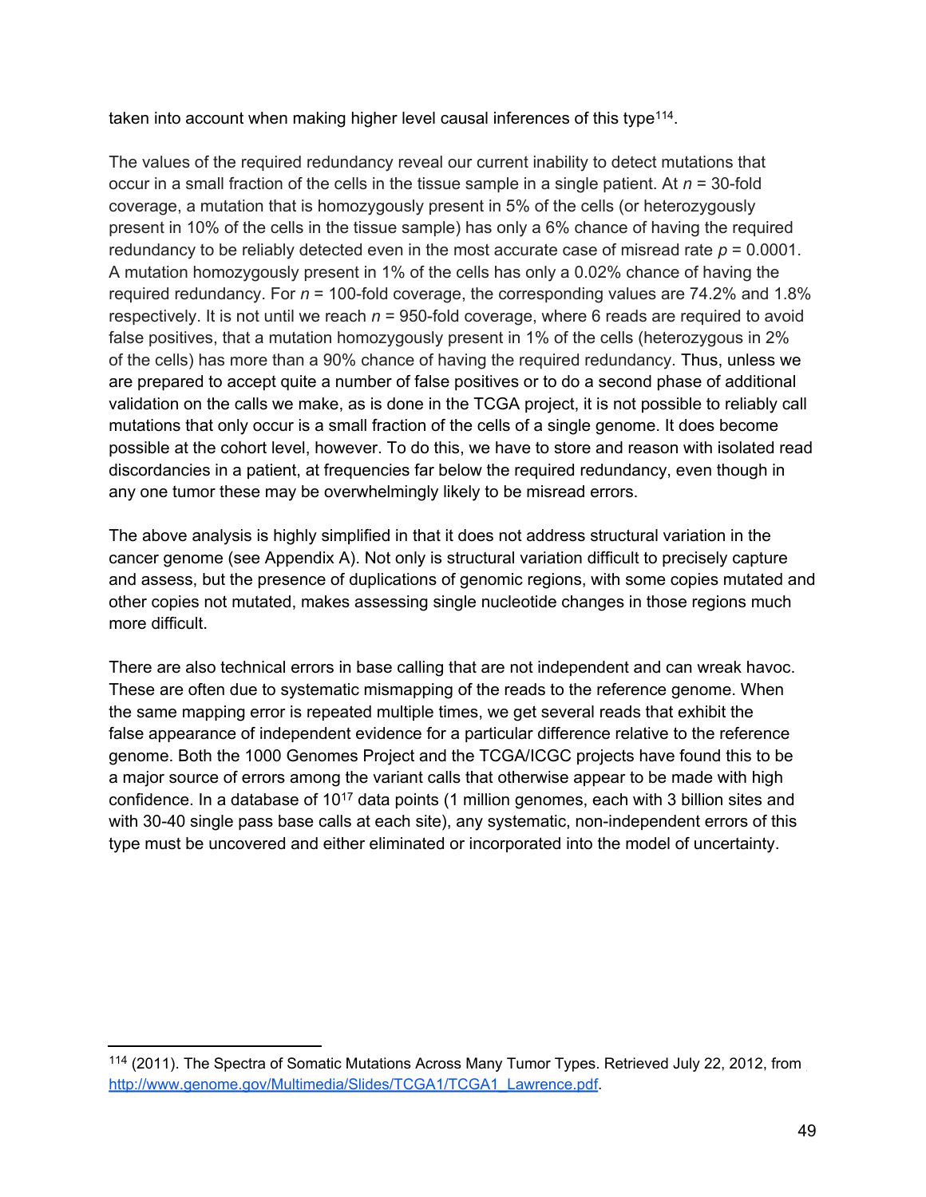taken into account when making higher level causal inferences of this type[114].

The values of the required redundancy reveal our current inability to detect mutations that occur in a small fraction of the cells in the tissue sample in a single patient. At $n$ = 30-fold coverage, a mutation that is homozygously present in 5% of the cells (or heterozygously present in 10% of the cells in the tissue sample) has only a 6% chance of having the required redundancy to be reliably detected even in the most accurate case of misread rate $p$ = 0.0001. A mutation homozygously present in 1% of the cells has only a 0.02% chance of having the required redundancy. For $n$ = 100-fold coverage, the corresponding values are 74.2% and 1.8% respectively. It is not until we reach $n$ = 950-fold coverage, where 6 reads are required to avoid false positives, that a mutation homozygously present in 1% of the cells (heterozygous in 2% of the cells) has more than a 90% chance of having the required redundancy. Thus, unless we are prepared to accept quite a number of false positives or to do a second phase of additional validation on the calls we make, as is done in the TCGA project, it is not possible to reliably call mutations that only occur is a small fraction of the cells of a single genome. It does become possible at the cohort level, however. To do this, we have to store and reason with isolated read discordancies in a patient, at frequencies far below the required redundancy, even though in any one tumor these may be overwhelmingly likely to be misread errors.

The above analysis is highly simplified in that it does not address structural variation in the cancer genome (see Appendix A). Not only is structural variation difficult to precisely capture and assess, but the presence of duplications of genomic regions, with some copies mutated and other copies not mutated, makes assessing single nucleotide changes in those regions much more difficult.

There are also technical errors in base calling that are not independent and can wreak havoc. These are often due to systematic mismapping of the reads to the reference genome. When the same mapping error is repeated multiple times, we get several reads that exhibit the false appearance of independent evidence for a particular difference relative to the reference genome. Both the 1000 Genomes Project and the TCGA/ICGC projects have found this to be a major source of errors among the variant calls that otherwise appear to be made with high confidence. In a database of $10^{17}$ data points (1 million genomes, each with 3 billion sites and with 30-40 single pass base calls at each site), any systematic, non-independent errors of this type must be uncovered and either eliminated or incorporated into the model of uncertainty.

---

[114] (2011). The Spectra of Somatic Mutations Across Many Tumor Types. Retrieved July 22, 2012, from http://www.genome.gov/Multimedia/Slides/TCGA1/TCGA1_Lawrence.pdf.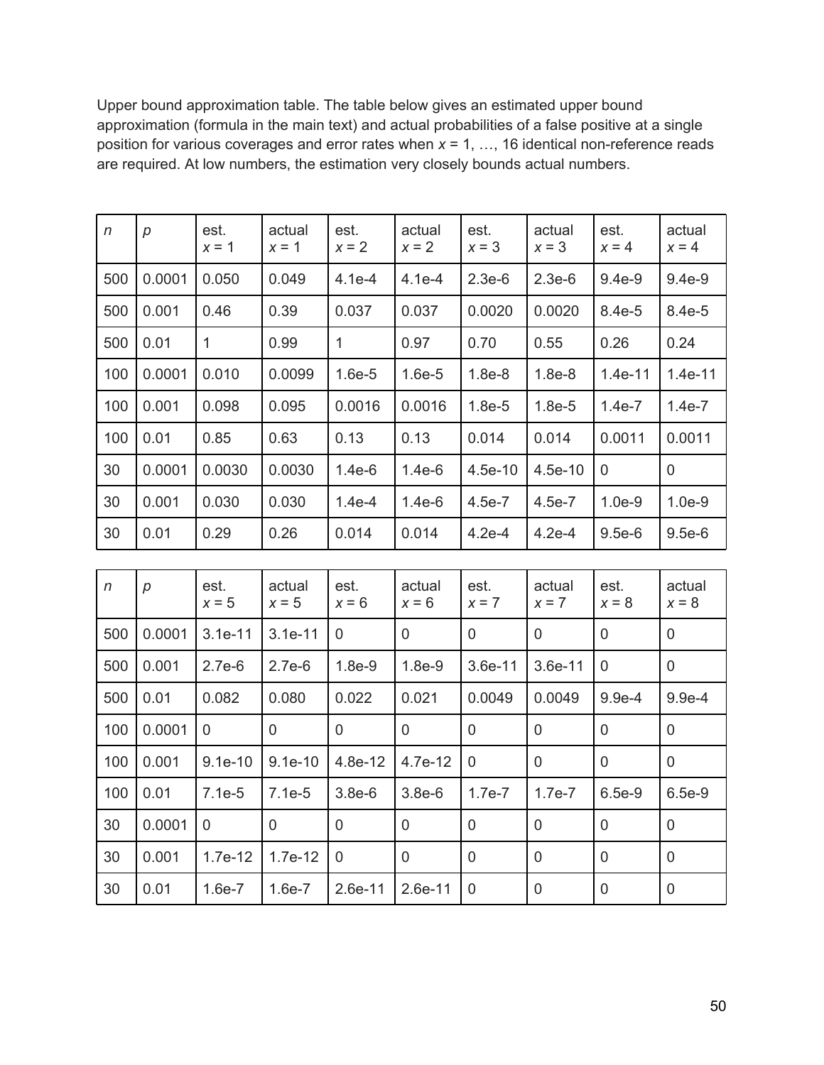Upper bound approximation table. The table below gives an estimated upper bound approximation (formula in the main text) and actual probabilities of a false positive at a single position for various coverages and error rates when $x$ = 1, …, 16 identical non-reference reads are required. At low numbers, the estimation very closely bounds actual numbers.

| $n$ | $p$ | est. $x$ = 1 | actual $x$ = 1 | est. $x$ = 2 | actual $x$ = 2 | est. $x$ = 3 | actual $x$ = 3 | est. $x$ = 4 | actual $x$ = 4 |
|---|---|---|---|---|---|---|---|---|---|
| 500 | 0.0001 | 0.050 | 0.049 | 4.1e-4 | 4.1e-4 | 2.3e-6 | 2.3e-6 | 9.4e-9 | 9.4e-9 |
| 500 | 0.001 | 0.46 | 0.39 | 0.037 | 0.037 | 0.0020 | 0.0020 | 8.4e-5 | 8.4e-5 |
| 500 | 0.01 | 1 | 0.99 | 1 | 0.97 | 0.70 | 0.55 | 0.26 | 0.24 |
| 100 | 0.0001 | 0.010 | 0.0099 | 1.6e-5 | 1.6e-5 | 1.8e-8 | 1.8e-8 | 1.4e-11 | 1.4e-11 |
| 100 | 0.001 | 0.098 | 0.095 | 0.0016 | 0.0016 | 1.8e-5 | 1.8e-5 | 1.4e-7 | 1.4e-7 |
| 100 | 0.01 | 0.85 | 0.63 | 0.13 | 0.13 | 0.014 | 0.014 | 0.0011 | 0.0011 |
| 30 | 0.0001 | 0.0030 | 0.0030 | 1.4e-6 | 1.4e-6 | 4.5e-10 | 4.5e-10 | 0 | 0 |
| 30 | 0.001 | 0.030 | 0.030 | 1.4e-4 | 1.4e-6 | 4.5e-7 | 4.5e-7 | 1.0e-9 | 1.0e-9 |
| 30 | 0.01 | 0.29 | 0.26 | 0.014 | 0.014 | 4.2e-4 | 4.2e-4 | 9.5e-6 | 9.5e-6 |

| $n$ | $p$ | est. $x$ = 5 | actual $x$ = 5 | est. $x$ = 6 | actual $x$ = 6 | est. $x$ = 7 | actual $x$ = 7 | est. $x$ = 8 | actual $x$ = 8 |
|---|---|---|---|---|---|---|---|---|---|
| 500 | 0.0001 | 3.1e-11 | 3.1e-11 | 0 | 0 | 0 | 0 | 0 | 0 |
| 500 | 0.001 | 2.7e-6 | 2.7e-6 | 1.8e-9 | 1.8e-9 | 3.6e-11 | 3.6e-11 | 0 | 0 |
| 500 | 0.01 | 0.082 | 0.080 | 0.022 | 0.021 | 0.0049 | 0.0049 | 9.9e-4 | 9.9e-4 |
| 100 | 0.0001 | 0 | 0 | 0 | 0 | 0 | 0 | 0 | 0 |
| 100 | 0.001 | 9.1e-10 | 9.1e-10 | 4.8e-12 | 4.7e-12 | 0 | 0 | 0 | 0 |
| 100 | 0.01 | 7.1e-5 | 7.1e-5 | 3.8e-6 | 3.8e-6 | 1.7e-7 | 1.7e-7 | 6.5e-9 | 6.5e-9 |
| 30 | 0.0001 | 0 | 0 | 0 | 0 | 0 | 0 | 0 | 0 |
| 30 | 0.001 | 1.7e-12 | 1.7e-12 | 0 | 0 | 0 | 0 | 0 | 0 |
| 30 | 0.01 | 1.6e-7 | 1.6e-7 | 2.6e-11 | 2.6e-11 | 0 | 0 | 0 | 0 |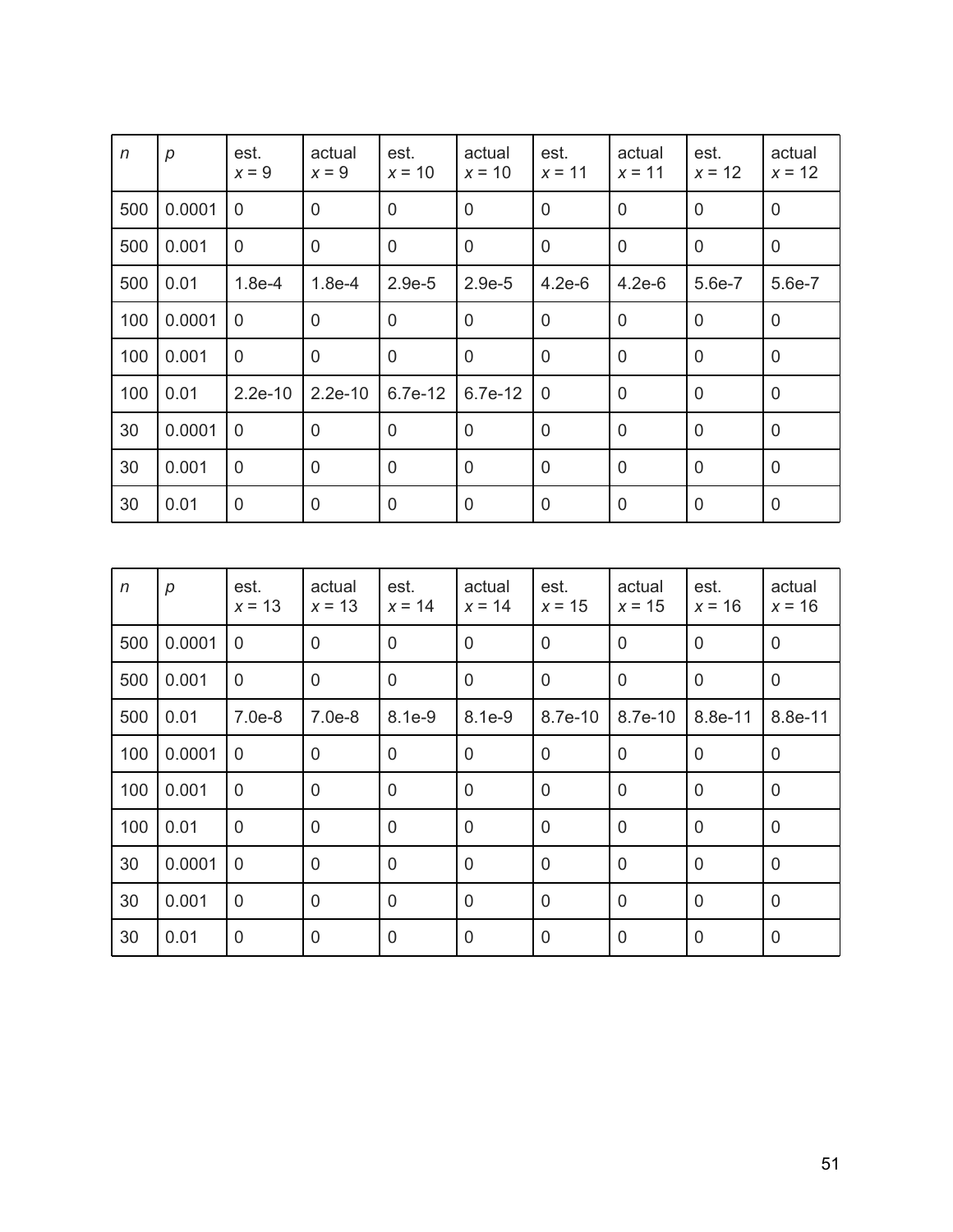| $n$ | $p$ | est. $x = 9$ | actual $x = 9$ | est. $x = 10$ | actual $x = 10$ | est. $x = 11$ | actual $x = 11$ | est. $x = 12$ | actual $x = 12$ |
|---|---|---|---|---|---|---|---|---|---|
| 500 | 0.0001 | 0 | 0 | 0 | 0 | 0 | 0 | 0 | 0 |
| 500 | 0.001 | 0 | 0 | 0 | 0 | 0 | 0 | 0 | 0 |
| 500 | 0.01 | 1.8e-4 | 1.8e-4 | 2.9e-5 | 2.9e-5 | 4.2e-6 | 4.2e-6 | 5.6e-7 | 5.6e-7 |
| 100 | 0.0001 | 0 | 0 | 0 | 0 | 0 | 0 | 0 | 0 |
| 100 | 0.001 | 0 | 0 | 0 | 0 | 0 | 0 | 0 | 0 |
| 100 | 0.01 | 2.2e-10 | 2.2e-10 | 6.7e-12 | 6.7e-12 | 0 | 0 | 0 | 0 |
| 30 | 0.0001 | 0 | 0 | 0 | 0 | 0 | 0 | 0 | 0 |
| 30 | 0.001 | 0 | 0 | 0 | 0 | 0 | 0 | 0 | 0 |
| 30 | 0.01 | 0 | 0 | 0 | 0 | 0 | 0 | 0 | 0 |

| $n$ | $p$ | est. $x = 13$ | actual $x = 13$ | est. $x = 14$ | actual $x = 14$ | est. $x = 15$ | actual $x = 15$ | est. $x = 16$ | actual $x = 16$ |
|---|---|---|---|---|---|---|---|---|---|
| 500 | 0.0001 | 0 | 0 | 0 | 0 | 0 | 0 | 0 | 0 |
| 500 | 0.001 | 0 | 0 | 0 | 0 | 0 | 0 | 0 | 0 |
| 500 | 0.01 | 7.0e-8 | 7.0e-8 | 8.1e-9 | 8.1e-9 | 8.7e-10 | 8.7e-10 | 8.8e-11 | 8.8e-11 |
| 100 | 0.0001 | 0 | 0 | 0 | 0 | 0 | 0 | 0 | 0 |
| 100 | 0.001 | 0 | 0 | 0 | 0 | 0 | 0 | 0 | 0 |
| 100 | 0.01 | 0 | 0 | 0 | 0 | 0 | 0 | 0 | 0 |
| 30 | 0.0001 | 0 | 0 | 0 | 0 | 0 | 0 | 0 | 0 |
| 30 | 0.001 | 0 | 0 | 0 | 0 | 0 | 0 | 0 | 0 |
| 30 | 0.01 | 0 | 0 | 0 | 0 | 0 | 0 | 0 | 0 |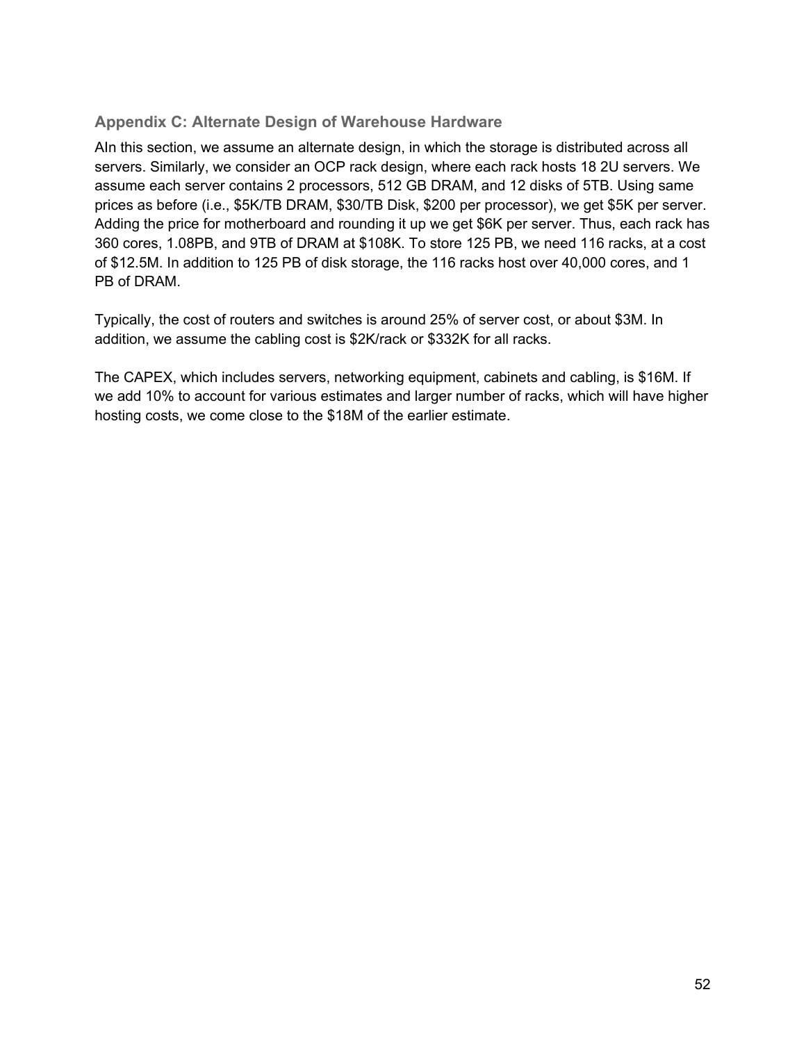## Appendix C: Alternate Design of Warehouse Hardware

AIn this section, we assume an alternate design, in which the storage is distributed across all servers. Similarly, we consider an OCP rack design, where each rack hosts 18 2U servers. We assume each server contains 2 processors, 512 GB DRAM, and 12 disks of 5TB. Using same prices as before (i.e., $5K/TB DRAM, $30/TB Disk, $200 per processor), we get $5K per server. Adding the price for motherboard and rounding it up we get $6K per server. Thus, each rack has 360 cores, 1.08PB, and 9TB of DRAM at $108K. To store 125 PB, we need 116 racks, at a cost of $12.5M. In addition to 125 PB of disk storage, the 116 racks host over 40,000 cores, and 1 PB of DRAM.

Typically, the cost of routers and switches is around 25% of server cost, or about $3M. In addition, we assume the cabling cost is $2K/rack or $332K for all racks.

The CAPEX, which includes servers, networking equipment, cabinets and cabling, is $16M. If we add 10% to account for various estimates and larger number of racks, which will have higher hosting costs, we come close to the $18M of the earlier estimate.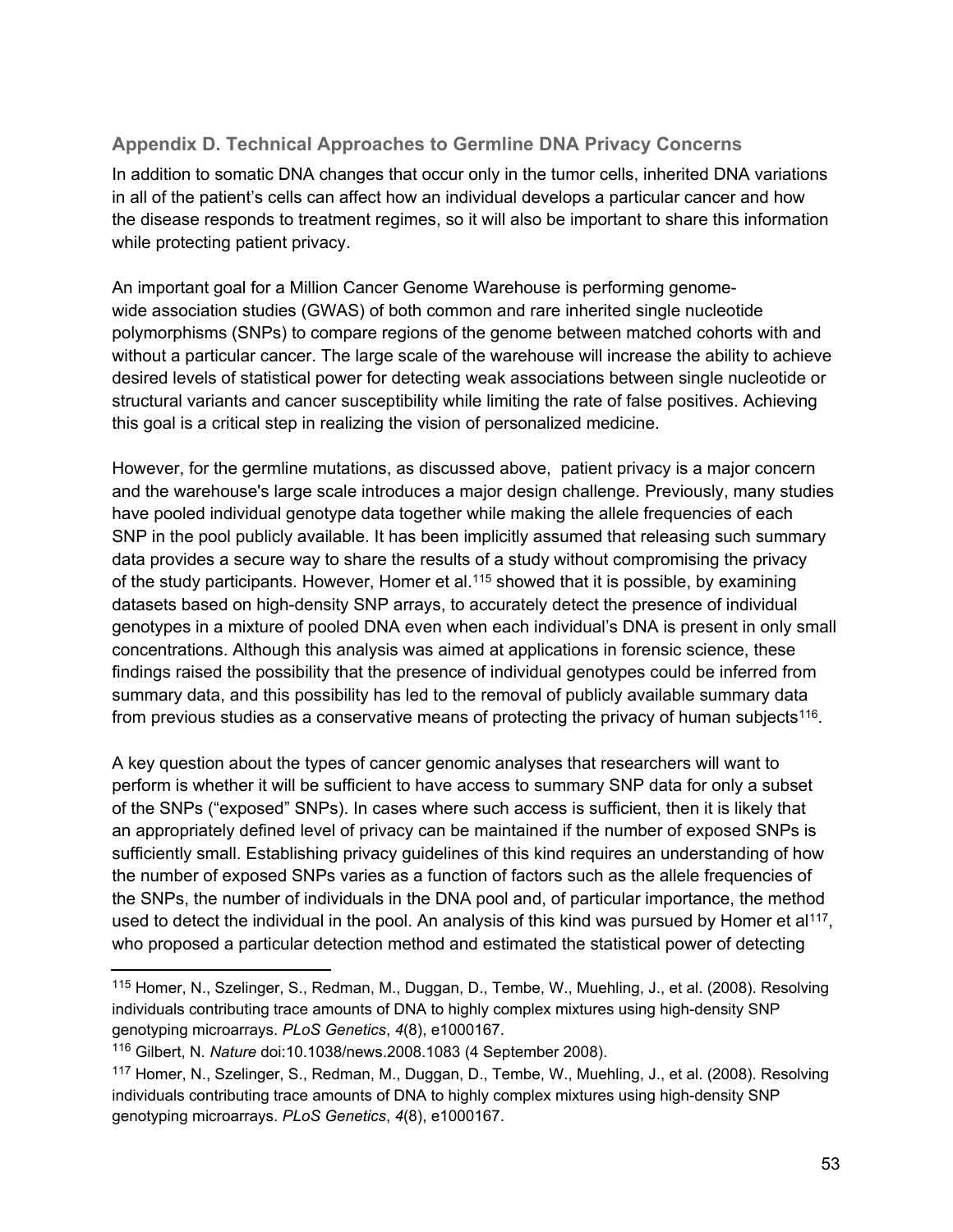## Appendix D. Technical Approaches to Germline DNA Privacy Concerns

In addition to somatic DNA changes that occur only in the tumor cells, inherited DNA variations in all of the patient's cells can affect how an individual develops a particular cancer and how the disease responds to treatment regimes, so it will also be important to share this information while protecting patient privacy.

An important goal for a Million Cancer Genome Warehouse is performing genome-wide association studies (GWAS) of both common and rare inherited single nucleotide polymorphisms (SNPs) to compare regions of the genome between matched cohorts with and without a particular cancer. The large scale of the warehouse will increase the ability to achieve desired levels of statistical power for detecting weak associations between single nucleotide or structural variants and cancer susceptibility while limiting the rate of false positives. Achieving this goal is a critical step in realizing the vision of personalized medicine.

However, for the germline mutations, as discussed above, patient privacy is a major concern and the warehouse's large scale introduces a major design challenge. Previously, many studies have pooled individual genotype data together while making the allele frequencies of each SNP in the pool publicly available. It has been implicitly assumed that releasing such summary data provides a secure way to share the results of a study without compromising the privacy of the study participants. However, Homer et al.[115] showed that it is possible, by examining datasets based on high-density SNP arrays, to accurately detect the presence of individual genotypes in a mixture of pooled DNA even when each individual's DNA is present in only small concentrations. Although this analysis was aimed at applications in forensic science, these findings raised the possibility that the presence of individual genotypes could be inferred from summary data, and this possibility has led to the removal of publicly available summary data from previous studies as a conservative means of protecting the privacy of human subjects[116].

A key question about the types of cancer genomic analyses that researchers will want to perform is whether it will be sufficient to have access to summary SNP data for only a subset of the SNPs ("exposed" SNPs). In cases where such access is sufficient, then it is likely that an appropriately defined level of privacy can be maintained if the number of exposed SNPs is sufficiently small. Establishing privacy guidelines of this kind requires an understanding of how the number of exposed SNPs varies as a function of factors such as the allele frequencies of the SNPs, the number of individuals in the DNA pool and, of particular importance, the method used to detect the individual in the pool. An analysis of this kind was pursued by Homer et al[117], who proposed a particular detection method and estimated the statistical power of detecting

---

[115] Homer, N., Szelinger, S., Redman, M., Duggan, D., Tembe, W., Muehling, J., et al. (2008). Resolving individuals contributing trace amounts of DNA to highly complex mixtures using high-density SNP genotyping microarrays. *PLoS Genetics*, *4*(8), e1000167.

[116] Gilbert, N. *Nature* doi:10.1038/news.2008.1083 (4 September 2008).

[117] Homer, N., Szelinger, S., Redman, M., Duggan, D., Tembe, W., Muehling, J., et al. (2008). Resolving individuals contributing trace amounts of DNA to highly complex mixtures using high-density SNP genotyping microarrays. *PLoS Genetics*, *4*(8), e1000167.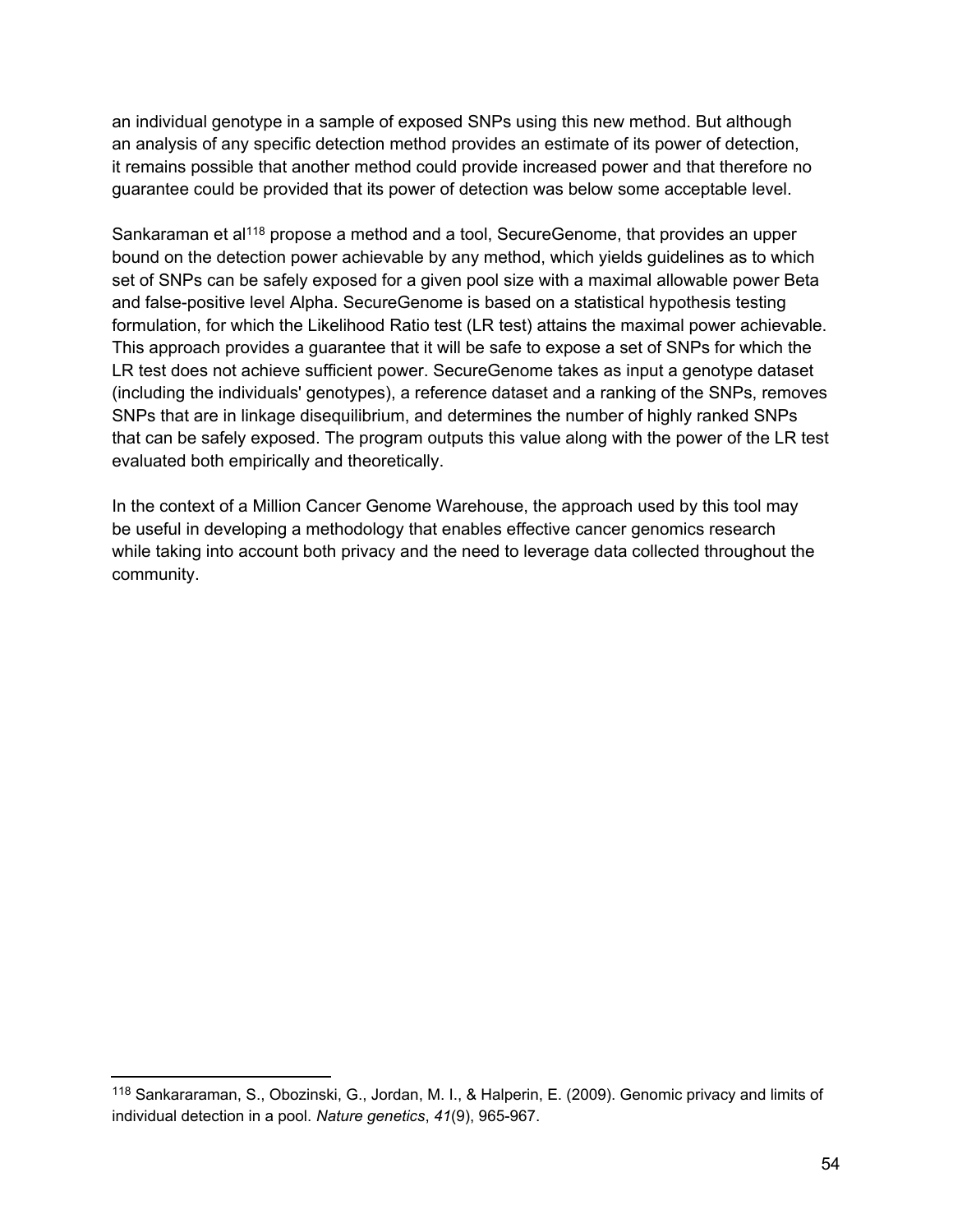an individual genotype in a sample of exposed SNPs using this new method. But although an analysis of any specific detection method provides an estimate of its power of detection, it remains possible that another method could provide increased power and that therefore no guarantee could be provided that its power of detection was below some acceptable level.

Sankaraman et al[118] propose a method and a tool, SecureGenome, that provides an upper bound on the detection power achievable by any method, which yields guidelines as to which set of SNPs can be safely exposed for a given pool size with a maximal allowable power Beta and false-positive level Alpha. SecureGenome is based on a statistical hypothesis testing formulation, for which the Likelihood Ratio test (LR test) attains the maximal power achievable. This approach provides a guarantee that it will be safe to expose a set of SNPs for which the LR test does not achieve sufficient power. SecureGenome takes as input a genotype dataset (including the individuals' genotypes), a reference dataset and a ranking of the SNPs, removes SNPs that are in linkage disequilibrium, and determines the number of highly ranked SNPs that can be safely exposed. The program outputs this value along with the power of the LR test evaluated both empirically and theoretically.

In the context of a Million Cancer Genome Warehouse, the approach used by this tool may be useful in developing a methodology that enables effective cancer genomics research while taking into account both privacy and the need to leverage data collected throughout the community.

---

[118] Sankararaman, S., Obozinski, G., Jordan, M. I., & Halperin, E. (2009). Genomic privacy and limits of individual detection in a pool. *Nature genetics*, *41*(9), 965-967.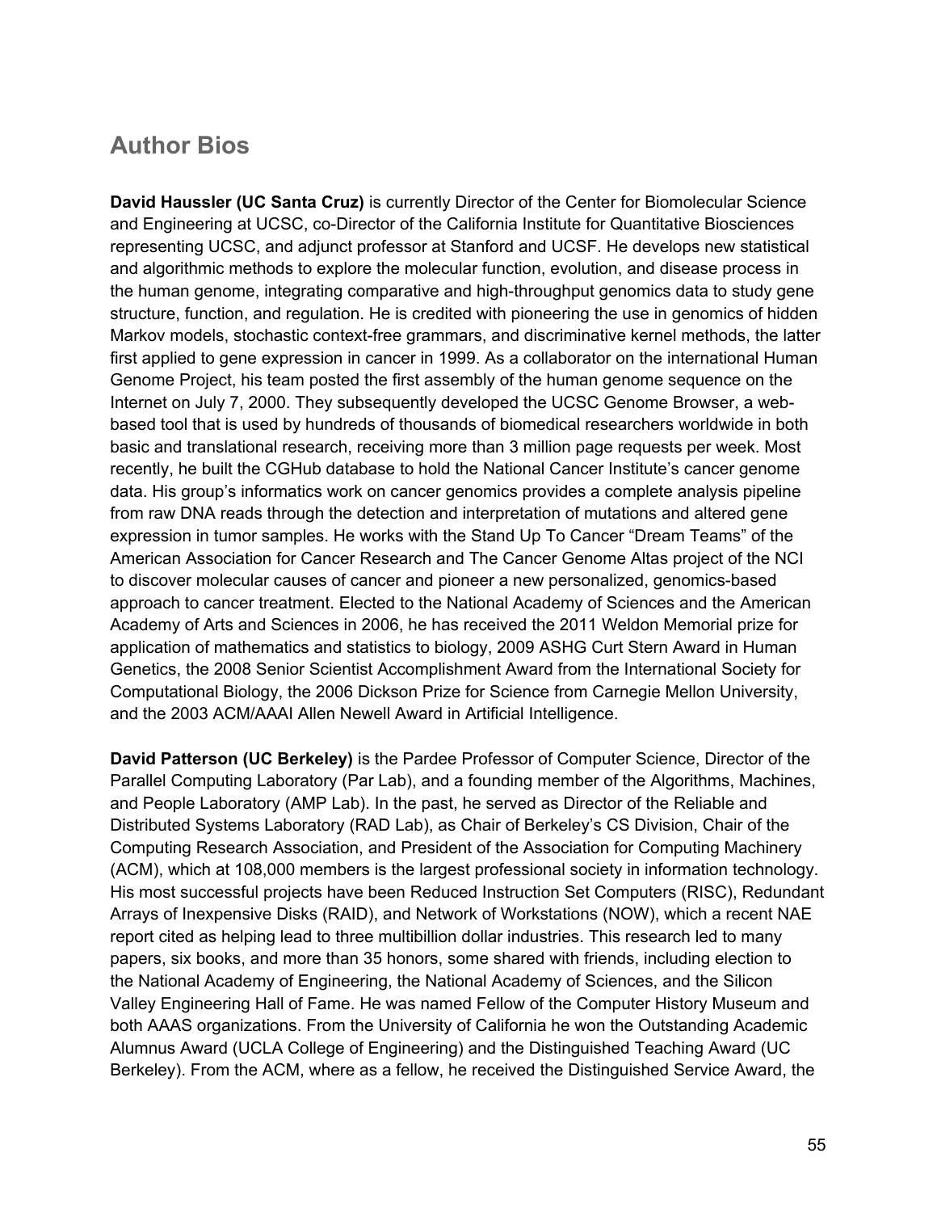## Author Bios

**David Haussler (UC Santa Cruz)** is currently Director of the Center for Biomolecular Science and Engineering at UCSC, co-Director of the California Institute for Quantitative Biosciences representing UCSC, and adjunct professor at Stanford and UCSF. He develops new statistical and algorithmic methods to explore the molecular function, evolution, and disease process in the human genome, integrating comparative and high-throughput genomics data to study gene structure, function, and regulation. He is credited with pioneering the use in genomics of hidden Markov models, stochastic context-free grammars, and discriminative kernel methods, the latter first applied to gene expression in cancer in 1999. As a collaborator on the international Human Genome Project, his team posted the first assembly of the human genome sequence on the Internet on July 7, 2000. They subsequently developed the UCSC Genome Browser, a web-based tool that is used by hundreds of thousands of biomedical researchers worldwide in both basic and translational research, receiving more than 3 million page requests per week. Most recently, he built the CGHub database to hold the National Cancer Institute's cancer genome data. His group's informatics work on cancer genomics provides a complete analysis pipeline from raw DNA reads through the detection and interpretation of mutations and altered gene expression in tumor samples. He works with the Stand Up To Cancer "Dream Teams" of the American Association for Cancer Research and The Cancer Genome Altas project of the NCI to discover molecular causes of cancer and pioneer a new personalized, genomics-based approach to cancer treatment. Elected to the National Academy of Sciences and the American Academy of Arts and Sciences in 2006, he has received the 2011 Weldon Memorial prize for application of mathematics and statistics to biology, 2009 ASHG Curt Stern Award in Human Genetics, the 2008 Senior Scientist Accomplishment Award from the International Society for Computational Biology, the 2006 Dickson Prize for Science from Carnegie Mellon University, and the 2003 ACM/AAAI Allen Newell Award in Artificial Intelligence.

**David Patterson (UC Berkeley)** is the Pardee Professor of Computer Science, Director of the Parallel Computing Laboratory (Par Lab), and a founding member of the Algorithms, Machines, and People Laboratory (AMP Lab). In the past, he served as Director of the Reliable and Distributed Systems Laboratory (RAD Lab), as Chair of Berkeley's CS Division, Chair of the Computing Research Association, and President of the Association for Computing Machinery (ACM), which at 108,000 members is the largest professional society in information technology. His most successful projects have been Reduced Instruction Set Computers (RISC), Redundant Arrays of Inexpensive Disks (RAID), and Network of Workstations (NOW), which a recent NAE report cited as helping lead to three multibillion dollar industries. This research led to many papers, six books, and more than 35 honors, some shared with friends, including election to the National Academy of Engineering, the National Academy of Sciences, and the Silicon Valley Engineering Hall of Fame. He was named Fellow of the Computer History Museum and both AAAS organizations. From the University of California he won the Outstanding Academic Alumnus Award (UCLA College of Engineering) and the Distinguished Teaching Award (UC Berkeley). From the ACM, where as a fellow, he received the Distinguished Service Award, the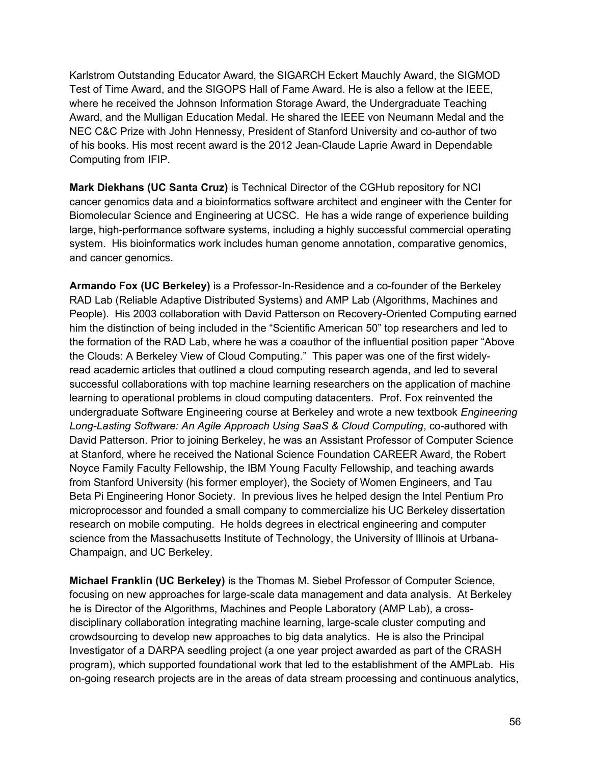Karlstrom Outstanding Educator Award, the SIGARCH Eckert Mauchly Award, the SIGMOD Test of Time Award, and the SIGOPS Hall of Fame Award. He is also a fellow at the IEEE, where he received the Johnson Information Storage Award, the Undergraduate Teaching Award, and the Mulligan Education Medal. He shared the IEEE von Neumann Medal and the NEC C&C Prize with John Hennessy, President of Stanford University and co-author of two of his books. His most recent award is the 2012 Jean-Claude Laprie Award in Dependable Computing from IFIP.

**Mark Diekhans (UC Santa Cruz)** is Technical Director of the CGHub repository for NCI cancer genomics data and a bioinformatics software architect and engineer with the Center for Biomolecular Science and Engineering at UCSC. He has a wide range of experience building large, high-performance software systems, including a highly successful commercial operating system. His bioinformatics work includes human genome annotation, comparative genomics, and cancer genomics.

**Armando Fox (UC Berkeley)** is a Professor-In-Residence and a co-founder of the Berkeley RAD Lab (Reliable Adaptive Distributed Systems) and AMP Lab (Algorithms, Machines and People). His 2003 collaboration with David Patterson on Recovery-Oriented Computing earned him the distinction of being included in the "Scientific American 50" top researchers and led to the formation of the RAD Lab, where he was a coauthor of the influential position paper "Above the Clouds: A Berkeley View of Cloud Computing." This paper was one of the first widely-read academic articles that outlined a cloud computing research agenda, and led to several successful collaborations with top machine learning researchers on the application of machine learning to operational problems in cloud computing datacenters. Prof. Fox reinvented the undergraduate Software Engineering course at Berkeley and wrote a new textbook *Engineering Long-Lasting Software: An Agile Approach Using SaaS & Cloud Computing*, co-authored with David Patterson. Prior to joining Berkeley, he was an Assistant Professor of Computer Science at Stanford, where he received the National Science Foundation CAREER Award, the Robert Noyce Family Faculty Fellowship, the IBM Young Faculty Fellowship, and teaching awards from Stanford University (his former employer), the Society of Women Engineers, and Tau Beta Pi Engineering Honor Society. In previous lives he helped design the Intel Pentium Pro microprocessor and founded a small company to commercialize his UC Berkeley dissertation research on mobile computing. He holds degrees in electrical engineering and computer science from the Massachusetts Institute of Technology, the University of Illinois at Urbana-Champaign, and UC Berkeley.

**Michael Franklin (UC Berkeley)** is the Thomas M. Siebel Professor of Computer Science, focusing on new approaches for large-scale data management and data analysis. At Berkeley he is Director of the Algorithms, Machines and People Laboratory (AMP Lab), a cross-disciplinary collaboration integrating machine learning, large-scale cluster computing and crowdsourcing to develop new approaches to big data analytics. He is also the Principal Investigator of a DARPA seedling project (a one year project awarded as part of the CRASH program), which supported foundational work that led to the establishment of the AMPLab. His on-going research projects are in the areas of data stream processing and continuous analytics,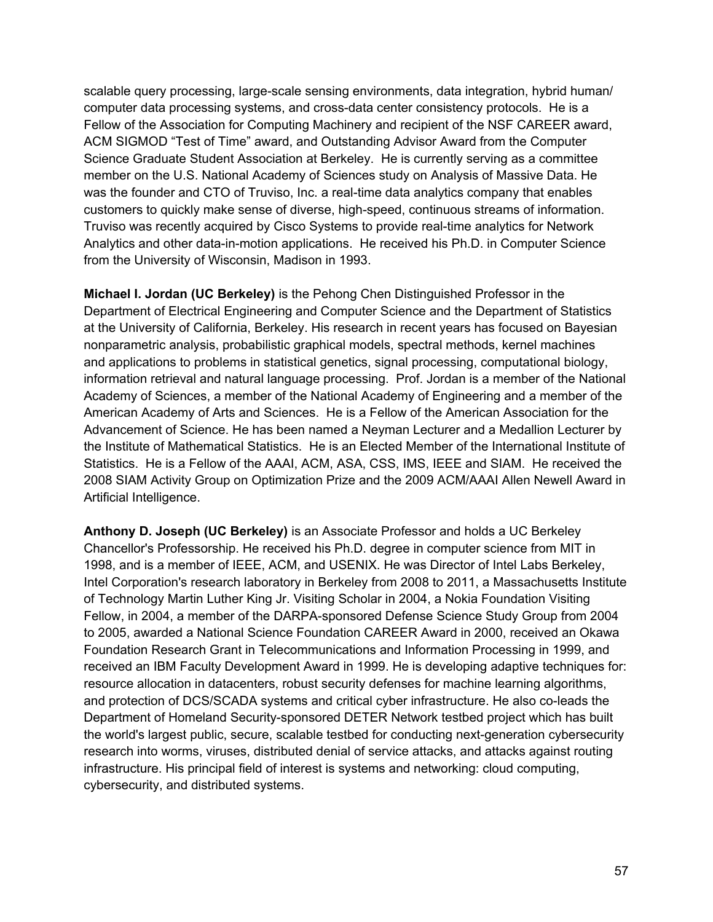scalable query processing, large-scale sensing environments, data integration, hybrid human/computer data processing systems, and cross-data center consistency protocols. He is a Fellow of the Association for Computing Machinery and recipient of the NSF CAREER award, ACM SIGMOD "Test of Time" award, and Outstanding Advisor Award from the Computer Science Graduate Student Association at Berkeley. He is currently serving as a committee member on the U.S. National Academy of Sciences study on Analysis of Massive Data. He was the founder and CTO of Truviso, Inc. a real-time data analytics company that enables customers to quickly make sense of diverse, high-speed, continuous streams of information. Truviso was recently acquired by Cisco Systems to provide real-time analytics for Network Analytics and other data-in-motion applications. He received his Ph.D. in Computer Science from the University of Wisconsin, Madison in 1993.

**Michael I. Jordan (UC Berkeley)** is the Pehong Chen Distinguished Professor in the Department of Electrical Engineering and Computer Science and the Department of Statistics at the University of California, Berkeley. His research in recent years has focused on Bayesian nonparametric analysis, probabilistic graphical models, spectral methods, kernel machines and applications to problems in statistical genetics, signal processing, computational biology, information retrieval and natural language processing. Prof. Jordan is a member of the National Academy of Sciences, a member of the National Academy of Engineering and a member of the American Academy of Arts and Sciences. He is a Fellow of the American Association for the Advancement of Science. He has been named a Neyman Lecturer and a Medallion Lecturer by the Institute of Mathematical Statistics. He is an Elected Member of the International Institute of Statistics. He is a Fellow of the AAAI, ACM, ASA, CSS, IMS, IEEE and SIAM. He received the 2008 SIAM Activity Group on Optimization Prize and the 2009 ACM/AAAI Allen Newell Award in Artificial Intelligence.

**Anthony D. Joseph (UC Berkeley)** is an Associate Professor and holds a UC Berkeley Chancellor's Professorship. He received his Ph.D. degree in computer science from MIT in 1998, and is a member of IEEE, ACM, and USENIX. He was Director of Intel Labs Berkeley, Intel Corporation's research laboratory in Berkeley from 2008 to 2011, a Massachusetts Institute of Technology Martin Luther King Jr. Visiting Scholar in 2004, a Nokia Foundation Visiting Fellow, in 2004, a member of the DARPA-sponsored Defense Science Study Group from 2004 to 2005, awarded a National Science Foundation CAREER Award in 2000, received an Okawa Foundation Research Grant in Telecommunications and Information Processing in 1999, and received an IBM Faculty Development Award in 1999. He is developing adaptive techniques for: resource allocation in datacenters, robust security defenses for machine learning algorithms, and protection of DCS/SCADA systems and critical cyber infrastructure. He also co-leads the Department of Homeland Security-sponsored DETER Network testbed project which has built the world's largest public, secure, scalable testbed for conducting next-generation cybersecurity research into worms, viruses, distributed denial of service attacks, and attacks against routing infrastructure. His principal field of interest is systems and networking: cloud computing, cybersecurity, and distributed systems.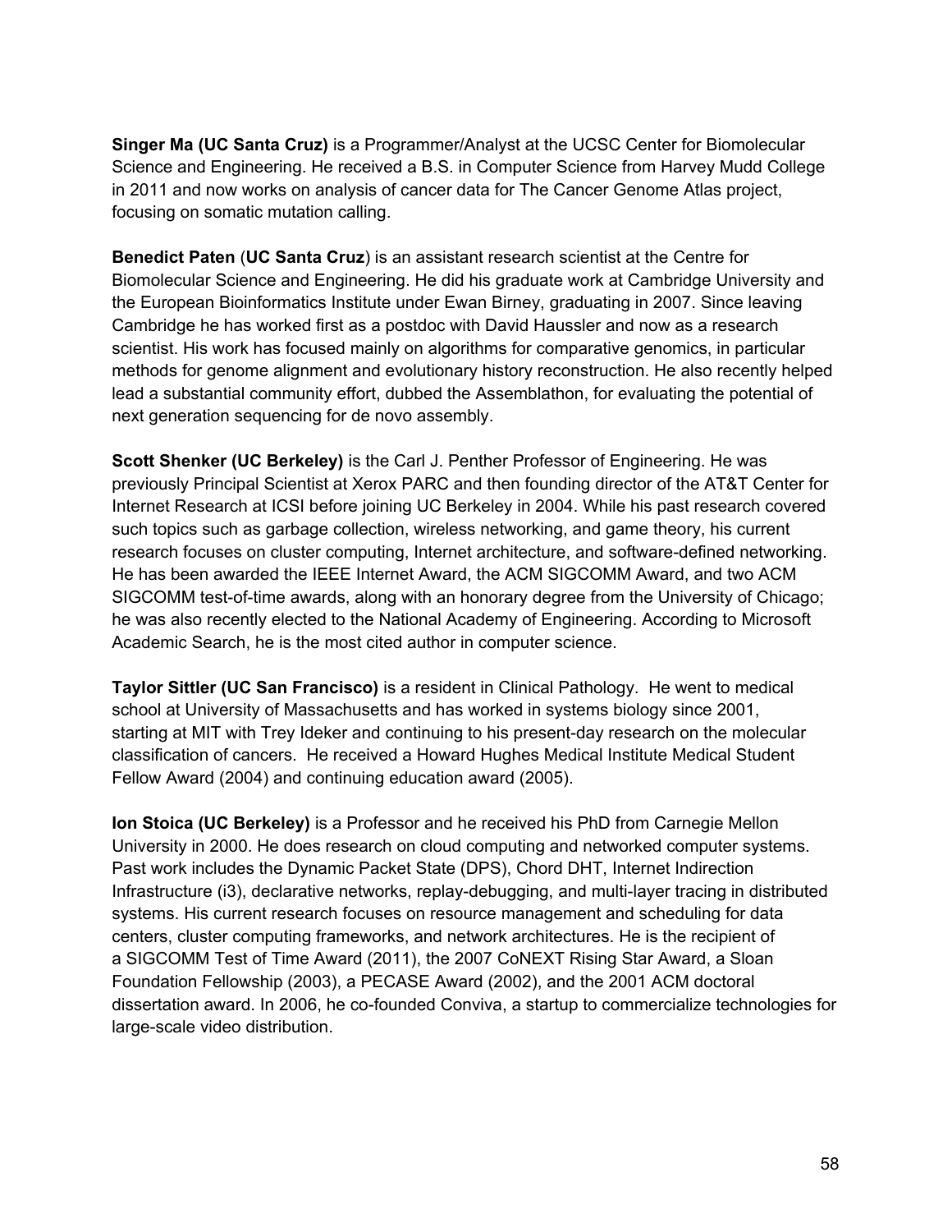**Singer Ma (UC Santa Cruz)** is a Programmer/Analyst at the UCSC Center for Biomolecular Science and Engineering. He received a B.S. in Computer Science from Harvey Mudd College in 2011 and now works on analysis of cancer data for The Cancer Genome Atlas project, focusing on somatic mutation calling.

**Benedict Paten** (**UC Santa Cruz**) is an assistant research scientist at the Centre for Biomolecular Science and Engineering. He did his graduate work at Cambridge University and the European Bioinformatics Institute under Ewan Birney, graduating in 2007. Since leaving Cambridge he has worked first as a postdoc with David Haussler and now as a research scientist. His work has focused mainly on algorithms for comparative genomics, in particular methods for genome alignment and evolutionary history reconstruction. He also recently helped lead a substantial community effort, dubbed the Assemblathon, for evaluating the potential of next generation sequencing for de novo assembly.

**Scott Shenker (UC Berkeley)** is the Carl J. Penther Professor of Engineering. He was previously Principal Scientist at Xerox PARC and then founding director of the AT&T Center for Internet Research at ICSI before joining UC Berkeley in 2004. While his past research covered such topics such as garbage collection, wireless networking, and game theory, his current research focuses on cluster computing, Internet architecture, and software-defined networking. He has been awarded the IEEE Internet Award, the ACM SIGCOMM Award, and two ACM SIGCOMM test-of-time awards, along with an honorary degree from the University of Chicago; he was also recently elected to the National Academy of Engineering. According to Microsoft Academic Search, he is the most cited author in computer science.

**Taylor Sittler (UC San Francisco)** is a resident in Clinical Pathology. He went to medical school at University of Massachusetts and has worked in systems biology since 2001, starting at MIT with Trey Ideker and continuing to his present-day research on the molecular classification of cancers. He received a Howard Hughes Medical Institute Medical Student Fellow Award (2004) and continuing education award (2005).

**Ion Stoica (UC Berkeley)** is a Professor and he received his PhD from Carnegie Mellon University in 2000. He does research on cloud computing and networked computer systems. Past work includes the Dynamic Packet State (DPS), Chord DHT, Internet Indirection Infrastructure (i3), declarative networks, replay-debugging, and multi-layer tracing in distributed systems. His current research focuses on resource management and scheduling for data centers, cluster computing frameworks, and network architectures. He is the recipient of a SIGCOMM Test of Time Award (2011), the 2007 CoNEXT Rising Star Award, a Sloan Foundation Fellowship (2003), a PECASE Award (2002), and the 2001 ACM doctoral dissertation award. In 2006, he co-founded Conviva, a startup to commercialize technologies for large-scale video distribution.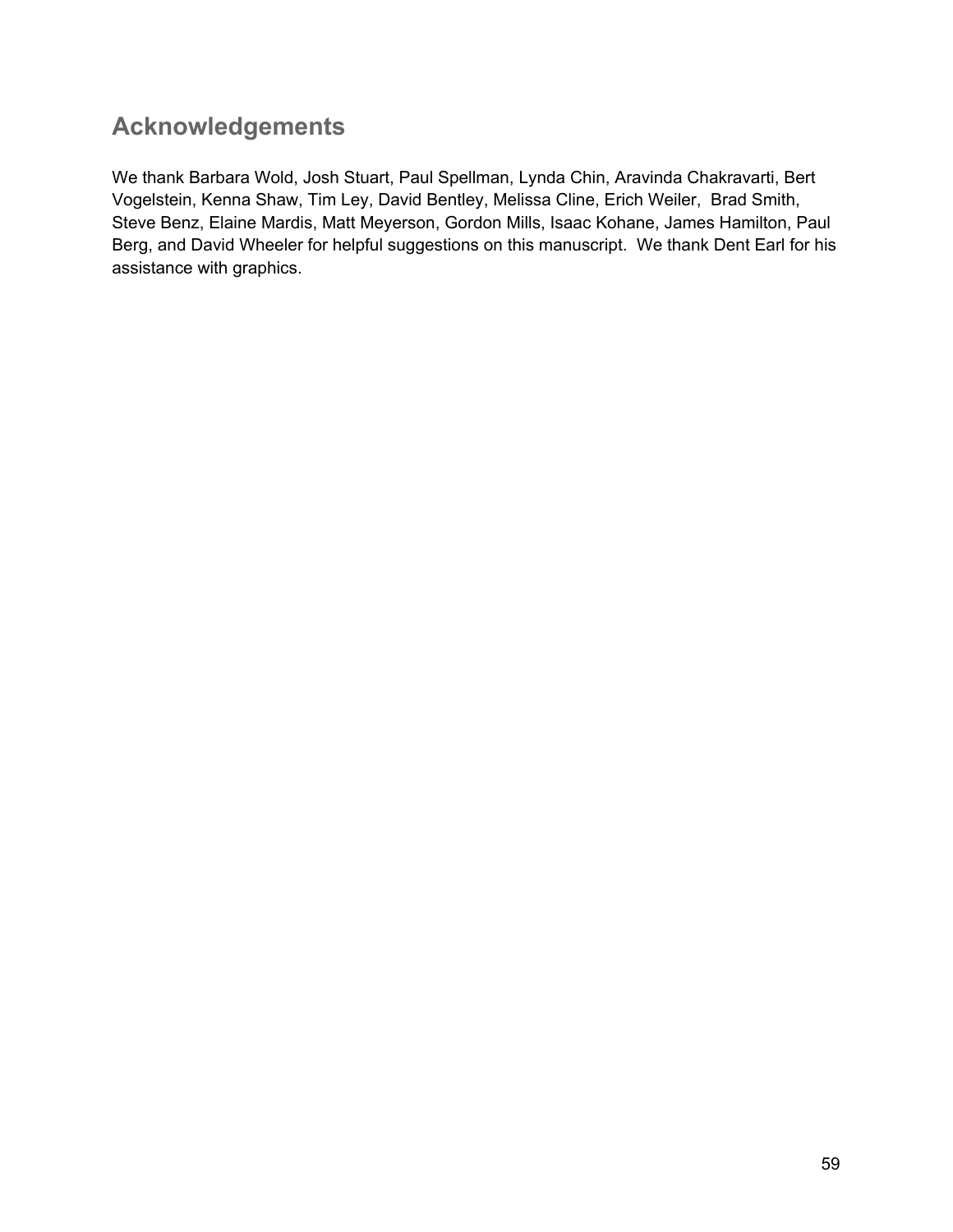## Acknowledgements

We thank Barbara Wold, Josh Stuart, Paul Spellman, Lynda Chin, Aravinda Chakravarti, Bert Vogelstein, Kenna Shaw, Tim Ley, David Bentley, Melissa Cline, Erich Weiler, Brad Smith, Steve Benz, Elaine Mardis, Matt Meyerson, Gordon Mills, Isaac Kohane, James Hamilton, Paul Berg, and David Wheeler for helpful suggestions on this manuscript. We thank Dent Earl for his assistance with graphics.